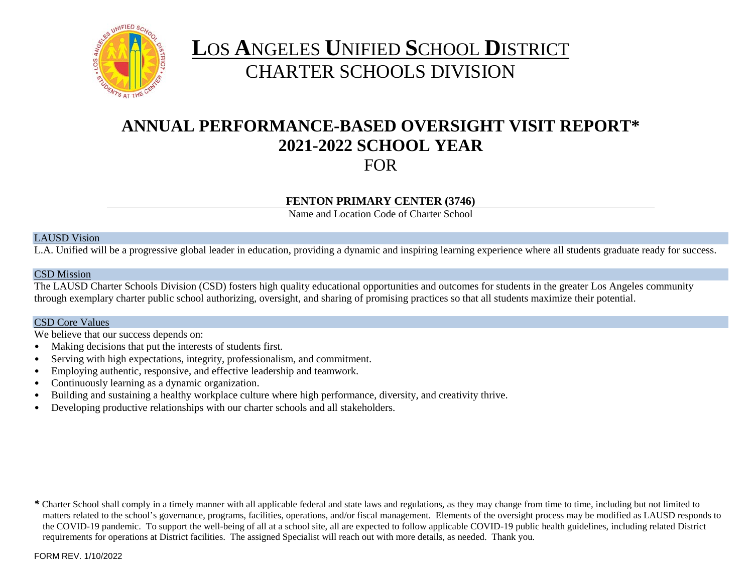# LOS ANGELES UNIFIED SCHOOL DISTRICT
## CHARTER SCHOOLS DIVISION

# ANNUAL PERFORMANCE-BASED OVERSIGHT VISIT REPORT*
# 2021-2022 SCHOOL YEAR
## FOR

**FENTON PRIMARY CENTER (3746)**

Name and Location Code of Charter School

### LAUSD Vision

L.A. Unified will be a progressive global leader in education, providing a dynamic and inspiring learning experience where all students graduate ready for success.

### CSD Mission

The LAUSD Charter Schools Division (CSD) fosters high quality educational opportunities and outcomes for students in the greater Los Angeles community through exemplary charter public school authorizing, oversight, and sharing of promising practices so that all students maximize their potential.

### CSD Core Values

We believe that our success depends on:

- Making decisions that put the interests of students first.
- Serving with high expectations, integrity, professionalism, and commitment.
- Employing authentic, responsive, and effective leadership and teamwork.
- Continuously learning as a dynamic organization.
- Building and sustaining a healthy workplace culture where high performance, diversity, and creativity thrive.
- Developing productive relationships with our charter schools and all stakeholders.

**\*** Charter School shall comply in a timely manner with all applicable federal and state laws and regulations, as they may change from time to time, including but not limited to matters related to the school's governance, programs, facilities, operations, and/or fiscal management. Elements of the oversight process may be modified as LAUSD responds to the COVID-19 pandemic. To support the well-being of all at a school site, all are expected to follow applicable COVID-19 public health guidelines, including related District requirements for operations at District facilities. The assigned Specialist will reach out with more details, as needed. Thank you.

FORM REV. 1/10/2022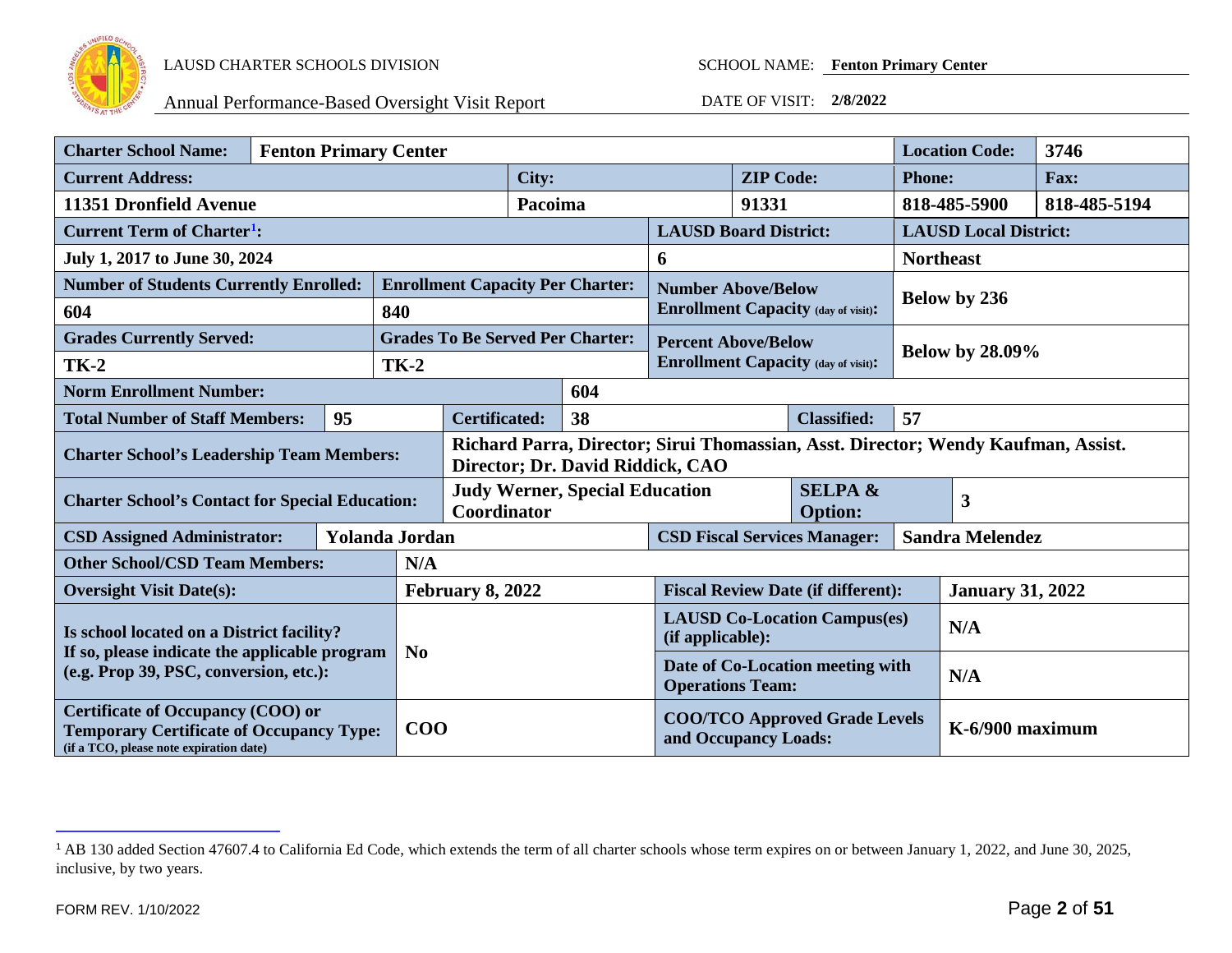LAUSD CHARTER SCHOOLS DIVISION

Annual Performance-Based Oversight Visit Report

SCHOOL NAME: **Fenton Primary Center**

DATE OF VISIT: **2/8/2022**

| | | | |
|---|---|---|---|
| **Charter School Name:** | **Fenton Primary Center** | **Location Code:** | **3746** |
| **Current Address:** | **City:** | **ZIP Code:** | **Phone:** / **Fax:** |
| **11351 Dronfield Avenue** | **Pacoima** | **91331** | **818-485-5900** / **818-485-5194** |
| **Current Term of Charter[1]:** | **July 1, 2017 to June 30, 2024** | **LAUSD Board District:** 6 | **LAUSD Local District:** Northeast |
| **Number of Students Currently Enrolled:** | **604** | **Enrollment Capacity Per Charter:** | **840** |
| **Number Above/Below Enrollment Capacity (day of visit):** | **Below by 236** | | |
| **Grades Currently Served:** | **TK-2** | **Grades To Be Served Per Charter:** | **TK-2** |
| **Percent Above/Below Enrollment Capacity (day of visit):** | **Below by 28.09%** | | |
| **Norm Enrollment Number:** | **604** | | |
| **Total Number of Staff Members:** | **95** | **Certificated:** 38 | **Classified:** 57 |
| **Charter School's Leadership Team Members:** | **Richard Parra, Director; Sirui Thomassian, Asst. Director; Wendy Kaufman, Assist. Director; Dr. David Riddick, CAO** | | |
| **Charter School's Contact for Special Education:** | **Judy Werner, Special Education Coordinator** | **SELPA & Option:** | **3** |
| **CSD Assigned Administrator:** | **Yolanda Jordan** | **CSD Fiscal Services Manager:** | **Sandra Melendez** |
| **Other School/CSD Team Members:** | **N/A** | | |
| **Oversight Visit Date(s):** | **February 8, 2022** | **Fiscal Review Date (if different):** | **January 31, 2022** |
| **Is school located on a District facility? If so, please indicate the applicable program (e.g. Prop 39, PSC, conversion, etc.):** | **No** | **LAUSD Co-Location Campus(es) (if applicable):** | **N/A** |
| | | **Date of Co-Location meeting with Operations Team:** | **N/A** |
| **Certificate of Occupancy (COO) or Temporary Certificate of Occupancy Type:** (if a TCO, please note expiration date) | **COO** | **COO/TCO Approved Grade Levels and Occupancy Loads:** | **K-6/900 maximum** |

[1] AB 130 added Section 47607.4 to California Ed Code, which extends the term of all charter schools whose term expires on or between January 1, 2022, and June 30, 2025, inclusive, by two years.

FORM REV. 1/10/2022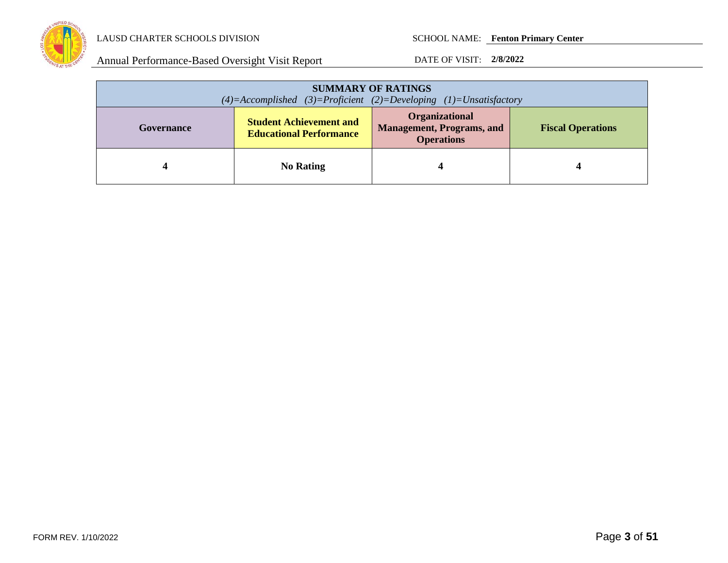| **SUMMARY OF RATINGS**<br>*(4)=Accomplished (3)=Proficient (2)=Developing (1)=Unsatisfactory* | | | |
|---|---|---|---|
| **Governance** | **Student Achievement and Educational Performance** | **Organizational Management, Programs, and Operations** | **Fiscal Operations** |
| **4** | **No Rating** | **4** | **4** |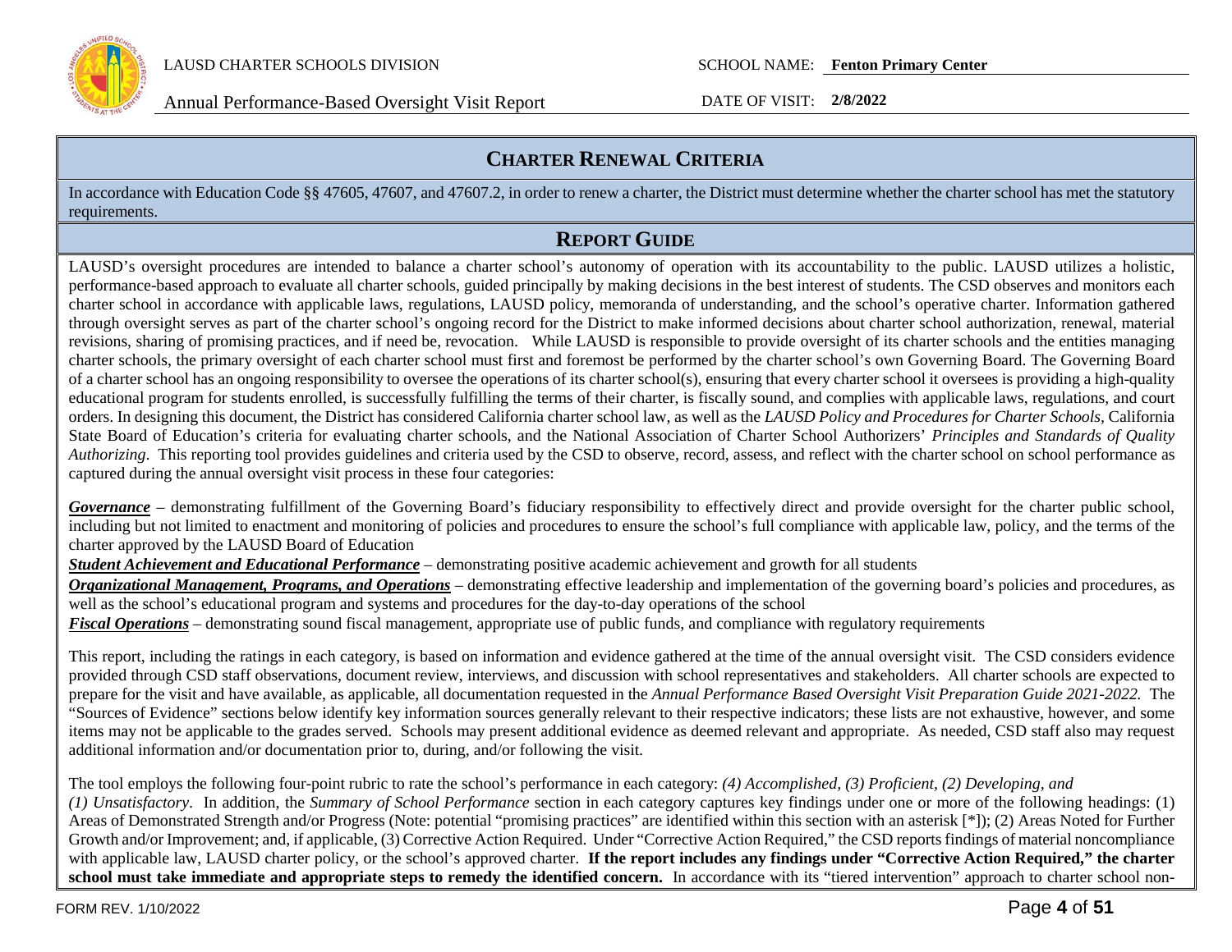## CHARTER RENEWAL CRITERIA

In accordance with Education Code §§ 47605, 47607, and 47607.2, in order to renew a charter, the District must determine whether the charter school has met the statutory requirements.

## REPORT GUIDE

LAUSD's oversight procedures are intended to balance a charter school's autonomy of operation with its accountability to the public. LAUSD utilizes a holistic, performance-based approach to evaluate all charter schools, guided principally by making decisions in the best interest of students. The CSD observes and monitors each charter school in accordance with applicable laws, regulations, LAUSD policy, memoranda of understanding, and the school's operative charter. Information gathered through oversight serves as part of the charter school's ongoing record for the District to make informed decisions about charter school authorization, renewal, material revisions, sharing of promising practices, and if need be, revocation. While LAUSD is responsible to provide oversight of its charter schools and the entities managing charter schools, the primary oversight of each charter school must first and foremost be performed by the charter school's own Governing Board. The Governing Board of a charter school has an ongoing responsibility to oversee the operations of its charter school(s), ensuring that every charter school it oversees is providing a high-quality educational program for students enrolled, is successfully fulfilling the terms of their charter, is fiscally sound, and complies with applicable laws, regulations, and court orders. In designing this document, the District has considered California charter school law, as well as the *LAUSD Policy and Procedures for Charter Schools*, California State Board of Education's criteria for evaluating charter schools, and the National Association of Charter School Authorizers' *Principles and Standards of Quality Authorizing*. This reporting tool provides guidelines and criteria used by the CSD to observe, record, assess, and reflect with the charter school on school performance as captured during the annual oversight visit process in these four categories:

***Governance*** – demonstrating fulfillment of the Governing Board's fiduciary responsibility to effectively direct and provide oversight for the charter public school, including but not limited to enactment and monitoring of policies and procedures to ensure the school's full compliance with applicable law, policy, and the terms of the charter approved by the LAUSD Board of Education

***Student Achievement and Educational Performance*** – demonstrating positive academic achievement and growth for all students

***Organizational Management, Programs, and Operations*** – demonstrating effective leadership and implementation of the governing board's policies and procedures, as well as the school's educational program and systems and procedures for the day-to-day operations of the school

***Fiscal Operations*** – demonstrating sound fiscal management, appropriate use of public funds, and compliance with regulatory requirements

This report, including the ratings in each category, is based on information and evidence gathered at the time of the annual oversight visit. The CSD considers evidence provided through CSD staff observations, document review, interviews, and discussion with school representatives and stakeholders. All charter schools are expected to prepare for the visit and have available, as applicable, all documentation requested in the *Annual Performance Based Oversight Visit Preparation Guide 2021-2022.* The "Sources of Evidence" sections below identify key information sources generally relevant to their respective indicators; these lists are not exhaustive, however, and some items may not be applicable to the grades served. Schools may present additional evidence as deemed relevant and appropriate. As needed, CSD staff also may request additional information and/or documentation prior to, during, and/or following the visit.

The tool employs the following four-point rubric to rate the school's performance in each category: *(4) Accomplished, (3) Proficient, (2) Developing, and (1) Unsatisfactory*. In addition, the *Summary of School Performance* section in each category captures key findings under one or more of the following headings: (1) Areas of Demonstrated Strength and/or Progress (Note: potential "promising practices" are identified within this section with an asterisk [*]); (2) Areas Noted for Further Growth and/or Improvement; and, if applicable, (3) Corrective Action Required. Under "Corrective Action Required," the CSD reports findings of material noncompliance with applicable law, LAUSD charter policy, or the school's approved charter. **If the report includes any findings under "Corrective Action Required," the charter school must take immediate and appropriate steps to remedy the identified concern.** In accordance with its "tiered intervention" approach to charter school non-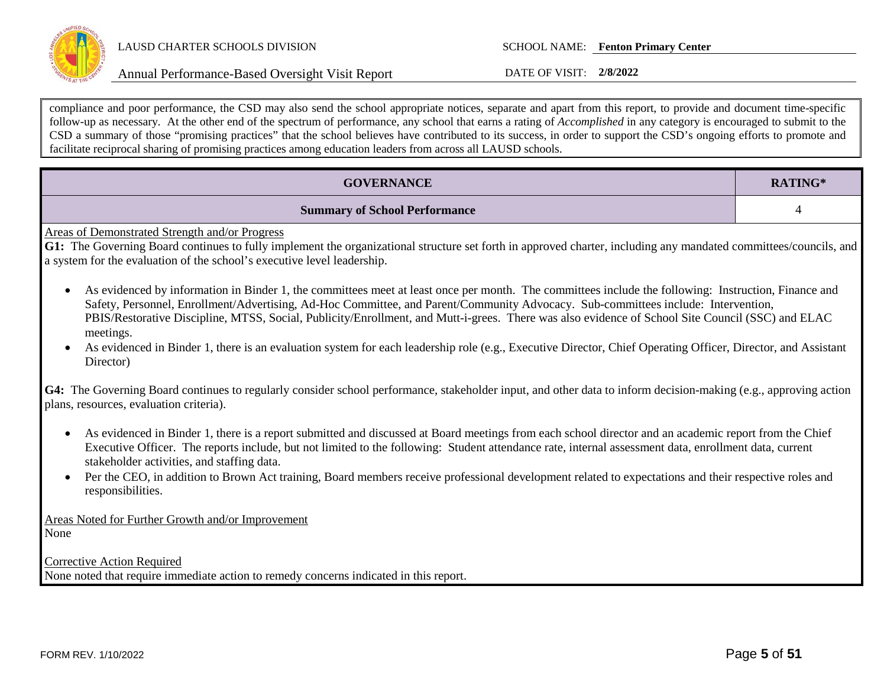compliance and poor performance, the CSD may also send the school appropriate notices, separate and apart from this report, to provide and document time-specific follow-up as necessary. At the other end of the spectrum of performance, any school that earns a rating of *Accomplished* in any category is encouraged to submit to the CSD a summary of those "promising practices" that the school believes have contributed to its success, in order to support the CSD's ongoing efforts to promote and facilitate reciprocal sharing of promising practices among education leaders from across all LAUSD schools.

| GOVERNANCE | RATING* |
| --- | --- |
| **Summary of School Performance** | 4 |

Areas of Demonstrated Strength and/or Progress

**G1:** The Governing Board continues to fully implement the organizational structure set forth in approved charter, including any mandated committees/councils, and a system for the evaluation of the school's executive level leadership.

- As evidenced by information in Binder 1, the committees meet at least once per month. The committees include the following: Instruction, Finance and Safety, Personnel, Enrollment/Advertising, Ad-Hoc Committee, and Parent/Community Advocacy. Sub-committees include: Intervention, PBIS/Restorative Discipline, MTSS, Social, Publicity/Enrollment, and Mutt-i-grees. There was also evidence of School Site Council (SSC) and ELAC meetings.
- As evidenced in Binder 1, there is an evaluation system for each leadership role (e.g., Executive Director, Chief Operating Officer, Director, and Assistant Director)

**G4:** The Governing Board continues to regularly consider school performance, stakeholder input, and other data to inform decision-making (e.g., approving action plans, resources, evaluation criteria).

- As evidenced in Binder 1, there is a report submitted and discussed at Board meetings from each school director and an academic report from the Chief Executive Officer. The reports include, but not limited to the following: Student attendance rate, internal assessment data, enrollment data, current stakeholder activities, and staffing data.
- Per the CEO, in addition to Brown Act training, Board members receive professional development related to expectations and their respective roles and responsibilities.

Areas Noted for Further Growth and/or Improvement

None

Corrective Action Required

None noted that require immediate action to remedy concerns indicated in this report.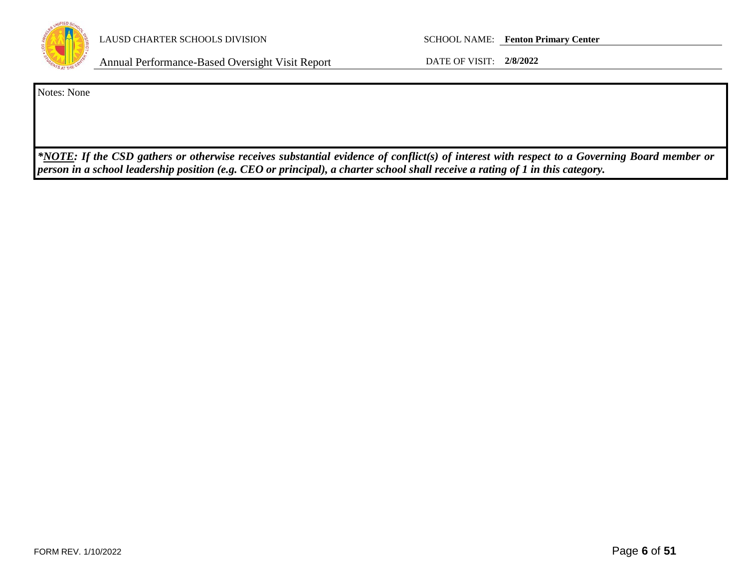Notes: None

***NOTE**: If the CSD gathers or otherwise receives substantial evidence of conflict(s) of interest with respect to a Governing Board member or person in a school leadership position (e.g. CEO or principal), a charter school shall receive a rating of 1 in this category.*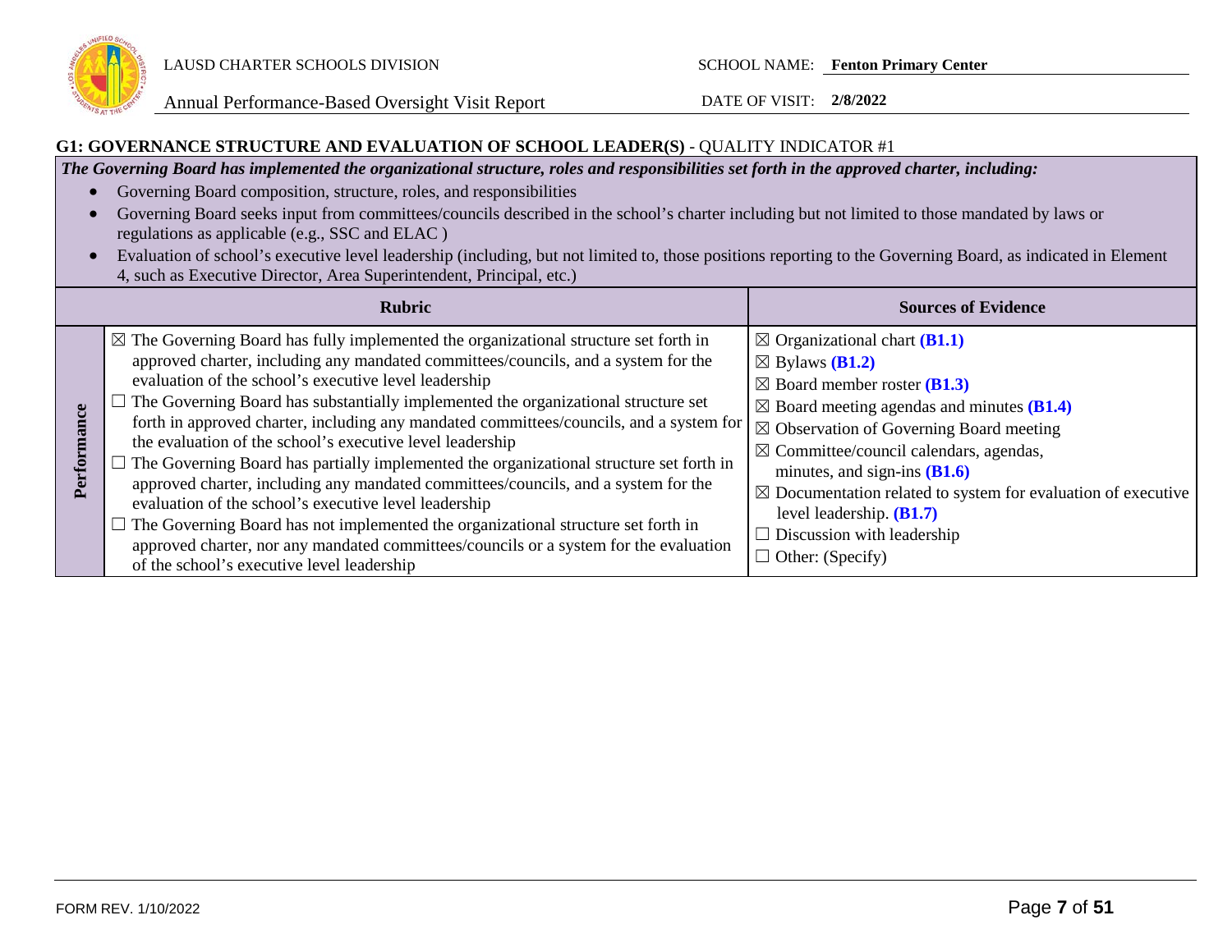## G1: GOVERNANCE STRUCTURE AND EVALUATION OF SCHOOL LEADER(S) - QUALITY INDICATOR #1

***The Governing Board has implemented the organizational structure, roles and responsibilities set forth in the approved charter, including:***

- Governing Board composition, structure, roles, and responsibilities
- Governing Board seeks input from committees/councils described in the school's charter including but not limited to those mandated by laws or regulations as applicable (e.g., SSC and ELAC )
- Evaluation of school's executive level leadership (including, but not limited to, those positions reporting to the Governing Board, as indicated in Element 4, such as Executive Director, Area Superintendent, Principal, etc.)

| | Rubric | Sources of Evidence |
|---|---|---|
| **Performance** | ☒ The Governing Board has fully implemented the organizational structure set forth in approved charter, including any mandated committees/councils, and a system for the evaluation of the school's executive level leadership<br>☐ The Governing Board has substantially implemented the organizational structure set forth in approved charter, including any mandated committees/councils, and a system for the evaluation of the school's executive level leadership<br>☐ The Governing Board has partially implemented the organizational structure set forth in approved charter, including any mandated committees/councils, and a system for the evaluation of the school's executive level leadership<br>☐ The Governing Board has not implemented the organizational structure set forth in approved charter, nor any mandated committees/councils or a system for the evaluation of the school's executive level leadership | ☒ Organizational chart **(B1.1)**<br>☒ Bylaws **(B1.2)**<br>☒ Board member roster **(B1.3)**<br>☒ Board meeting agendas and minutes **(B1.4)**<br>☒ Observation of Governing Board meeting<br>☒ Committee/council calendars, agendas, minutes, and sign-ins **(B1.6)**<br>☒ Documentation related to system for evaluation of executive level leadership. **(B1.7)**<br>☐ Discussion with leadership<br>☐ Other: (Specify) |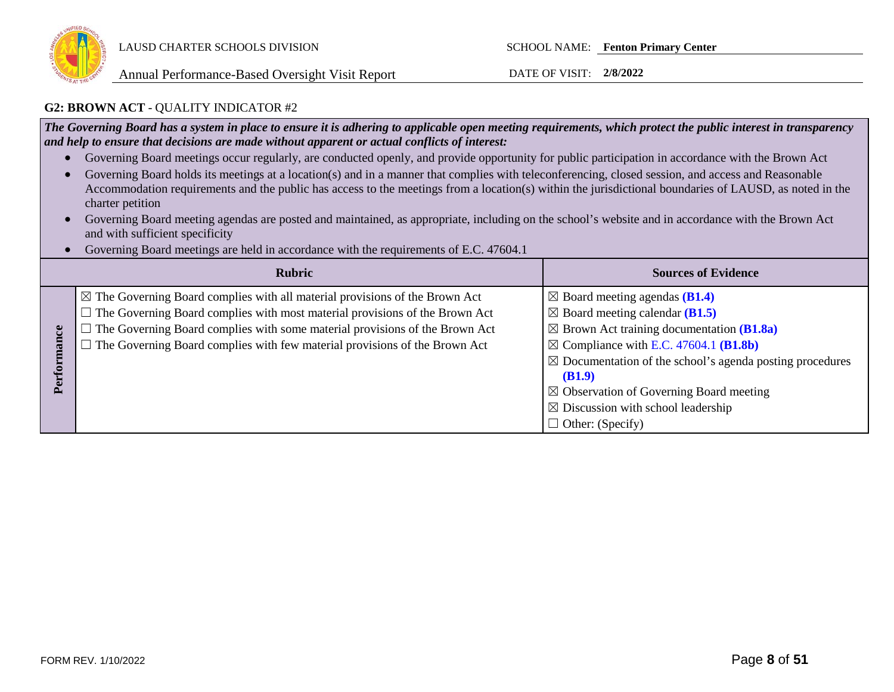### G2: BROWN ACT - QUALITY INDICATOR #2

***The Governing Board has a system in place to ensure it is adhering to applicable open meeting requirements, which protect the public interest in transparency and help to ensure that decisions are made without apparent or actual conflicts of interest:***

- Governing Board meetings occur regularly, are conducted openly, and provide opportunity for public participation in accordance with the Brown Act
- Governing Board holds its meetings at a location(s) and in a manner that complies with teleconferencing, closed session, and access and Reasonable Accommodation requirements and the public has access to the meetings from a location(s) within the jurisdictional boundaries of LAUSD, as noted in the charter petition
- Governing Board meeting agendas are posted and maintained, as appropriate, including on the school's website and in accordance with the Brown Act and with sufficient specificity
- Governing Board meetings are held in accordance with the requirements of E.C. 47604.1

| | Rubric | Sources of Evidence |
|---|---|---|
| **Performance** | ☒ The Governing Board complies with all material provisions of the Brown Act<br>☐ The Governing Board complies with most material provisions of the Brown Act<br>☐ The Governing Board complies with some material provisions of the Brown Act<br>☐ The Governing Board complies with few material provisions of the Brown Act | ☒ Board meeting agendas **(B1.4)**<br>☒ Board meeting calendar **(B1.5)**<br>☒ Brown Act training documentation **(B1.8a)**<br>☒ Compliance with E.C. 47604.1 **(B1.8b)**<br>☒ Documentation of the school's agenda posting procedures **(B1.9)**<br>☒ Observation of Governing Board meeting<br>☒ Discussion with school leadership<br>☐ Other: (Specify) |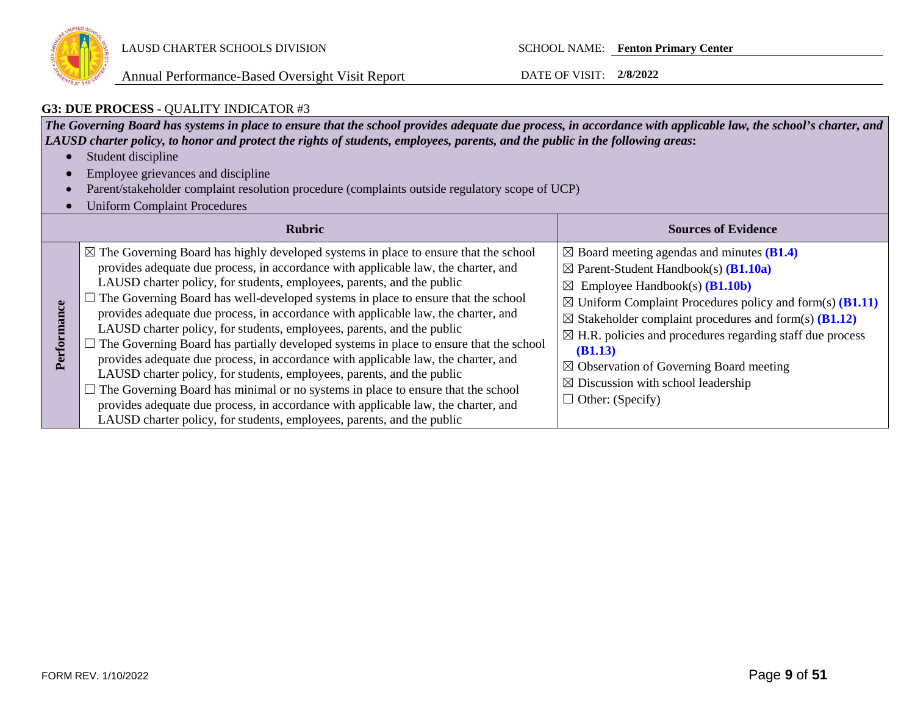### G3: DUE PROCESS - QUALITY INDICATOR #3

***The Governing Board has systems in place to ensure that the school provides adequate due process, in accordance with applicable law, the school's charter, and LAUSD charter policy, to honor and protect the rights of students, employees, parents, and the public in the following areas*:**

- Student discipline
- Employee grievances and discipline
- Parent/stakeholder complaint resolution procedure (complaints outside regulatory scope of UCP)
- Uniform Complaint Procedures

| | Rubric | Sources of Evidence |
|---|---|---|
| **Performance** | ☒ The Governing Board has highly developed systems in place to ensure that the school provides adequate due process, in accordance with applicable law, the charter, and LAUSD charter policy, for students, employees, parents, and the public<br>☐ The Governing Board has well-developed systems in place to ensure that the school provides adequate due process, in accordance with applicable law, the charter, and LAUSD charter policy, for students, employees, parents, and the public<br>☐ The Governing Board has partially developed systems in place to ensure that the school provides adequate due process, in accordance with applicable law, the charter, and LAUSD charter policy, for students, employees, parents, and the public<br>☐ The Governing Board has minimal or no systems in place to ensure that the school provides adequate due process, in accordance with applicable law, the charter, and LAUSD charter policy, for students, employees, parents, and the public | ☒ Board meeting agendas and minutes **(B1.4)**<br>☒ Parent-Student Handbook(s) **(B1.10a)**<br>☒ Employee Handbook(s) **(B1.10b)**<br>☒ Uniform Complaint Procedures policy and form(s) **(B1.11)**<br>☒ Stakeholder complaint procedures and form(s) **(B1.12)**<br>☒ H.R. policies and procedures regarding staff due process **(B1.13)**<br>☒ Observation of Governing Board meeting<br>☒ Discussion with school leadership<br>☐ Other: (Specify) |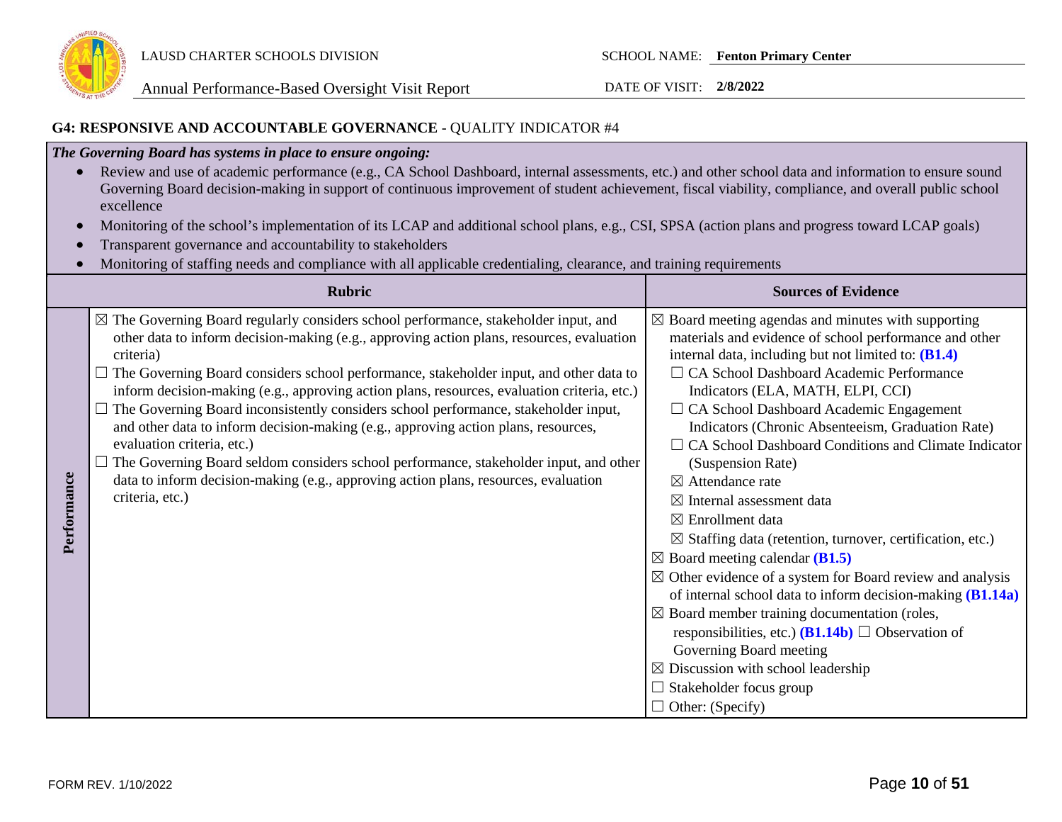**G4: RESPONSIVE AND ACCOUNTABLE GOVERNANCE** - QUALITY INDICATOR #4

***The Governing Board has systems in place to ensure ongoing:***

- Review and use of academic performance (e.g., CA School Dashboard, internal assessments, etc.) and other school data and information to ensure sound Governing Board decision-making in support of continuous improvement of student achievement, fiscal viability, compliance, and overall public school excellence
- Monitoring of the school's implementation of its LCAP and additional school plans, e.g., CSI, SPSA (action plans and progress toward LCAP goals)
- Transparent governance and accountability to stakeholders
- Monitoring of staffing needs and compliance with all applicable credentialing, clearance, and training requirements

| | **Rubric** | **Sources of Evidence** |
|---|---|---|
| **Performance** | ☒ The Governing Board regularly considers school performance, stakeholder input, and other data to inform decision-making (e.g., approving action plans, resources, evaluation criteria)<br>☐ The Governing Board considers school performance, stakeholder input, and other data to inform decision-making (e.g., approving action plans, resources, evaluation criteria, etc.)<br>☐ The Governing Board inconsistently considers school performance, stakeholder input, and other data to inform decision-making (e.g., approving action plans, resources, evaluation criteria, etc.)<br>☐ The Governing Board seldom considers school performance, stakeholder input, and other data to inform decision-making (e.g., approving action plans, resources, evaluation criteria, etc.) | ☒ Board meeting agendas and minutes with supporting materials and evidence of school performance and other internal data, including but not limited to: **(B1.4)**<br>☐ CA School Dashboard Academic Performance Indicators (ELA, MATH, ELPI, CCI)<br>☐ CA School Dashboard Academic Engagement Indicators (Chronic Absenteeism, Graduation Rate)<br>☐ CA School Dashboard Conditions and Climate Indicator (Suspension Rate)<br>☒ Attendance rate<br>☒ Internal assessment data<br>☒ Enrollment data<br>☒ Staffing data (retention, turnover, certification, etc.)<br>☒ Board meeting calendar **(B1.5)**<br>☒ Other evidence of a system for Board review and analysis of internal school data to inform decision-making **(B1.14a)**<br>☒ Board member training documentation (roles, responsibilities, etc.) **(B1.14b)** ☐ Observation of Governing Board meeting<br>☒ Discussion with school leadership<br>☐ Stakeholder focus group<br>☐ Other: (Specify) |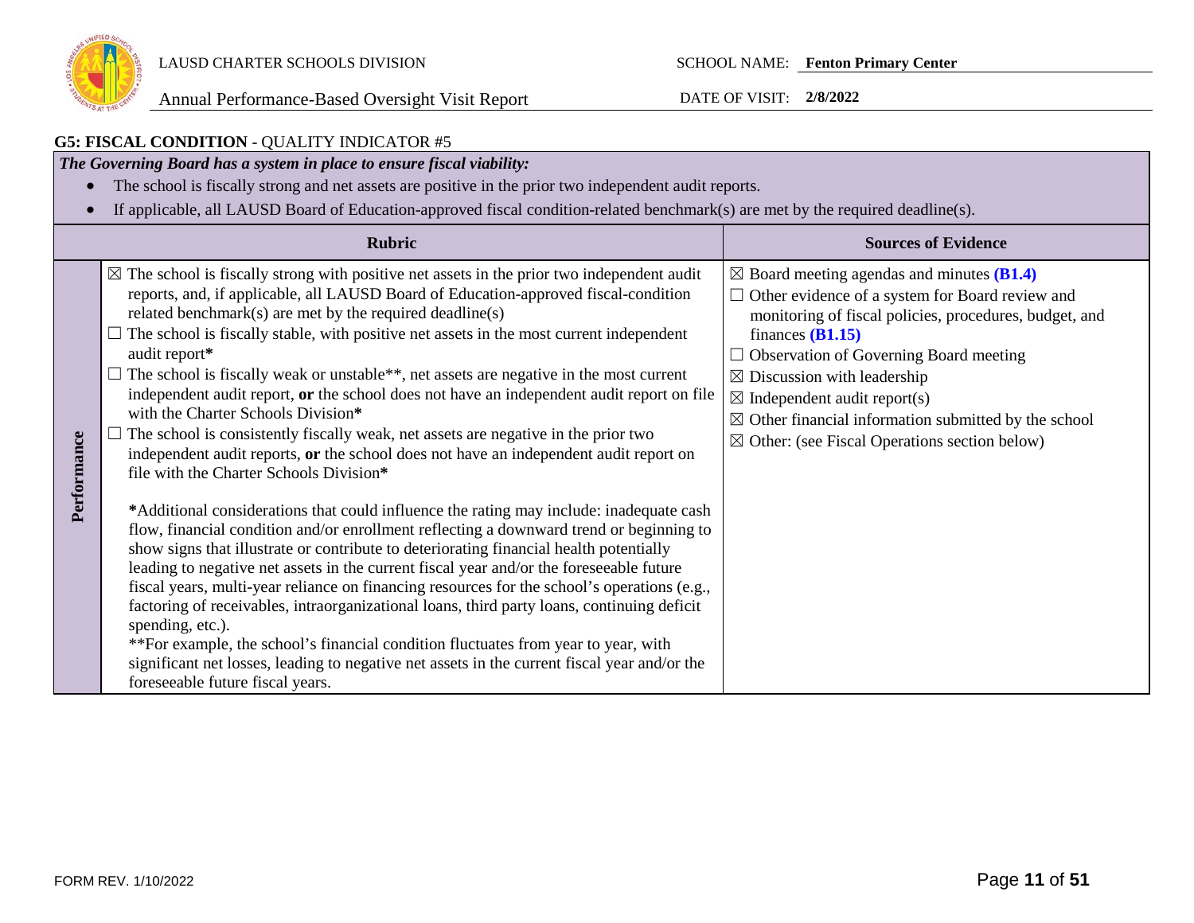## G5: FISCAL CONDITION - QUALITY INDICATOR #5

***The Governing Board has a system in place to ensure fiscal viability:***

- The school is fiscally strong and net assets are positive in the prior two independent audit reports.
- If applicable, all LAUSD Board of Education-approved fiscal condition-related benchmark(s) are met by the required deadline(s).

| | Rubric | Sources of Evidence |
|---|---|---|
| **Performance** | ☒ The school is fiscally strong with positive net assets in the prior two independent audit reports, and, if applicable, all LAUSD Board of Education-approved fiscal-condition related benchmark(s) are met by the required deadline(s)<br>☐ The school is fiscally stable, with positive net assets in the most current independent audit report**\***<br>☐ The school is fiscally weak or unstable\*\*, net assets are negative in the most current independent audit report, **or** the school does not have an independent audit report on file with the Charter Schools Division**\***<br>☐ The school is consistently fiscally weak, net assets are negative in the prior two independent audit reports, **or** the school does not have an independent audit report on file with the Charter Schools Division**\***<br><br>**\***Additional considerations that could influence the rating may include: inadequate cash flow, financial condition and/or enrollment reflecting a downward trend or beginning to show signs that illustrate or contribute to deteriorating financial health potentially leading to negative net assets in the current fiscal year and/or the foreseeable future fiscal years, multi-year reliance on financing resources for the school's operations (e.g., factoring of receivables, intraorganizational loans, third party loans, continuing deficit spending, etc.).<br>\*\*For example, the school's financial condition fluctuates from year to year, with significant net losses, leading to negative net assets in the current fiscal year and/or the foreseeable future fiscal years. | ☒ Board meeting agendas and minutes **(B1.4)**<br>☐ Other evidence of a system for Board review and monitoring of fiscal policies, procedures, budget, and finances **(B1.15)**<br>☐ Observation of Governing Board meeting<br>☒ Discussion with leadership<br>☒ Independent audit report(s)<br>☒ Other financial information submitted by the school<br>☒ Other: (see Fiscal Operations section below) |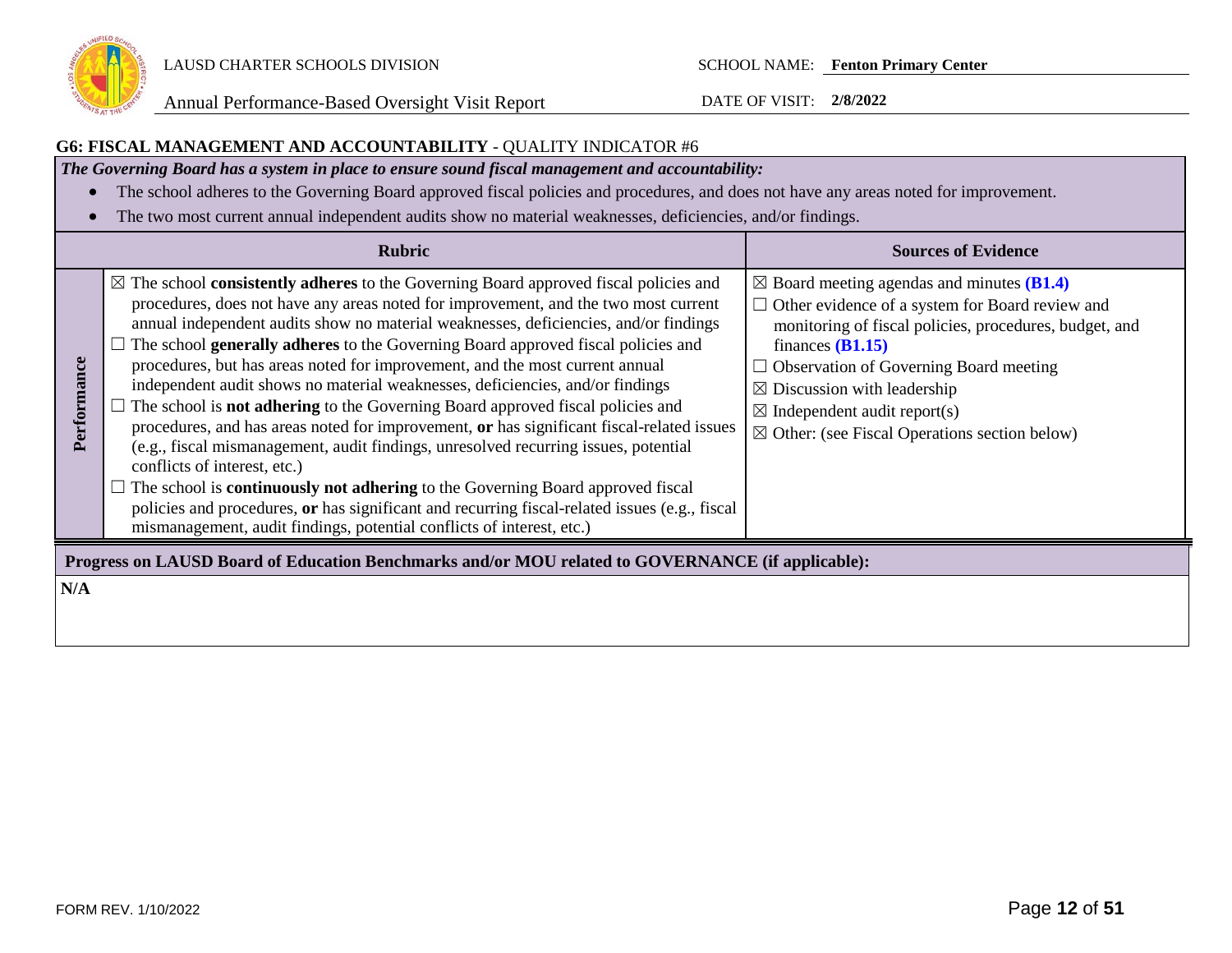## G6: FISCAL MANAGEMENT AND ACCOUNTABILITY - QUALITY INDICATOR #6

***The Governing Board has a system in place to ensure sound fiscal management and accountability:***

- The school adheres to the Governing Board approved fiscal policies and procedures, and does not have any areas noted for improvement.
- The two most current annual independent audits show no material weaknesses, deficiencies, and/or findings.

| | Rubric | Sources of Evidence |
|---|---|---|
| **Performance** | ☒ The school **consistently adheres** to the Governing Board approved fiscal policies and procedures, does not have any areas noted for improvement, and the two most current annual independent audits show no material weaknesses, deficiencies, and/or findings<br>☐ The school **generally adheres** to the Governing Board approved fiscal policies and procedures, but has areas noted for improvement, and the most current annual independent audit shows no material weaknesses, deficiencies, and/or findings<br>☐ The school is **not adhering** to the Governing Board approved fiscal policies and procedures, and has areas noted for improvement, **or** has significant fiscal-related issues (e.g., fiscal mismanagement, audit findings, unresolved recurring issues, potential conflicts of interest, etc.)<br>☐ The school is **continuously not adhering** to the Governing Board approved fiscal policies and procedures, **or** has significant and recurring fiscal-related issues (e.g., fiscal mismanagement, audit findings, potential conflicts of interest, etc.) | ☒ Board meeting agendas and minutes **(B1.4)**<br>☐ Other evidence of a system for Board review and monitoring of fiscal policies, procedures, budget, and finances **(B1.15)**<br>☐ Observation of Governing Board meeting<br>☒ Discussion with leadership<br>☒ Independent audit report(s)<br>☒ Other: (see Fiscal Operations section below) |

**Progress on LAUSD Board of Education Benchmarks and/or MOU related to GOVERNANCE (if applicable):**

**N/A**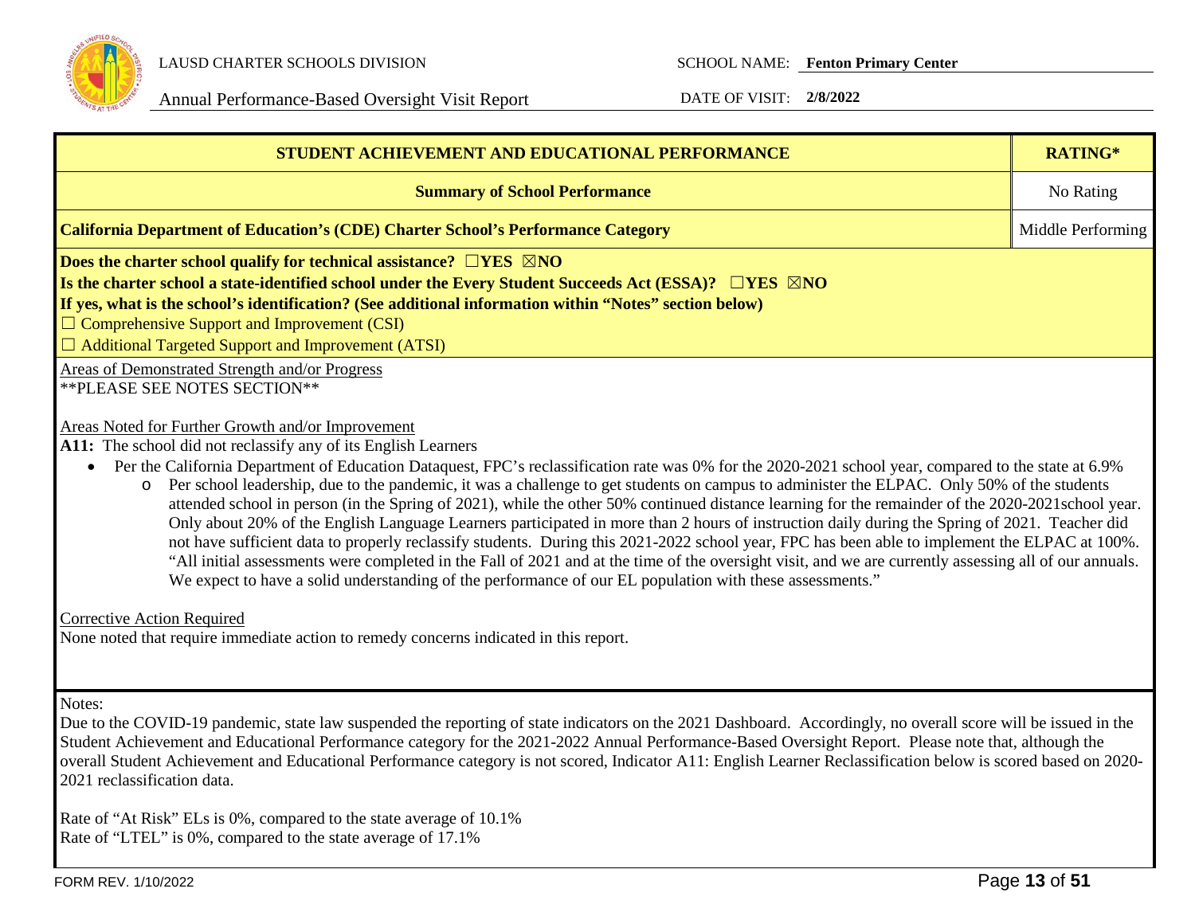| STUDENT ACHIEVEMENT AND EDUCATIONAL PERFORMANCE | RATING* |
|---|---|
| **Summary of School Performance** | No Rating |
| **California Department of Education's (CDE) Charter School's Performance Category** | Middle Performing |

**Does the charter school qualify for technical assistance?** ☐**YES** ☒**NO**

**Is the charter school a state-identified school under the Every Student Succeeds Act (ESSA)?** ☐**YES** ☒**NO**

**If yes, what is the school's identification? (See additional information within "Notes" section below)**

☐ Comprehensive Support and Improvement (CSI)

☐ Additional Targeted Support and Improvement (ATSI)

Areas of Demonstrated Strength and/or Progress

**PLEASE SEE NOTES SECTION**

Areas Noted for Further Growth and/or Improvement

**A11:** The school did not reclassify any of its English Learners

- Per the California Department of Education Dataquest, FPC's reclassification rate was 0% for the 2020-2021 school year, compared to the state at 6.9%
  - Per school leadership, due to the pandemic, it was a challenge to get students on campus to administer the ELPAC. Only 50% of the students attended school in person (in the Spring of 2021), while the other 50% continued distance learning for the remainder of the 2020-2021school year. Only about 20% of the English Language Learners participated in more than 2 hours of instruction daily during the Spring of 2021. Teacher did not have sufficient data to properly reclassify students. During this 2021-2022 school year, FPC has been able to implement the ELPAC at 100%. "All initial assessments were completed in the Fall of 2021 and at the time of the oversight visit, and we are currently assessing all of our annuals. We expect to have a solid understanding of the performance of our EL population with these assessments."

Corrective Action Required

None noted that require immediate action to remedy concerns indicated in this report.

Notes:

Due to the COVID-19 pandemic, state law suspended the reporting of state indicators on the 2021 Dashboard. Accordingly, no overall score will be issued in the Student Achievement and Educational Performance category for the 2021-2022 Annual Performance-Based Oversight Report. Please note that, although the overall Student Achievement and Educational Performance category is not scored, Indicator A11: English Learner Reclassification below is scored based on 2020-2021 reclassification data.

Rate of "At Risk" ELs is 0%, compared to the state average of 10.1%

Rate of "LTEL" is 0%, compared to the state average of 17.1%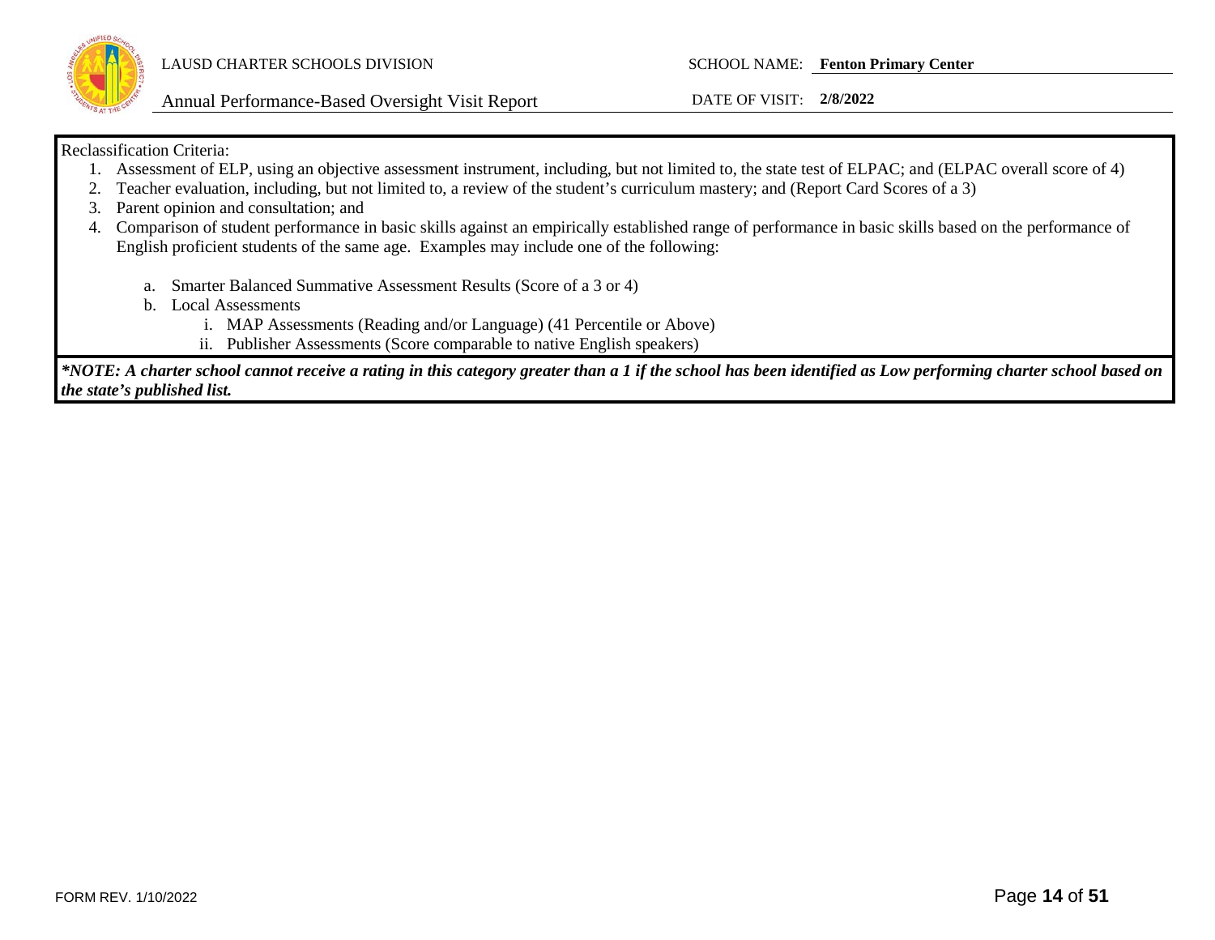Reclassification Criteria:

1. Assessment of ELP, using an objective assessment instrument, including, but not limited to, the state test of ELPAC; and (ELPAC overall score of 4)
2. Teacher evaluation, including, but not limited to, a review of the student's curriculum mastery; and (Report Card Scores of a 3)
3. Parent opinion and consultation; and
4. Comparison of student performance in basic skills against an empirically established range of performance in basic skills based on the performance of English proficient students of the same age. Examples may include one of the following:

    a. Smarter Balanced Summative Assessment Results (Score of a 3 or 4)

    b. Local Assessments

        i. MAP Assessments (Reading and/or Language) (41 Percentile or Above)

        ii. Publisher Assessments (Score comparable to native English speakers)

***NOTE: A charter school cannot receive a rating in this category greater than a 1 if the school has been identified as Low performing charter school based on the state's published list.***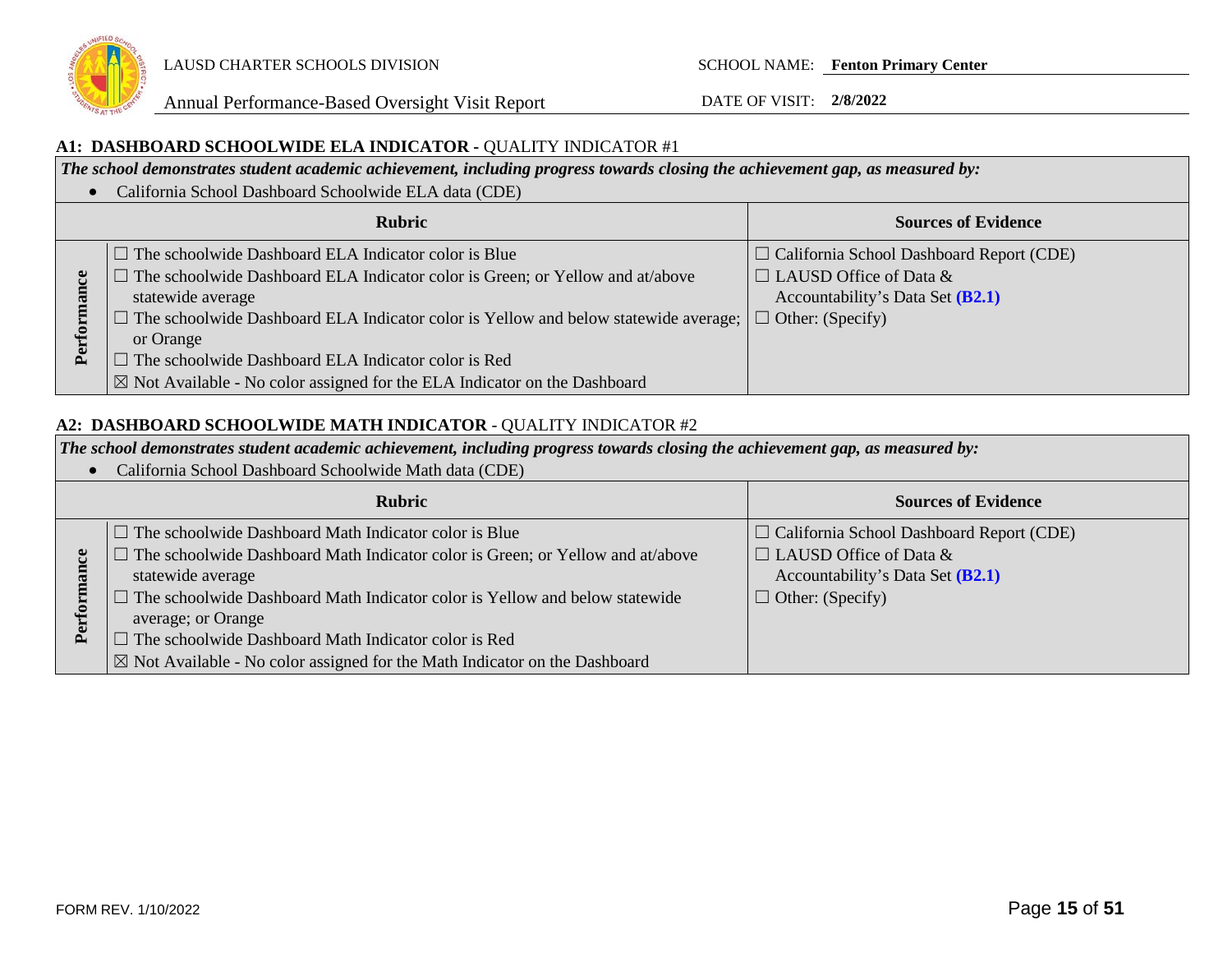### A1: DASHBOARD SCHOOLWIDE ELA INDICATOR - QUALITY INDICATOR #1

***The school demonstrates student academic achievement, including progress towards closing the achievement gap, as measured by:***

- California School Dashboard Schoolwide ELA data (CDE)

| | Rubric | Sources of Evidence |
|---|---|---|
| **Performance** | ☐ The schoolwide Dashboard ELA Indicator color is Blue<br>☐ The schoolwide Dashboard ELA Indicator color is Green; or Yellow and at/above statewide average<br>☐ The schoolwide Dashboard ELA Indicator color is Yellow and below statewide average; or Orange<br>☐ The schoolwide Dashboard ELA Indicator color is Red<br>☒ Not Available - No color assigned for the ELA Indicator on the Dashboard | ☐ California School Dashboard Report (CDE)<br>☐ LAUSD Office of Data & Accountability's Data Set **(B2.1)**<br>☐ Other: (Specify) |

### A2: DASHBOARD SCHOOLWIDE MATH INDICATOR - QUALITY INDICATOR #2

***The school demonstrates student academic achievement, including progress towards closing the achievement gap, as measured by:***

- California School Dashboard Schoolwide Math data (CDE)

| | Rubric | Sources of Evidence |
|---|---|---|
| **Performance** | ☐ The schoolwide Dashboard Math Indicator color is Blue<br>☐ The schoolwide Dashboard Math Indicator color is Green; or Yellow and at/above statewide average<br>☐ The schoolwide Dashboard Math Indicator color is Yellow and below statewide average; or Orange<br>☐ The schoolwide Dashboard Math Indicator color is Red<br>☒ Not Available - No color assigned for the Math Indicator on the Dashboard | ☐ California School Dashboard Report (CDE)<br>☐ LAUSD Office of Data & Accountability's Data Set **(B2.1)**<br>☐ Other: (Specify) |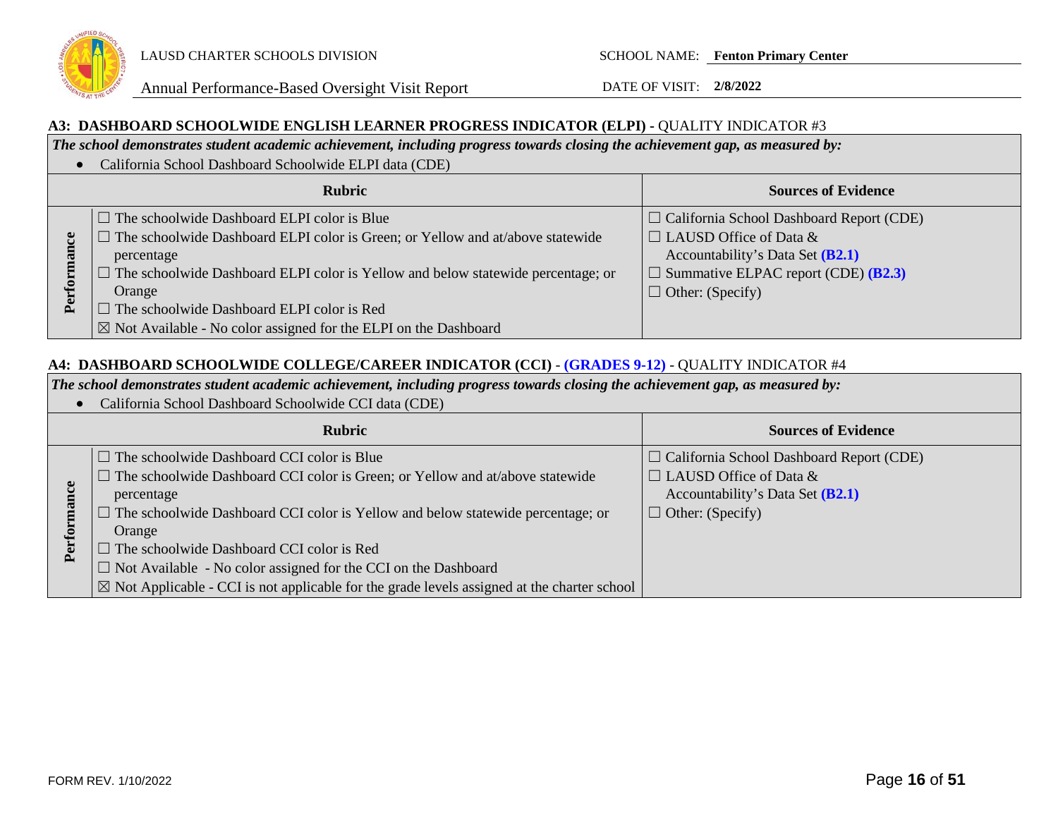### A3: DASHBOARD SCHOOLWIDE ENGLISH LEARNER PROGRESS INDICATOR (ELPI) - QUALITY INDICATOR #3

***The school demonstrates student academic achievement, including progress towards closing the achievement gap, as measured by:***

- California School Dashboard Schoolwide ELPI data (CDE)

| | Rubric | Sources of Evidence |
|---|---|---|
| **Performance** | ☐ The schoolwide Dashboard ELPI color is Blue<br>☐ The schoolwide Dashboard ELPI color is Green; or Yellow and at/above statewide percentage<br>☐ The schoolwide Dashboard ELPI color is Yellow and below statewide percentage; or Orange<br>☐ The schoolwide Dashboard ELPI color is Red<br>☒ Not Available - No color assigned for the ELPI on the Dashboard | ☐ California School Dashboard Report (CDE)<br>☐ LAUSD Office of Data & Accountability's Data Set **(B2.1)**<br>☐ Summative ELPAC report (CDE) **(B2.3)**<br>☐ Other: (Specify) |

### A4: DASHBOARD SCHOOLWIDE COLLEGE/CAREER INDICATOR (CCI) - (GRADES 9-12) - QUALITY INDICATOR #4

***The school demonstrates student academic achievement, including progress towards closing the achievement gap, as measured by:***

- California School Dashboard Schoolwide CCI data (CDE)

| | Rubric | Sources of Evidence |
|---|---|---|
| **Performance** | ☐ The schoolwide Dashboard CCI color is Blue<br>☐ The schoolwide Dashboard CCI color is Green; or Yellow and at/above statewide percentage<br>☐ The schoolwide Dashboard CCI color is Yellow and below statewide percentage; or Orange<br>☐ The schoolwide Dashboard CCI color is Red<br>☐ Not Available - No color assigned for the CCI on the Dashboard<br>☒ Not Applicable - CCI is not applicable for the grade levels assigned at the charter school | ☐ California School Dashboard Report (CDE)<br>☐ LAUSD Office of Data & Accountability's Data Set **(B2.1)**<br>☐ Other: (Specify) |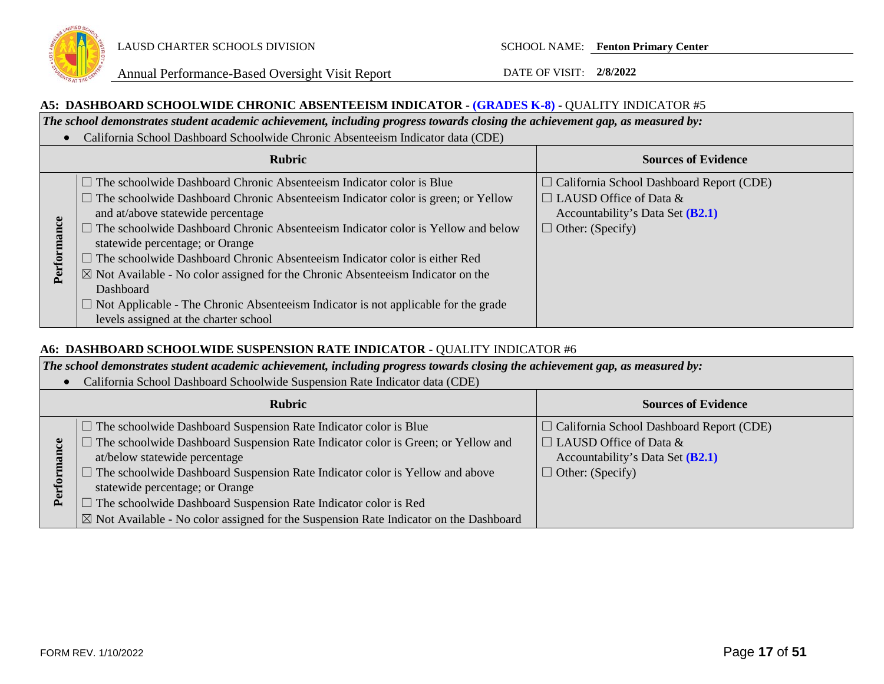### A5: DASHBOARD SCHOOLWIDE CHRONIC ABSENTEEISM INDICATOR - (GRADES K-8) - QUALITY INDICATOR #5

***The school demonstrates student academic achievement, including progress towards closing the achievement gap, as measured by:***

- California School Dashboard Schoolwide Chronic Absenteeism Indicator data (CDE)

| | Rubric | Sources of Evidence |
|---|---|---|
| **Performance** | ☐ The schoolwide Dashboard Chronic Absenteeism Indicator color is Blue<br>☐ The schoolwide Dashboard Chronic Absenteeism Indicator color is green; or Yellow and at/above statewide percentage<br>☐ The schoolwide Dashboard Chronic Absenteeism Indicator color is Yellow and below statewide percentage; or Orange<br>☐ The schoolwide Dashboard Chronic Absenteeism Indicator color is either Red<br>☒ Not Available - No color assigned for the Chronic Absenteeism Indicator on the Dashboard<br>☐ Not Applicable - The Chronic Absenteeism Indicator is not applicable for the grade levels assigned at the charter school | ☐ California School Dashboard Report (CDE)<br>☐ LAUSD Office of Data & Accountability's Data Set **(B2.1)**<br>☐ Other: (Specify) |

### A6: DASHBOARD SCHOOLWIDE SUSPENSION RATE INDICATOR - QUALITY INDICATOR #6

***The school demonstrates student academic achievement, including progress towards closing the achievement gap, as measured by:***

- California School Dashboard Schoolwide Suspension Rate Indicator data (CDE)

| | Rubric | Sources of Evidence |
|---|---|---|
| **Performance** | ☐ The schoolwide Dashboard Suspension Rate Indicator color is Blue<br>☐ The schoolwide Dashboard Suspension Rate Indicator color is Green; or Yellow and at/below statewide percentage<br>☐ The schoolwide Dashboard Suspension Rate Indicator color is Yellow and above statewide percentage; or Orange<br>☐ The schoolwide Dashboard Suspension Rate Indicator color is Red<br>☒ Not Available - No color assigned for the Suspension Rate Indicator on the Dashboard | ☐ California School Dashboard Report (CDE)<br>☐ LAUSD Office of Data & Accountability's Data Set **(B2.1)**<br>☐ Other: (Specify) |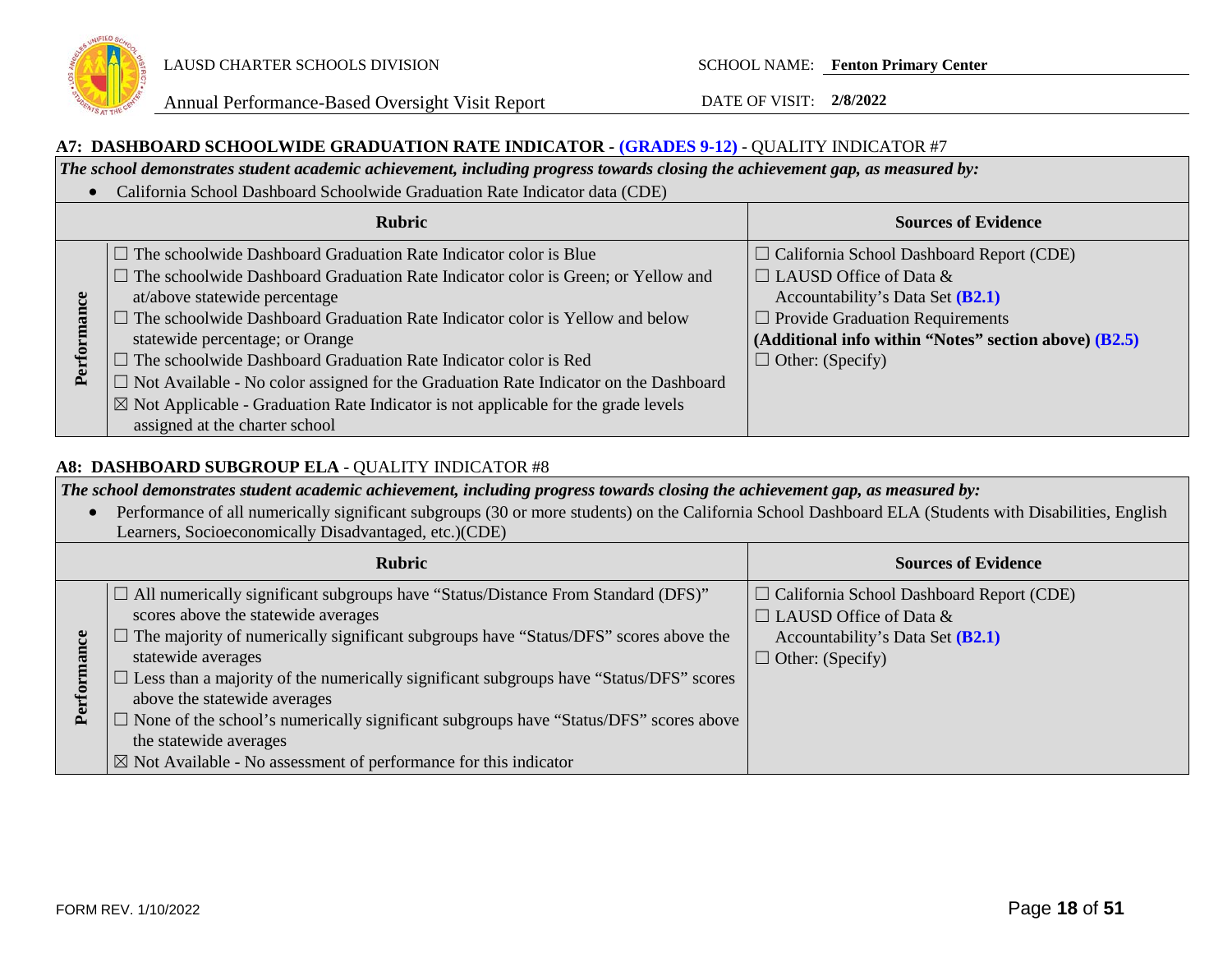## A7: DASHBOARD SCHOOLWIDE GRADUATION RATE INDICATOR - (GRADES 9-12) - QUALITY INDICATOR #7

***The school demonstrates student academic achievement, including progress towards closing the achievement gap, as measured by:***

- California School Dashboard Schoolwide Graduation Rate Indicator data (CDE)

| | Rubric | Sources of Evidence |
|---|---|---|
| **Performance** | ☐ The schoolwide Dashboard Graduation Rate Indicator color is Blue<br>☐ The schoolwide Dashboard Graduation Rate Indicator color is Green; or Yellow and at/above statewide percentage<br>☐ The schoolwide Dashboard Graduation Rate Indicator color is Yellow and below statewide percentage; or Orange<br>☐ The schoolwide Dashboard Graduation Rate Indicator color is Red<br>☐ Not Available - No color assigned for the Graduation Rate Indicator on the Dashboard<br>☒ Not Applicable - Graduation Rate Indicator is not applicable for the grade levels assigned at the charter school | ☐ California School Dashboard Report (CDE)<br>☐ LAUSD Office of Data & Accountability's Data Set **(B2.1)**<br>☐ Provide Graduation Requirements **(Additional info within "Notes" section above) (B2.5)**<br>☐ Other: (Specify) |

## A8: DASHBOARD SUBGROUP ELA - QUALITY INDICATOR #8

***The school demonstrates student academic achievement, including progress towards closing the achievement gap, as measured by:***

- Performance of all numerically significant subgroups (30 or more students) on the California School Dashboard ELA (Students with Disabilities, English Learners, Socioeconomically Disadvantaged, etc.)(CDE)

| | Rubric | Sources of Evidence |
|---|---|---|
| **Performance** | ☐ All numerically significant subgroups have "Status/Distance From Standard (DFS)" scores above the statewide averages<br>☐ The majority of numerically significant subgroups have "Status/DFS" scores above the statewide averages<br>☐ Less than a majority of the numerically significant subgroups have "Status/DFS" scores above the statewide averages<br>☐ None of the school's numerically significant subgroups have "Status/DFS" scores above the statewide averages<br>☒ Not Available - No assessment of performance for this indicator | ☐ California School Dashboard Report (CDE)<br>☐ LAUSD Office of Data & Accountability's Data Set **(B2.1)**<br>☐ Other: (Specify) |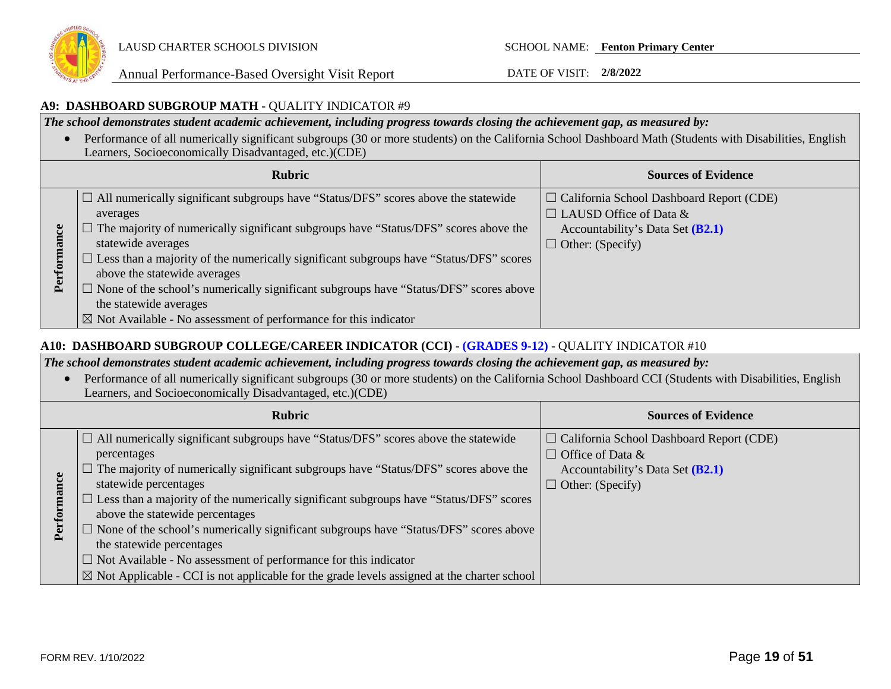### A9: DASHBOARD SUBGROUP MATH - QUALITY INDICATOR #9

***The school demonstrates student academic achievement, including progress towards closing the achievement gap, as measured by:***

- Performance of all numerically significant subgroups (30 or more students) on the California School Dashboard Math (Students with Disabilities, English Learners, Socioeconomically Disadvantaged, etc.)(CDE)

| | Rubric | Sources of Evidence |
|---|---|---|
| **Performance** | ☐ All numerically significant subgroups have "Status/DFS" scores above the statewide averages<br>☐ The majority of numerically significant subgroups have "Status/DFS" scores above the statewide averages<br>☐ Less than a majority of the numerically significant subgroups have "Status/DFS" scores above the statewide averages<br>☐ None of the school's numerically significant subgroups have "Status/DFS" scores above the statewide averages<br>☒ Not Available - No assessment of performance for this indicator | ☐ California School Dashboard Report (CDE)<br>☐ LAUSD Office of Data & Accountability's Data Set **(B2.1)**<br>☐ Other: (Specify) |

### A10: DASHBOARD SUBGROUP COLLEGE/CAREER INDICATOR (CCI) - (GRADES 9-12) - QUALITY INDICATOR #10

***The school demonstrates student academic achievement, including progress towards closing the achievement gap, as measured by:***

- Performance of all numerically significant subgroups (30 or more students) on the California School Dashboard CCI (Students with Disabilities, English Learners, and Socioeconomically Disadvantaged, etc.)(CDE)

| | Rubric | Sources of Evidence |
|---|---|---|
| **Performance** | ☐ All numerically significant subgroups have "Status/DFS" scores above the statewide percentages<br>☐ The majority of numerically significant subgroups have "Status/DFS" scores above the statewide percentages<br>☐ Less than a majority of the numerically significant subgroups have "Status/DFS" scores above the statewide percentages<br>☐ None of the school's numerically significant subgroups have "Status/DFS" scores above the statewide percentages<br>☐ Not Available - No assessment of performance for this indicator<br>☒ Not Applicable - CCI is not applicable for the grade levels assigned at the charter school | ☐ California School Dashboard Report (CDE)<br>☐ Office of Data & Accountability's Data Set **(B2.1)**<br>☐ Other: (Specify) |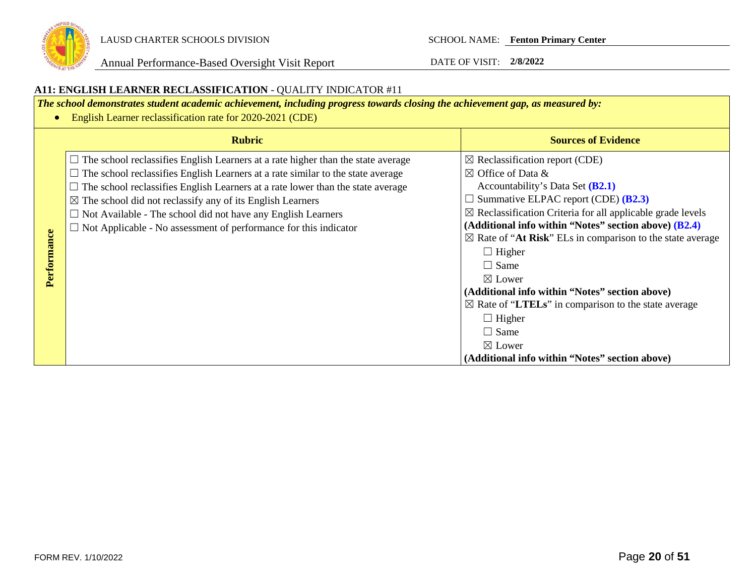LAUSD CHARTER SCHOOLS DIVISION

Annual Performance-Based Oversight Visit Report

SCHOOL NAME: **Fenton Primary Center**

DATE OF VISIT: **2/8/2022**

**A11: ENGLISH LEARNER RECLASSIFICATION** - QUALITY INDICATOR #11

***The school demonstrates student academic achievement, including progress towards closing the achievement gap, as measured by:***

- English Learner reclassification rate for 2020-2021 (CDE)

| | **Rubric** | **Sources of Evidence** |
|---|---|---|
| **Performance** | ☐ The school reclassifies English Learners at a rate higher than the state average<br>☐ The school reclassifies English Learners at a rate similar to the state average<br>☐ The school reclassifies English Learners at a rate lower than the state average<br>☒ The school did not reclassify any of its English Learners<br>☐ Not Available - The school did not have any English Learners<br>☐ Not Applicable - No assessment of performance for this indicator | ☒ Reclassification report (CDE)<br>☒ Office of Data & Accountability's Data Set **(B2.1)**<br>☐ Summative ELPAC report (CDE) **(B2.3)**<br>☒ Reclassification Criteria for all applicable grade levels **(Additional info within "Notes" section above) (B2.4)**<br>☒ Rate of "**At Risk**" ELs in comparison to the state average<br>☐ Higher<br>☐ Same<br>☒ Lower<br>**(Additional info within "Notes" section above)**<br>☒ Rate of "**LTELs**" in comparison to the state average<br>☐ Higher<br>☐ Same<br>☒ Lower<br>**(Additional info within "Notes" section above)** |

FORM REV. 1/10/2022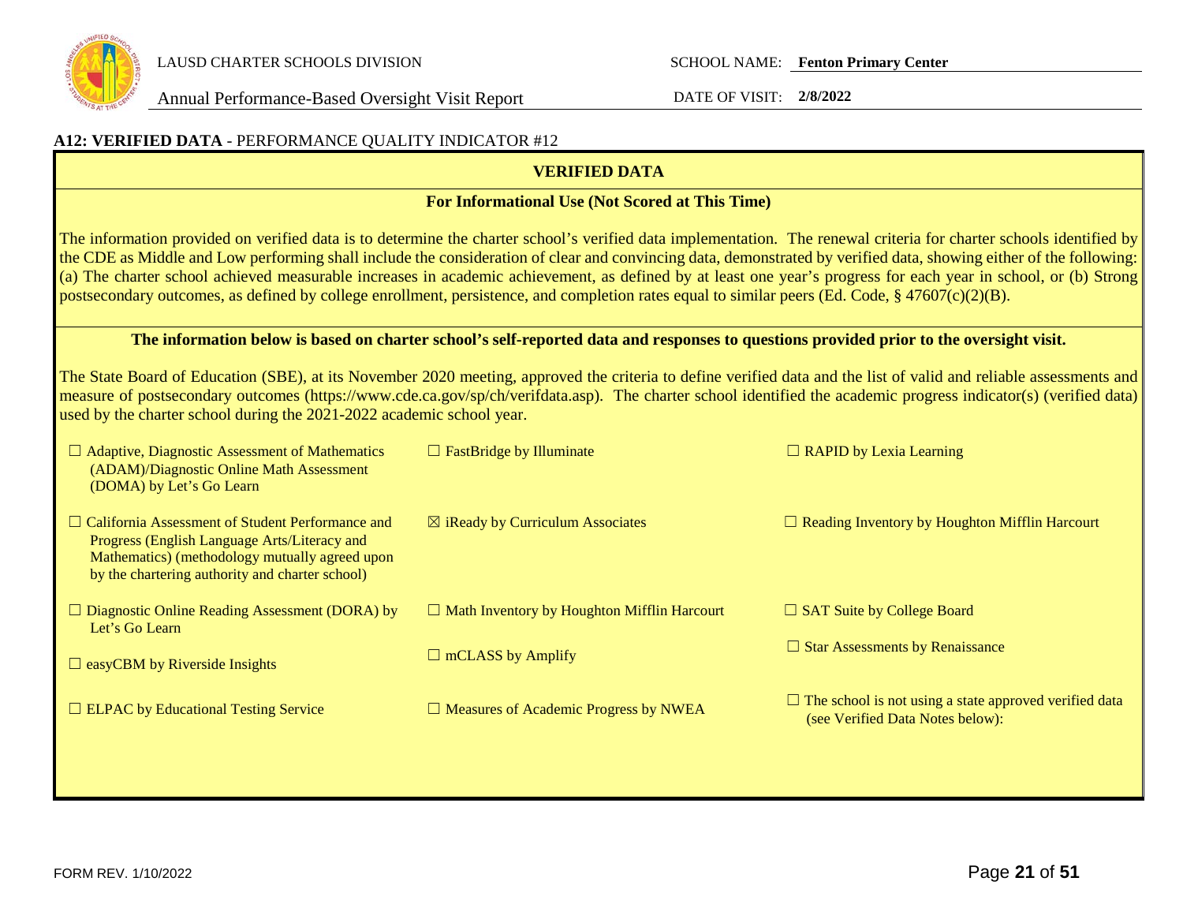## A12: VERIFIED DATA - PERFORMANCE QUALITY INDICATOR #12

**VERIFIED DATA**

**For Informational Use (Not Scored at This Time)**

The information provided on verified data is to determine the charter school's verified data implementation. The renewal criteria for charter schools identified by the CDE as Middle and Low performing shall include the consideration of clear and convincing data, demonstrated by verified data, showing either of the following: (a) The charter school achieved measurable increases in academic achievement, as defined by at least one year's progress for each year in school, or (b) Strong postsecondary outcomes, as defined by college enrollment, persistence, and completion rates equal to similar peers (Ed. Code, § 47607(c)(2)(B).

**The information below is based on charter school's self-reported data and responses to questions provided prior to the oversight visit.**

The State Board of Education (SBE), at its November 2020 meeting, approved the criteria to define verified data and the list of valid and reliable assessments and measure of postsecondary outcomes (https://www.cde.ca.gov/sp/ch/verifdata.asp). The charter school identified the academic progress indicator(s) (verified data) used by the charter school during the 2021-2022 academic school year.

| | | |
|---|---|---|
| ☐ Adaptive, Diagnostic Assessment of Mathematics (ADAM)/Diagnostic Online Math Assessment (DOMA) by Let's Go Learn | ☐ FastBridge by Illuminate | ☐ RAPID by Lexia Learning |
| ☐ California Assessment of Student Performance and Progress (English Language Arts/Literacy and Mathematics) (methodology mutually agreed upon by the chartering authority and charter school) | ☒ iReady by Curriculum Associates | ☐ Reading Inventory by Houghton Mifflin Harcourt |
| ☐ Diagnostic Online Reading Assessment (DORA) by Let's Go Learn | ☐ Math Inventory by Houghton Mifflin Harcourt | ☐ SAT Suite by College Board |
| ☐ easyCBM by Riverside Insights | ☐ mCLASS by Amplify | ☐ Star Assessments by Renaissance |
| ☐ ELPAC by Educational Testing Service | ☐ Measures of Academic Progress by NWEA | ☐ The school is not using a state approved verified data (see Verified Data Notes below): |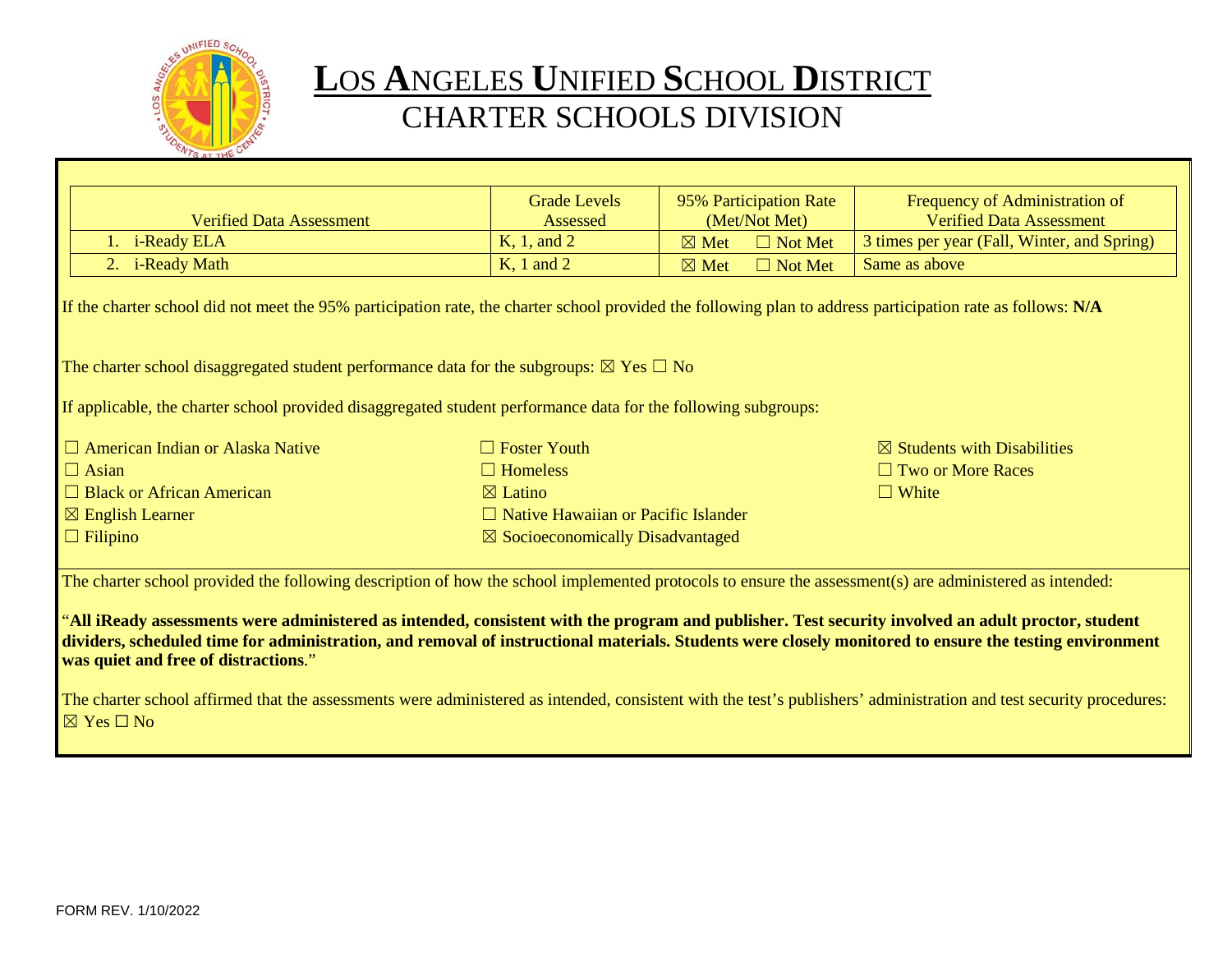# LOS ANGELES UNIFIED SCHOOL DISTRICT
## CHARTER SCHOOLS DIVISION

| Verified Data Assessment | Grade Levels Assessed | 95% Participation Rate (Met/Not Met) | Frequency of Administration of Verified Data Assessment |
|---|---|---|---|
| 1. i-Ready ELA | K, 1, and 2 | ☒ Met ☐ Not Met | 3 times per year (Fall, Winter, and Spring) |
| 2. i-Ready Math | K, 1 and 2 | ☒ Met ☐ Not Met | Same as above |

If the charter school did not meet the 95% participation rate, the charter school provided the following plan to address participation rate as follows: **N/A**

The charter school disaggregated student performance data for the subgroups: ☒ Yes ☐ No

If applicable, the charter school provided disaggregated student performance data for the following subgroups:

☐ American Indian or Alaska Native
☐ Asian
☐ Black or African American
☒ English Learner
☐ Filipino
☐ Foster Youth
☐ Homeless
☒ Latino
☐ Native Hawaiian or Pacific Islander
☒ Socioeconomically Disadvantaged
☒ Students with Disabilities
☐ Two or More Races
☐ White

The charter school provided the following description of how the school implemented protocols to ensure the assessment(s) are administered as intended:

"**All iReady assessments were administered as intended, consistent with the program and publisher. Test security involved an adult proctor, student dividers, scheduled time for administration, and removal of instructional materials. Students were closely monitored to ensure the testing environment was quiet and free of distractions**."

The charter school affirmed that the assessments were administered as intended, consistent with the test's publishers' administration and test security procedures: ☒ Yes ☐ No

FORM REV. 1/10/2022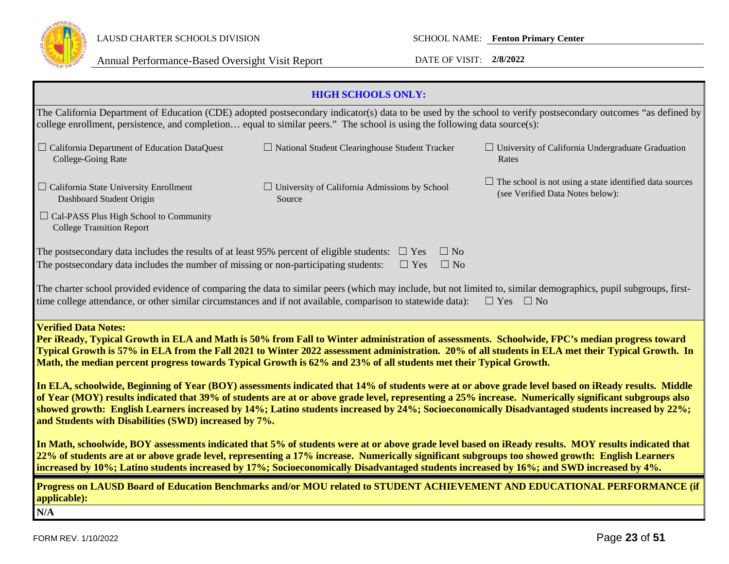**HIGH SCHOOLS ONLY:**

The California Department of Education (CDE) adopted postsecondary indicator(s) data to be used by the school to verify postsecondary outcomes "as defined by college enrollment, persistence, and completion… equal to similar peers." The school is using the following data source(s):

- ☐ California Department of Education DataQuest College-Going Rate
- ☐ National Student Clearinghouse Student Tracker
- ☐ University of California Undergraduate Graduation Rates
- ☐ California State University Enrollment Dashboard Student Origin
- ☐ University of California Admissions by School Source
- ☐ The school is not using a state identified data sources (see Verified Data Notes below):
- ☐ Cal-PASS Plus High School to Community College Transition Report

The postsecondary data includes the results of at least 95% percent of eligible students: ☐ Yes ☐ No

The postsecondary data includes the number of missing or non-participating students: ☐ Yes ☐ No

The charter school provided evidence of comparing the data to similar peers (which may include, but not limited to, similar demographics, pupil subgroups, first-time college attendance, or other similar circumstances and if not available, comparison to statewide data): ☐ Yes ☐ No

**Verified Data Notes:**

**Per iReady, Typical Growth in ELA and Math is 50% from Fall to Winter administration of assessments. Schoolwide, FPC's median progress toward Typical Growth is 57% in ELA from the Fall 2021 to Winter 2022 assessment administration. 20% of all students in ELA met their Typical Growth. In Math, the median percent progress towards Typical Growth is 62% and 23% of all students met their Typical Growth.**

**In ELA, schoolwide, Beginning of Year (BOY) assessments indicated that 14% of students were at or above grade level based on iReady results. Middle of Year (MOY) results indicated that 39% of students are at or above grade level, representing a 25% increase. Numerically significant subgroups also showed growth: English Learners increased by 14%; Latino students increased by 24%; Socioeconomically Disadvantaged students increased by 22%; and Students with Disabilities (SWD) increased by 7%.**

**In Math, schoolwide, BOY assessments indicated that 5% of students were at or above grade level based on iReady results. MOY results indicated that 22% of students are at or above grade level, representing a 17% increase. Numerically significant subgroups too showed growth: English Learners increased by 10%; Latino students increased by 17%; Socioeconomically Disadvantaged students increased by 16%; and SWD increased by 4%.**

**Progress on LAUSD Board of Education Benchmarks and/or MOU related to STUDENT ACHIEVEMENT AND EDUCATIONAL PERFORMANCE (if applicable):**

**N/A**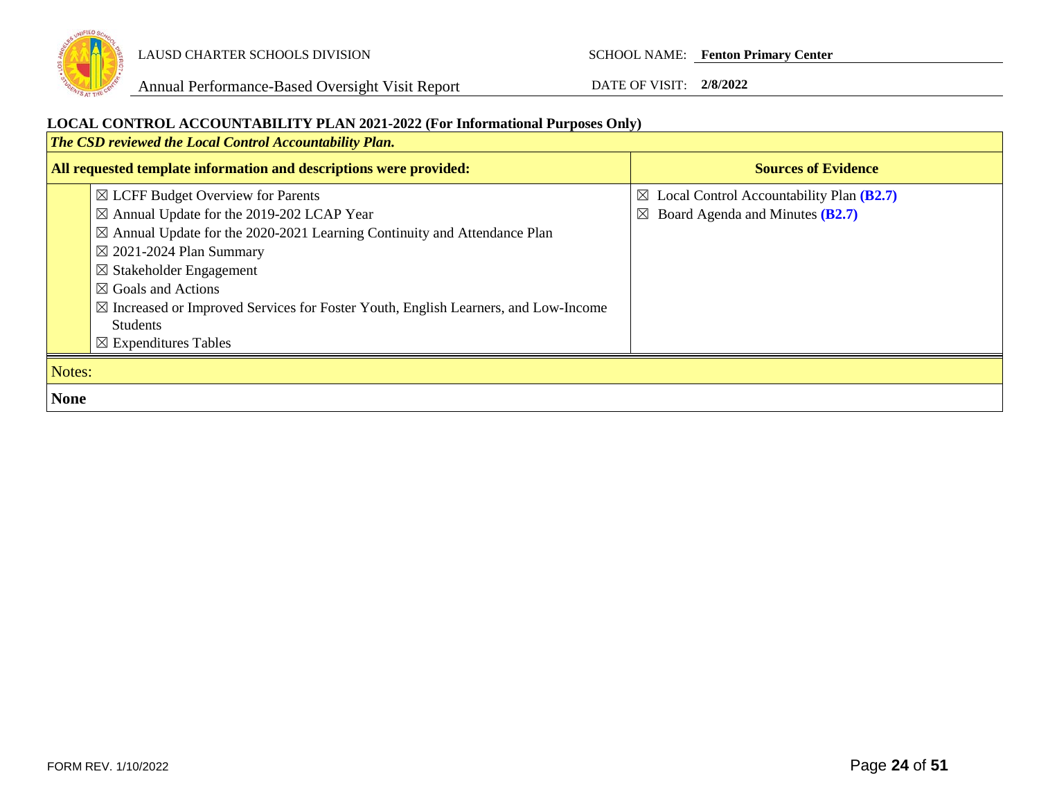**LOCAL CONTROL ACCOUNTABILITY PLAN 2021-2022 (For Informational Purposes Only)**

| ***The CSD reviewed the Local Control Accountability Plan.*** | | |
|---|---|---|
| **All requested template information and descriptions were provided:** | | **Sources of Evidence** |
| | ☒ LCFF Budget Overview for Parents<br>☒ Annual Update for the 2019-202 LCAP Year<br>☒ Annual Update for the 2020-2021 Learning Continuity and Attendance Plan<br>☒ 2021-2024 Plan Summary<br>☒ Stakeholder Engagement<br>☒ Goals and Actions<br>☒ Increased or Improved Services for Foster Youth, English Learners, and Low-Income Students<br>☒ Expenditures Tables | ☒ Local Control Accountability Plan **(B2.7)**<br>☒ Board Agenda and Minutes **(B2.7)** |

| Notes: |
|---|
| **None** |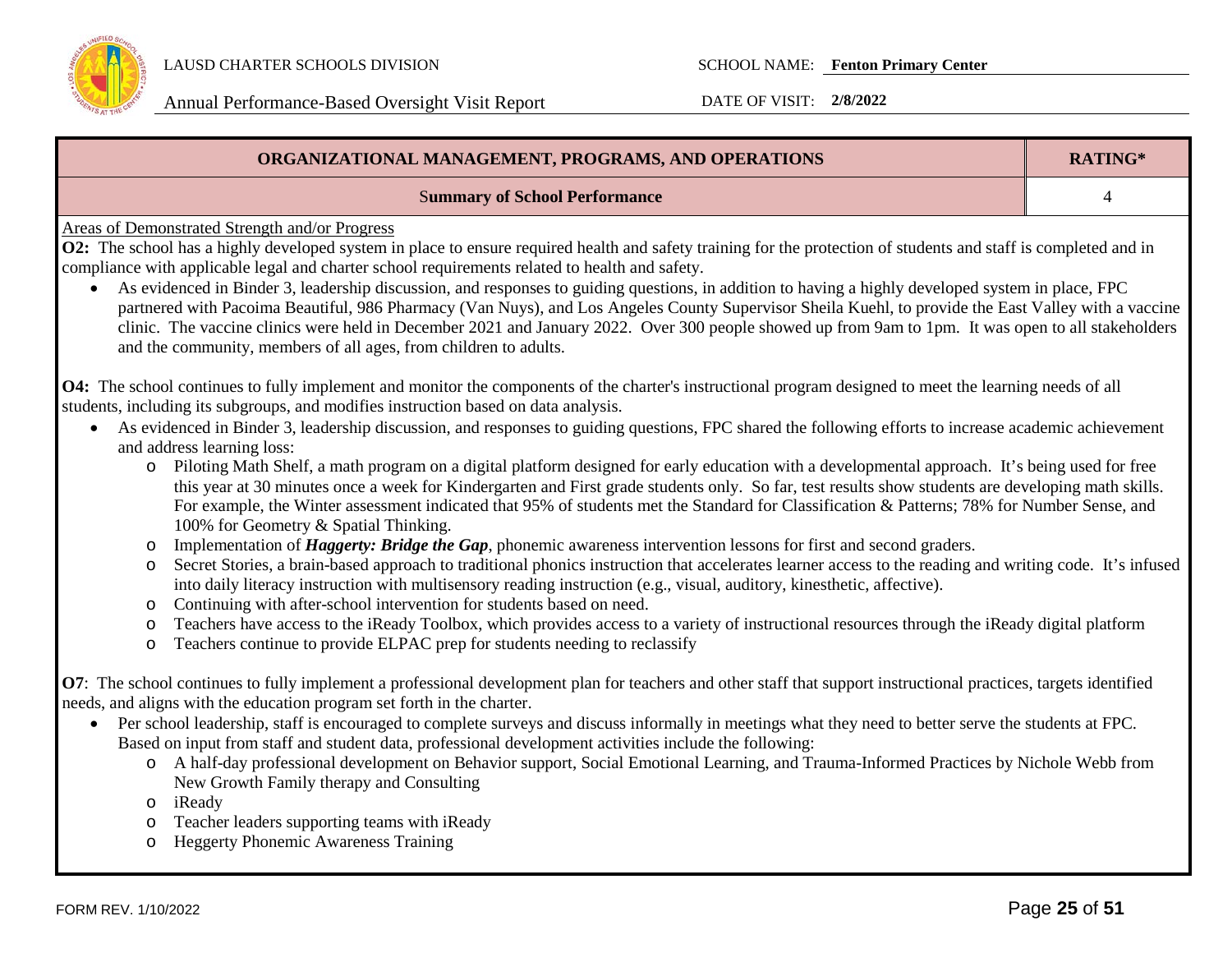| ORGANIZATIONAL MANAGEMENT, PROGRAMS, AND OPERATIONS | RATING* |
|---|---|
| **Summary of School Performance** | 4 |

Areas of Demonstrated Strength and/or Progress

**O2:** The school has a highly developed system in place to ensure required health and safety training for the protection of students and staff is completed and in compliance with applicable legal and charter school requirements related to health and safety.

- As evidenced in Binder 3, leadership discussion, and responses to guiding questions, in addition to having a highly developed system in place, FPC partnered with Pacoima Beautiful, 986 Pharmacy (Van Nuys), and Los Angeles County Supervisor Sheila Kuehl, to provide the East Valley with a vaccine clinic. The vaccine clinics were held in December 2021 and January 2022. Over 300 people showed up from 9am to 1pm. It was open to all stakeholders and the community, members of all ages, from children to adults.

**O4:** The school continues to fully implement and monitor the components of the charter's instructional program designed to meet the learning needs of all students, including its subgroups, and modifies instruction based on data analysis.

- As evidenced in Binder 3, leadership discussion, and responses to guiding questions, FPC shared the following efforts to increase academic achievement and address learning loss:
  - Piloting Math Shelf, a math program on a digital platform designed for early education with a developmental approach. It's being used for free this year at 30 minutes once a week for Kindergarten and First grade students only. So far, test results show students are developing math skills. For example, the Winter assessment indicated that 95% of students met the Standard for Classification & Patterns; 78% for Number Sense, and 100% for Geometry & Spatial Thinking.
  - Implementation of ***Haggerty: Bridge the Gap***, phonemic awareness intervention lessons for first and second graders.
  - Secret Stories, a brain-based approach to traditional phonics instruction that accelerates learner access to the reading and writing code. It's infused into daily literacy instruction with multisensory reading instruction (e.g., visual, auditory, kinesthetic, affective).
  - Continuing with after-school intervention for students based on need.
  - Teachers have access to the iReady Toolbox, which provides access to a variety of instructional resources through the iReady digital platform
  - Teachers continue to provide ELPAC prep for students needing to reclassify

**O7**: The school continues to fully implement a professional development plan for teachers and other staff that support instructional practices, targets identified needs, and aligns with the education program set forth in the charter.

- Per school leadership, staff is encouraged to complete surveys and discuss informally in meetings what they need to better serve the students at FPC. Based on input from staff and student data, professional development activities include the following:
  - A half-day professional development on Behavior support, Social Emotional Learning, and Trauma-Informed Practices by Nichole Webb from New Growth Family therapy and Consulting
  - iReady
  - Teacher leaders supporting teams with iReady
  - Heggerty Phonemic Awareness Training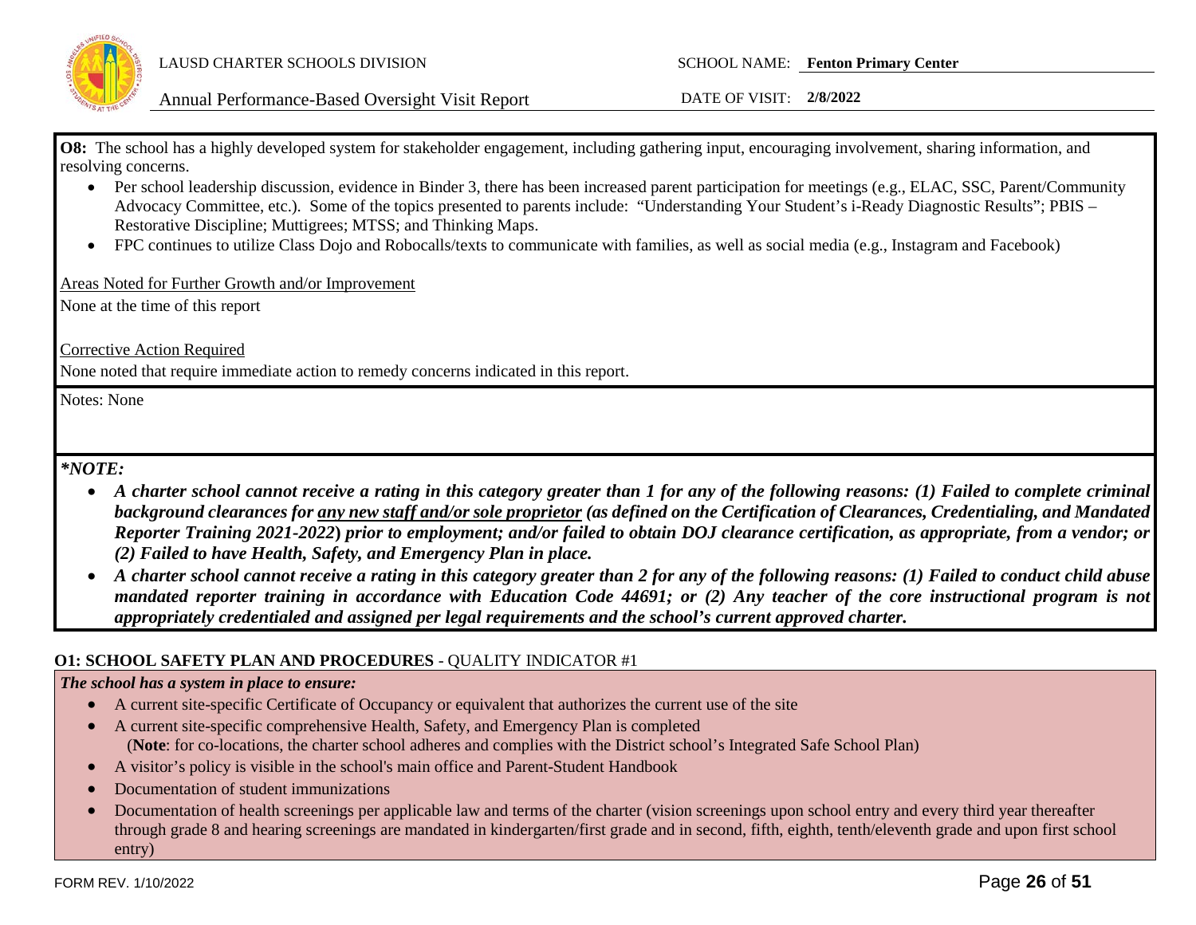**O8:** The school has a highly developed system for stakeholder engagement, including gathering input, encouraging involvement, sharing information, and resolving concerns.

- Per school leadership discussion, evidence in Binder 3, there has been increased parent participation for meetings (e.g., ELAC, SSC, Parent/Community Advocacy Committee, etc.). Some of the topics presented to parents include: "Understanding Your Student's i-Ready Diagnostic Results"; PBIS – Restorative Discipline; Muttigrees; MTSS; and Thinking Maps.
- FPC continues to utilize Class Dojo and Robocalls/texts to communicate with families, as well as social media (e.g., Instagram and Facebook)

Areas Noted for Further Growth and/or Improvement

None at the time of this report

Corrective Action Required

None noted that require immediate action to remedy concerns indicated in this report.

Notes: None

***NOTE:***

- ***A charter school cannot receive a rating in this category greater than 1 for any of the following reasons: (1) Failed to complete criminal background clearances for any new staff and/or sole proprietor (as defined on the Certification of Clearances, Credentialing, and Mandated Reporter Training 2021-2022) prior to employment; and/or failed to obtain DOJ clearance certification, as appropriate, from a vendor; or (2) Failed to have Health, Safety, and Emergency Plan in place.***
- ***A charter school cannot receive a rating in this category greater than 2 for any of the following reasons: (1) Failed to conduct child abuse mandated reporter training in accordance with Education Code 44691; or (2) Any teacher of the core instructional program is not appropriately credentialed and assigned per legal requirements and the school's current approved charter.***

**O1: SCHOOL SAFETY PLAN AND PROCEDURES** - QUALITY INDICATOR #1

***The school has a system in place to ensure:***

- A current site-specific Certificate of Occupancy or equivalent that authorizes the current use of the site
- A current site-specific comprehensive Health, Safety, and Emergency Plan is completed
  (**Note**: for co-locations, the charter school adheres and complies with the District school's Integrated Safe School Plan)
- A visitor's policy is visible in the school's main office and Parent-Student Handbook
- Documentation of student immunizations
- Documentation of health screenings per applicable law and terms of the charter (vision screenings upon school entry and every third year thereafter through grade 8 and hearing screenings are mandated in kindergarten/first grade and in second, fifth, eighth, tenth/eleventh grade and upon first school entry)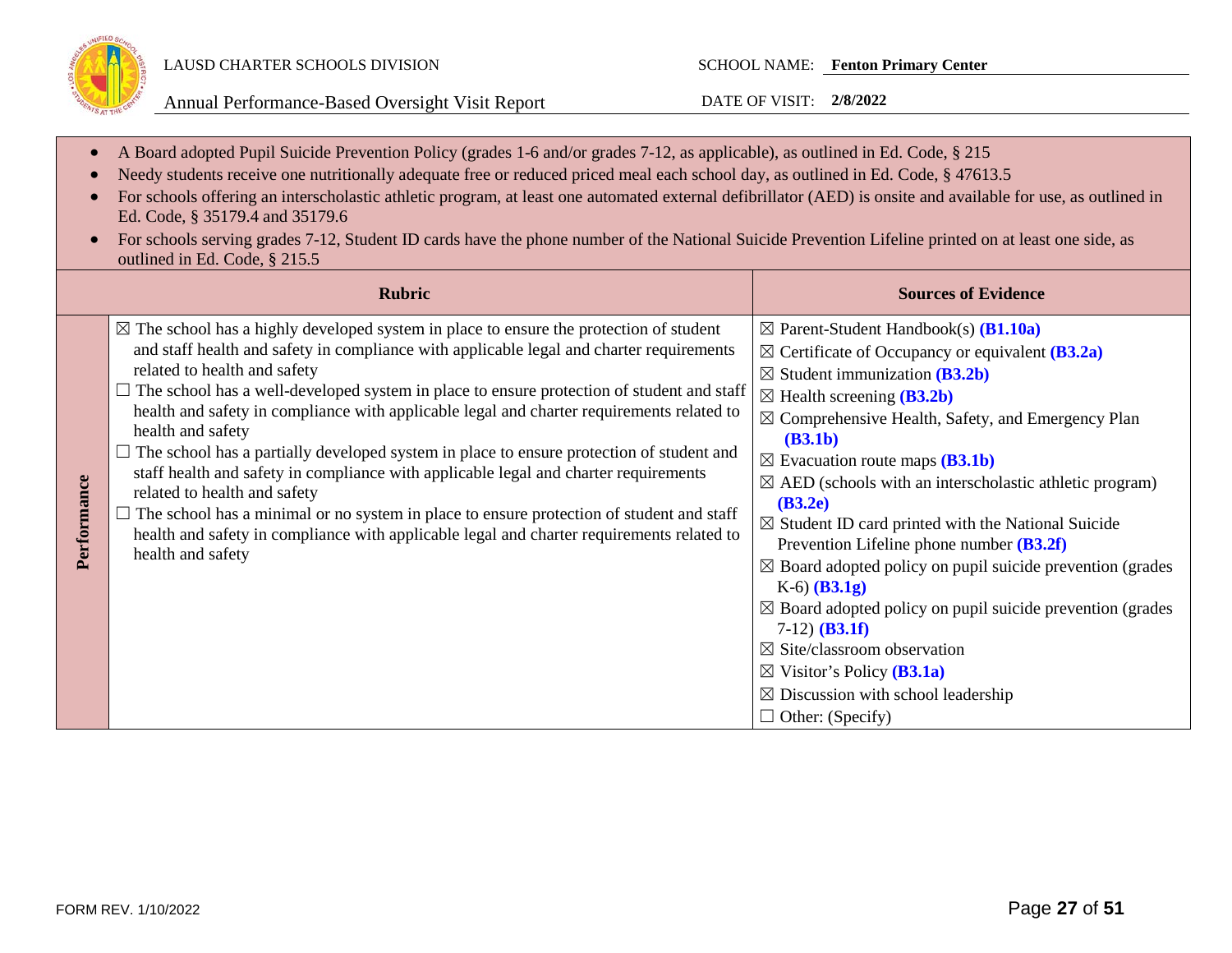- A Board adopted Pupil Suicide Prevention Policy (grades 1-6 and/or grades 7-12, as applicable), as outlined in Ed. Code, § 215
- Needy students receive one nutritionally adequate free or reduced priced meal each school day, as outlined in Ed. Code, § 47613.5
- For schools offering an interscholastic athletic program, at least one automated external defibrillator (AED) is onsite and available for use, as outlined in Ed. Code, § 35179.4 and 35179.6
- For schools serving grades 7-12, Student ID cards have the phone number of the National Suicide Prevention Lifeline printed on at least one side, as outlined in Ed. Code, § 215.5

| | Rubric | Sources of Evidence |
|---|---|---|
| **Performance** | ☒ The school has a highly developed system in place to ensure the protection of student and staff health and safety in compliance with applicable legal and charter requirements related to health and safety<br>☐ The school has a well-developed system in place to ensure protection of student and staff health and safety in compliance with applicable legal and charter requirements related to health and safety<br>☐ The school has a partially developed system in place to ensure protection of student and staff health and safety in compliance with applicable legal and charter requirements related to health and safety<br>☐ The school has a minimal or no system in place to ensure protection of student and staff health and safety in compliance with applicable legal and charter requirements related to health and safety | ☒ Parent-Student Handbook(s) **(B1.10a)**<br>☒ Certificate of Occupancy or equivalent **(B3.2a)**<br>☒ Student immunization **(B3.2b)**<br>☒ Health screening **(B3.2b)**<br>☒ Comprehensive Health, Safety, and Emergency Plan **(B3.1b)**<br>☒ Evacuation route maps **(B3.1b)**<br>☒ AED (schools with an interscholastic athletic program) **(B3.2e)**<br>☒ Student ID card printed with the National Suicide Prevention Lifeline phone number **(B3.2f)**<br>☒ Board adopted policy on pupil suicide prevention (grades K-6) **(B3.1g)**<br>☒ Board adopted policy on pupil suicide prevention (grades 7-12) **(B3.1f)**<br>☒ Site/classroom observation<br>☒ Visitor's Policy **(B3.1a)**<br>☒ Discussion with school leadership<br>☐ Other: (Specify) |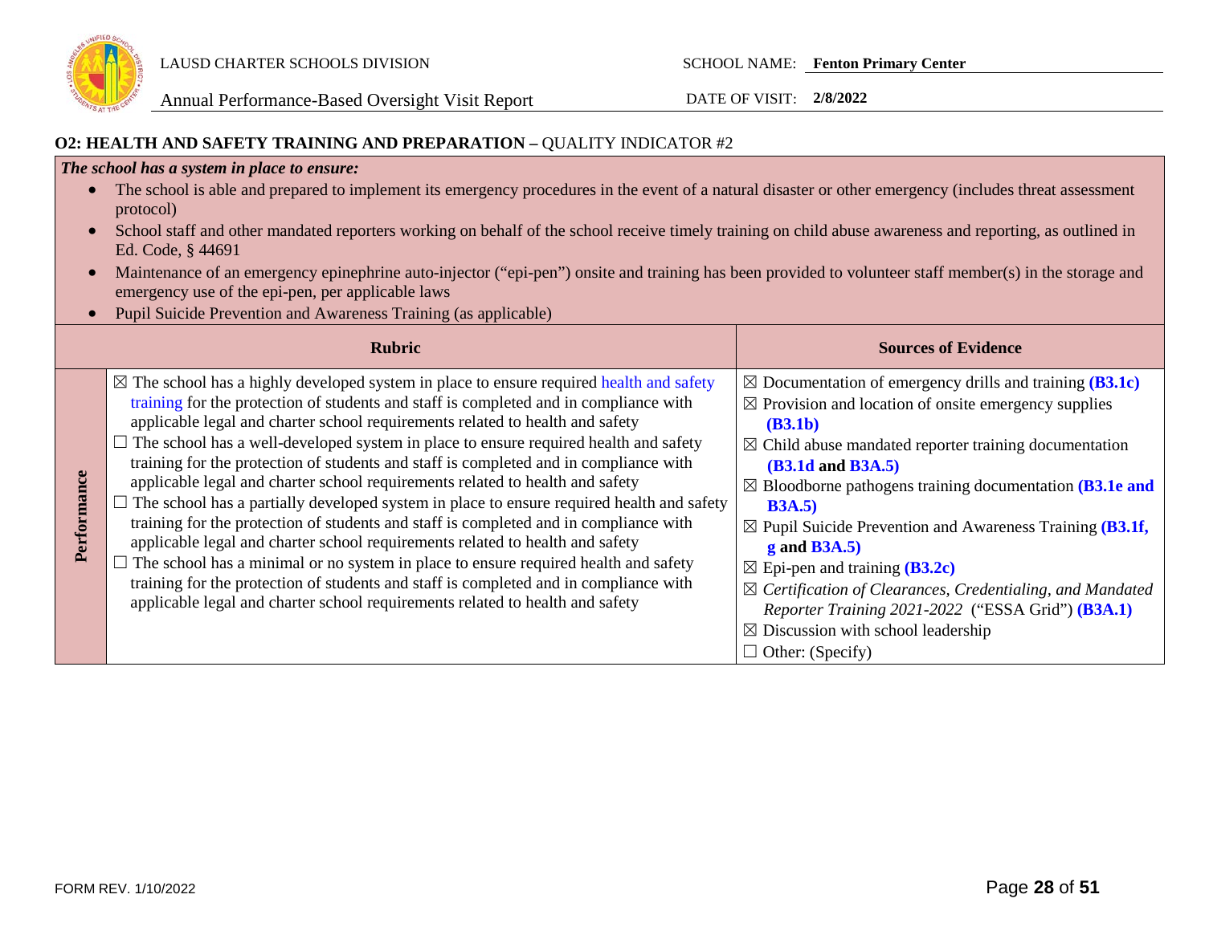## O2: HEALTH AND SAFETY TRAINING AND PREPARATION – QUALITY INDICATOR #2

***The school has a system in place to ensure:***

- The school is able and prepared to implement its emergency procedures in the event of a natural disaster or other emergency (includes threat assessment protocol)
- School staff and other mandated reporters working on behalf of the school receive timely training on child abuse awareness and reporting, as outlined in Ed. Code, § 44691
- Maintenance of an emergency epinephrine auto-injector ("epi-pen") onsite and training has been provided to volunteer staff member(s) in the storage and emergency use of the epi-pen, per applicable laws
- Pupil Suicide Prevention and Awareness Training (as applicable)

| | Rubric | Sources of Evidence |
|---|---|---|
| **Performance** | ☒ The school has a highly developed system in place to ensure required health and safety training for the protection of students and staff is completed and in compliance with applicable legal and charter school requirements related to health and safety<br>☐ The school has a well-developed system in place to ensure required health and safety training for the protection of students and staff is completed and in compliance with applicable legal and charter school requirements related to health and safety<br>☐ The school has a partially developed system in place to ensure required health and safety training for the protection of students and staff is completed and in compliance with applicable legal and charter school requirements related to health and safety<br>☐ The school has a minimal or no system in place to ensure required health and safety training for the protection of students and staff is completed and in compliance with applicable legal and charter school requirements related to health and safety | ☒ Documentation of emergency drills and training **(B3.1c)**<br>☒ Provision and location of onsite emergency supplies **(B3.1b)**<br>☒ Child abuse mandated reporter training documentation **(B3.1d and B3A.5)**<br>☒ Bloodborne pathogens training documentation **(B3.1e and B3A.5)**<br>☒ Pupil Suicide Prevention and Awareness Training **(B3.1f, g and B3A.5)**<br>☒ Epi-pen and training **(B3.2c)**<br>☒ *Certification of Clearances, Credentialing, and Mandated Reporter Training 2021-2022* ("ESSA Grid") **(B3A.1)**<br>☒ Discussion with school leadership<br>☐ Other: (Specify) |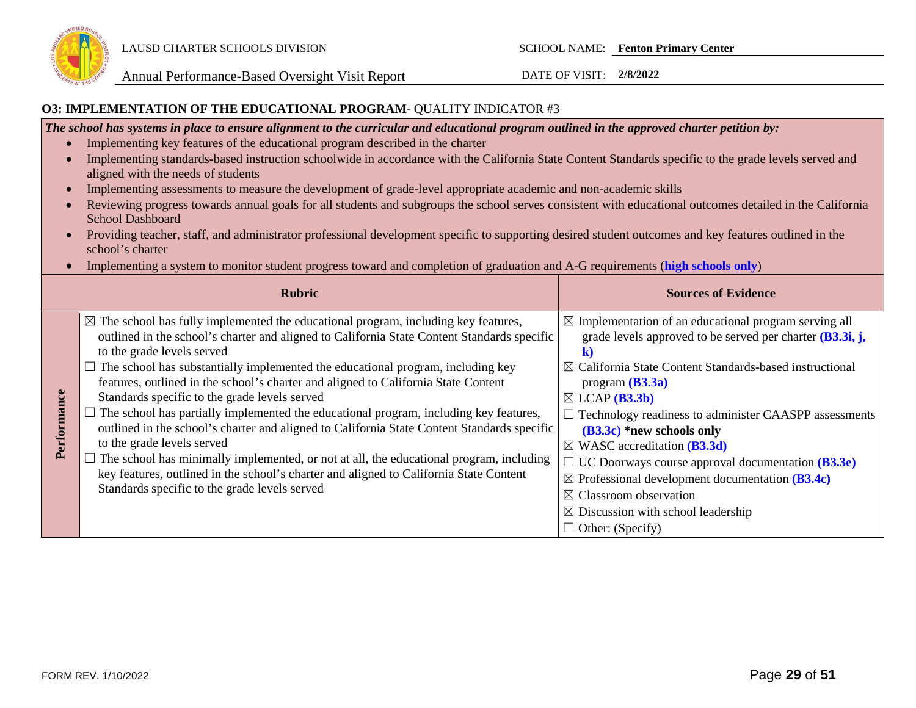LAUSD CHARTER SCHOOLS DIVISION

Annual Performance-Based Oversight Visit Report

SCHOOL NAME: **Fenton Primary Center**

DATE OF VISIT: **2/8/2022**

### O3: IMPLEMENTATION OF THE EDUCATIONAL PROGRAM- QUALITY INDICATOR #3

***The school has systems in place to ensure alignment to the curricular and educational program outlined in the approved charter petition by:***

- Implementing key features of the educational program described in the charter
- Implementing standards-based instruction schoolwide in accordance with the California State Content Standards specific to the grade levels served and aligned with the needs of students
- Implementing assessments to measure the development of grade-level appropriate academic and non-academic skills
- Reviewing progress towards annual goals for all students and subgroups the school serves consistent with educational outcomes detailed in the California School Dashboard
- Providing teacher, staff, and administrator professional development specific to supporting desired student outcomes and key features outlined in the school's charter
- Implementing a system to monitor student progress toward and completion of graduation and A-G requirements (**high schools only**)

| | Rubric | Sources of Evidence |
|---|---|---|
| **Performance** | ☒ The school has fully implemented the educational program, including key features, outlined in the school's charter and aligned to California State Content Standards specific to the grade levels served<br>☐ The school has substantially implemented the educational program, including key features, outlined in the school's charter and aligned to California State Content Standards specific to the grade levels served<br>☐ The school has partially implemented the educational program, including key features, outlined in the school's charter and aligned to California State Content Standards specific to the grade levels served<br>☐ The school has minimally implemented, or not at all, the educational program, including key features, outlined in the school's charter and aligned to California State Content Standards specific to the grade levels served | ☒ Implementation of an educational program serving all grade levels approved to be served per charter **(B3.3i, j, k)**<br>☒ California State Content Standards-based instructional program **(B3.3a)**<br>☒ LCAP **(B3.3b)**<br>☐ Technology readiness to administer CAASPP assessments **(B3.3c)** **\*new schools only**<br>☒ WASC accreditation **(B3.3d)**<br>☐ UC Doorways course approval documentation **(B3.3e)**<br>☒ Professional development documentation **(B3.4c)**<br>☒ Classroom observation<br>☒ Discussion with school leadership<br>☐ Other: (Specify) |

FORM REV. 1/10/2022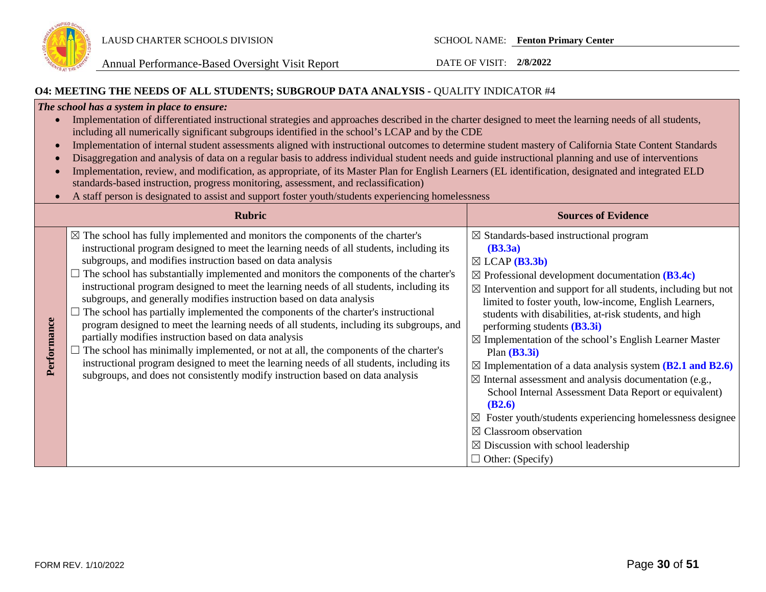## O4: MEETING THE NEEDS OF ALL STUDENTS; SUBGROUP DATA ANALYSIS - QUALITY INDICATOR #4

***The school has a system in place to ensure:***

- Implementation of differentiated instructional strategies and approaches described in the charter designed to meet the learning needs of all students, including all numerically significant subgroups identified in the school's LCAP and by the CDE
- Implementation of internal student assessments aligned with instructional outcomes to determine student mastery of California State Content Standards
- Disaggregation and analysis of data on a regular basis to address individual student needs and guide instructional planning and use of interventions
- Implementation, review, and modification, as appropriate, of its Master Plan for English Learners (EL identification, designated and integrated ELD standards-based instruction, progress monitoring, assessment, and reclassification)
- A staff person is designated to assist and support foster youth/students experiencing homelessness

| | Rubric | Sources of Evidence |
|---|---|---|
| **Performance** | ☒ The school has fully implemented and monitors the components of the charter's instructional program designed to meet the learning needs of all students, including its subgroups, and modifies instruction based on data analysis<br>☐ The school has substantially implemented and monitors the components of the charter's instructional program designed to meet the learning needs of all students, including its subgroups, and generally modifies instruction based on data analysis<br>☐ The school has partially implemented the components of the charter's instructional program designed to meet the learning needs of all students, including its subgroups, and partially modifies instruction based on data analysis<br>☐ The school has minimally implemented, or not at all, the components of the charter's instructional program designed to meet the learning needs of all students, including its subgroups, and does not consistently modify instruction based on data analysis | ☒ Standards-based instructional program **(B3.3a)**<br>☒ LCAP **(B3.3b)**<br>☒ Professional development documentation **(B3.4c)**<br>☒ Intervention and support for all students, including but not limited to foster youth, low-income, English Learners, students with disabilities, at-risk students, and high performing students **(B3.3i)**<br>☒ Implementation of the school's English Learner Master Plan **(B3.3i)**<br>☒ Implementation of a data analysis system **(B2.1 and B2.6)**<br>☒ Internal assessment and analysis documentation (e.g., School Internal Assessment Data Report or equivalent) **(B2.6)**<br>☒ Foster youth/students experiencing homelessness designee<br>☒ Classroom observation<br>☒ Discussion with school leadership<br>☐ Other: (Specify) |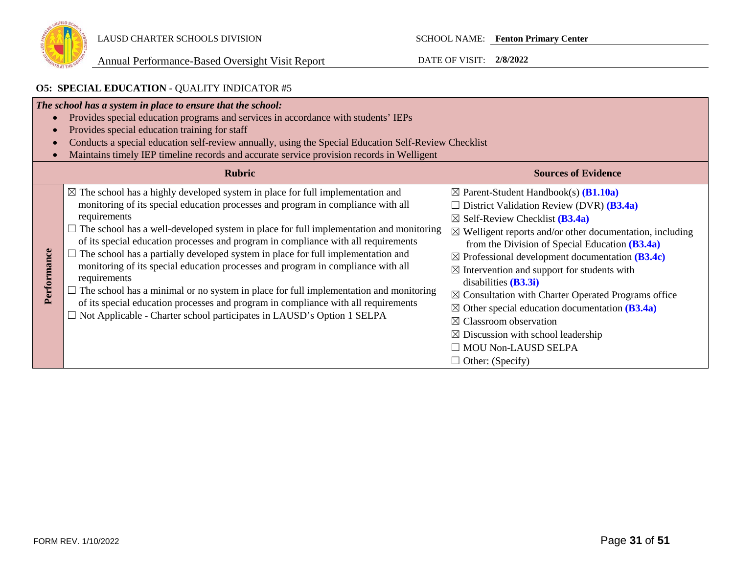LAUSD CHARTER SCHOOLS DIVISION

Annual Performance-Based Oversight Visit Report

SCHOOL NAME: **Fenton Primary Center**

DATE OF VISIT: **2/8/2022**

## O5: SPECIAL EDUCATION - QUALITY INDICATOR #5

***The school has a system in place to ensure that the school:***

- Provides special education programs and services in accordance with students' IEPs
- Provides special education training for staff
- Conducts a special education self-review annually, using the Special Education Self-Review Checklist
- Maintains timely IEP timeline records and accurate service provision records in Welligent

| | Rubric | Sources of Evidence |
|---|---|---|
| **Performance** | ☒ The school has a highly developed system in place for full implementation and monitoring of its special education processes and program in compliance with all requirements<br>☐ The school has a well-developed system in place for full implementation and monitoring of its special education processes and program in compliance with all requirements<br>☐ The school has a partially developed system in place for full implementation and monitoring of its special education processes and program in compliance with all requirements<br>☐ The school has a minimal or no system in place for full implementation and monitoring of its special education processes and program in compliance with all requirements<br>☐ Not Applicable - Charter school participates in LAUSD's Option 1 SELPA | ☒ Parent-Student Handbook(s) **(B1.10a)**<br>☐ District Validation Review (DVR) **(B3.4a)**<br>☒ Self-Review Checklist **(B3.4a)**<br>☒ Welligent reports and/or other documentation, including from the Division of Special Education **(B3.4a)**<br>☒ Professional development documentation **(B3.4c)**<br>☒ Intervention and support for students with disabilities **(B3.3i)**<br>☒ Consultation with Charter Operated Programs office<br>☒ Other special education documentation **(B3.4a)**<br>☒ Classroom observation<br>☒ Discussion with school leadership<br>☐ MOU Non-LAUSD SELPA<br>☐ Other: (Specify) |

FORM REV. 1/10/2022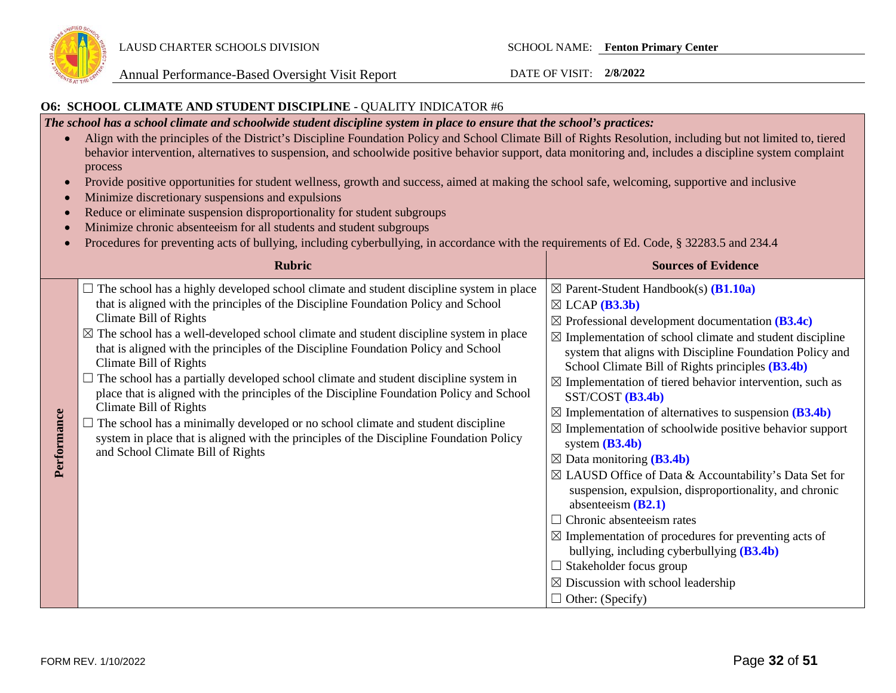## O6: SCHOOL CLIMATE AND STUDENT DISCIPLINE - QUALITY INDICATOR #6

***The school has a school climate and schoolwide student discipline system in place to ensure that the school's practices:***

- Align with the principles of the District's Discipline Foundation Policy and School Climate Bill of Rights Resolution, including but not limited to, tiered behavior intervention, alternatives to suspension, and schoolwide positive behavior support, data monitoring and, includes a discipline system complaint process
- Provide positive opportunities for student wellness, growth and success, aimed at making the school safe, welcoming, supportive and inclusive
- Minimize discretionary suspensions and expulsions
- Reduce or eliminate suspension disproportionality for student subgroups
- Minimize chronic absenteeism for all students and student subgroups
- Procedures for preventing acts of bullying, including cyberbullying, in accordance with the requirements of Ed. Code, § 32283.5 and 234.4

| | Rubric | Sources of Evidence |
|---|---|---|
| **Performance** | ☐ The school has a highly developed school climate and student discipline system in place that is aligned with the principles of the Discipline Foundation Policy and School Climate Bill of Rights<br>☒ The school has a well-developed school climate and student discipline system in place that is aligned with the principles of the Discipline Foundation Policy and School Climate Bill of Rights<br>☐ The school has a partially developed school climate and student discipline system in place that is aligned with the principles of the Discipline Foundation Policy and School Climate Bill of Rights<br>☐ The school has a minimally developed or no school climate and student discipline system in place that is aligned with the principles of the Discipline Foundation Policy and School Climate Bill of Rights | ☒ Parent-Student Handbook(s) **(B1.10a)**<br>☒ LCAP **(B3.3b)**<br>☒ Professional development documentation **(B3.4c)**<br>☒ Implementation of school climate and student discipline system that aligns with Discipline Foundation Policy and School Climate Bill of Rights principles **(B3.4b)**<br>☒ Implementation of tiered behavior intervention, such as SST/COST **(B3.4b)**<br>☒ Implementation of alternatives to suspension **(B3.4b)**<br>☒ Implementation of schoolwide positive behavior support system **(B3.4b)**<br>☒ Data monitoring **(B3.4b)**<br>☒ LAUSD Office of Data & Accountability's Data Set for suspension, expulsion, disproportionality, and chronic absenteeism **(B2.1)**<br>☐ Chronic absenteeism rates<br>☒ Implementation of procedures for preventing acts of bullying, including cyberbullying **(B3.4b)**<br>☐ Stakeholder focus group<br>☒ Discussion with school leadership<br>☐ Other: (Specify) |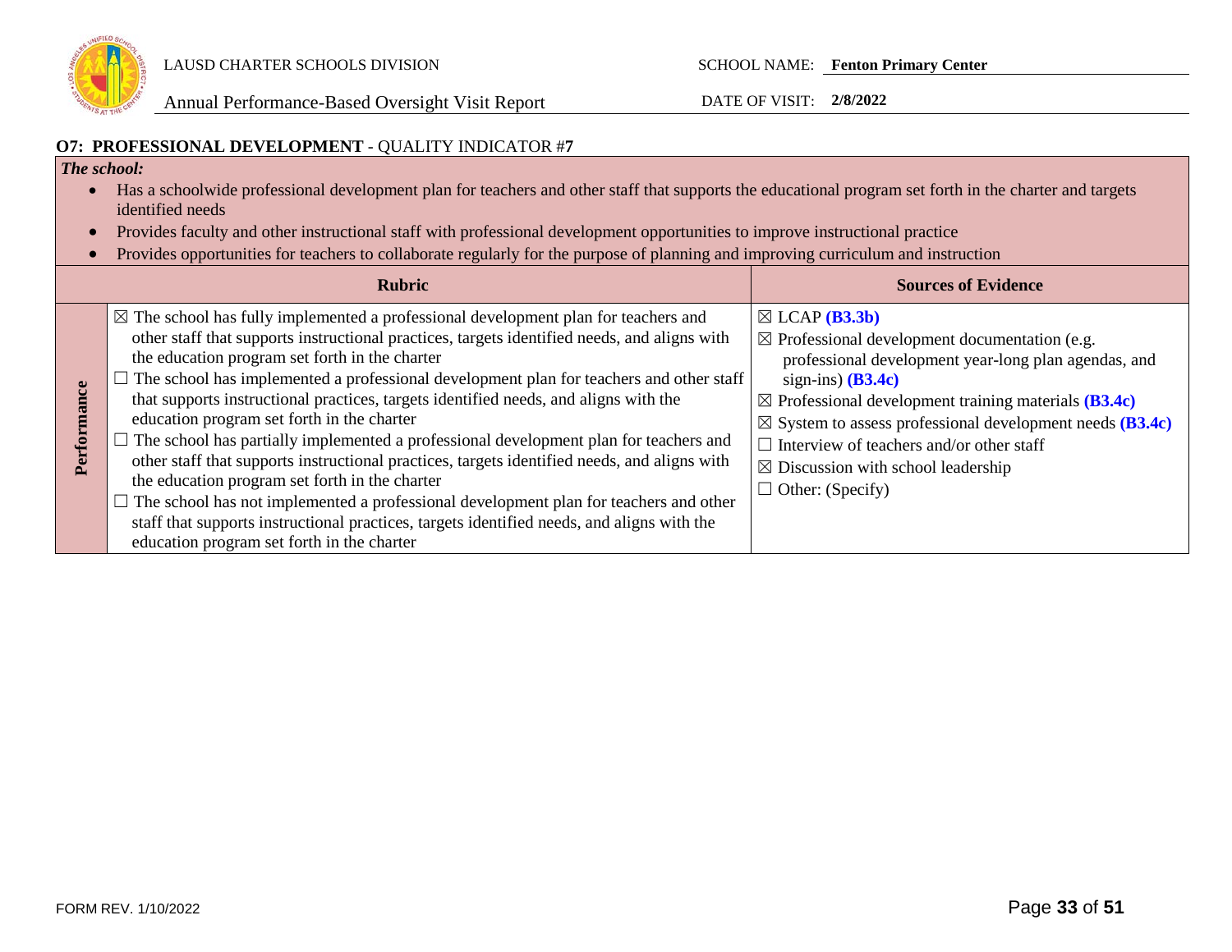## O7: PROFESSIONAL DEVELOPMENT - QUALITY INDICATOR #7

*The school:*

- Has a schoolwide professional development plan for teachers and other staff that supports the educational program set forth in the charter and targets identified needs
- Provides faculty and other instructional staff with professional development opportunities to improve instructional practice
- Provides opportunities for teachers to collaborate regularly for the purpose of planning and improving curriculum and instruction

| | Rubric | Sources of Evidence |
|---|---|---|
| **Performance** | ☒ The school has fully implemented a professional development plan for teachers and other staff that supports instructional practices, targets identified needs, and aligns with the education program set forth in the charter<br>☐ The school has implemented a professional development plan for teachers and other staff that supports instructional practices, targets identified needs, and aligns with the education program set forth in the charter<br>☐ The school has partially implemented a professional development plan for teachers and other staff that supports instructional practices, targets identified needs, and aligns with the education program set forth in the charter<br>☐ The school has not implemented a professional development plan for teachers and other staff that supports instructional practices, targets identified needs, and aligns with the education program set forth in the charter | ☒ LCAP **(B3.3b)**<br>☒ Professional development documentation (e.g. professional development year-long plan agendas, and sign-ins) **(B3.4c)**<br>☒ Professional development training materials **(B3.4c)**<br>☒ System to assess professional development needs **(B3.4c)**<br>☐ Interview of teachers and/or other staff<br>☒ Discussion with school leadership<br>☐ Other: (Specify) |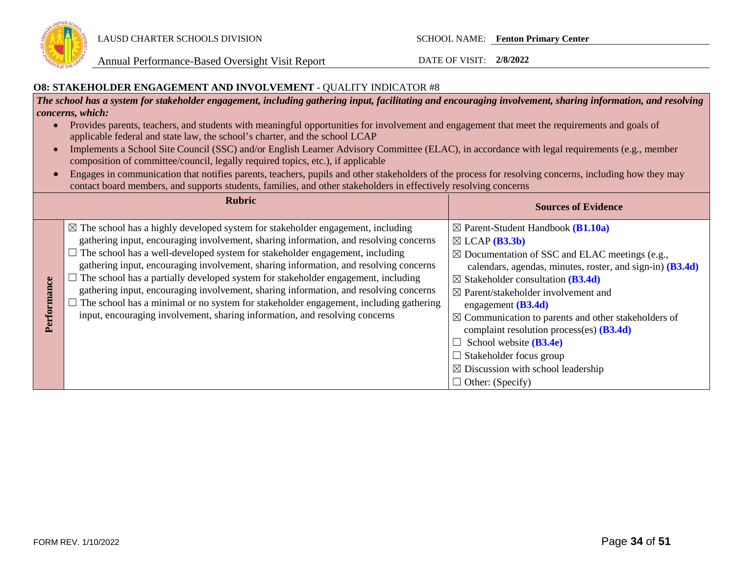### O8: STAKEHOLDER ENGAGEMENT AND INVOLVEMENT - QUALITY INDICATOR #8

***The school has a system for stakeholder engagement, including gathering input, facilitating and encouraging involvement, sharing information, and resolving concerns, which:***

- Provides parents, teachers, and students with meaningful opportunities for involvement and engagement that meet the requirements and goals of applicable federal and state law, the school's charter, and the school LCAP
- Implements a School Site Council (SSC) and/or English Learner Advisory Committee (ELAC), in accordance with legal requirements (e.g., member composition of committee/council, legally required topics, etc.), if applicable
- Engages in communication that notifies parents, teachers, pupils and other stakeholders of the process for resolving concerns, including how they may contact board members, and supports students, families, and other stakeholders in effectively resolving concerns

| | Rubric | Sources of Evidence |
|---|---|---|
| **Performance** | ☒ The school has a highly developed system for stakeholder engagement, including gathering input, encouraging involvement, sharing information, and resolving concerns<br>☐ The school has a well-developed system for stakeholder engagement, including gathering input, encouraging involvement, sharing information, and resolving concerns<br>☐ The school has a partially developed system for stakeholder engagement, including gathering input, encouraging involvement, sharing information, and resolving concerns<br>☐ The school has a minimal or no system for stakeholder engagement, including gathering input, encouraging involvement, sharing information, and resolving concerns | ☒ Parent-Student Handbook **(B1.10a)**<br>☒ LCAP **(B3.3b)**<br>☒ Documentation of SSC and ELAC meetings (e.g., calendars, agendas, minutes, roster, and sign-in) **(B3.4d)**<br>☒ Stakeholder consultation **(B3.4d)**<br>☒ Parent/stakeholder involvement and engagement **(B3.4d)**<br>☒ Communication to parents and other stakeholders of complaint resolution process(es) **(B3.4d)**<br>☐ School website **(B3.4e)**<br>☐ Stakeholder focus group<br>☒ Discussion with school leadership<br>☐ Other: (Specify) |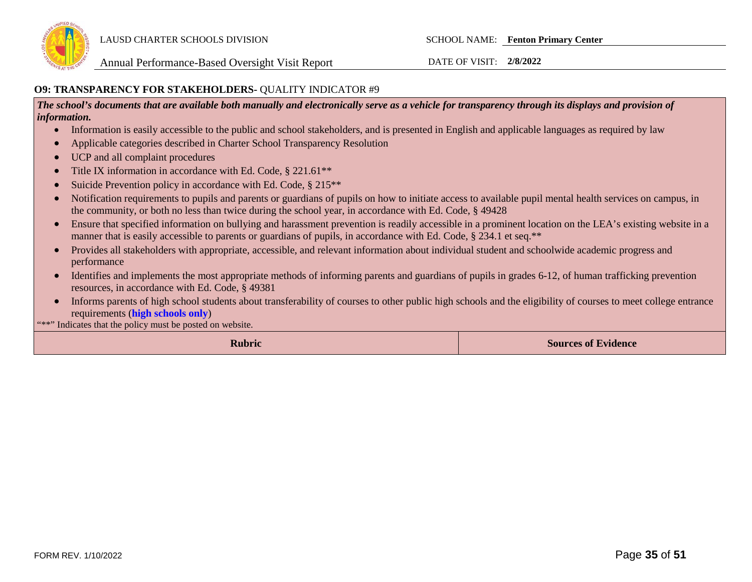**O9: TRANSPARENCY FOR STAKEHOLDERS-** QUALITY INDICATOR #9

***The school's documents that are available both manually and electronically serve as a vehicle for transparency through its displays and provision of information.***

- Information is easily accessible to the public and school stakeholders, and is presented in English and applicable languages as required by law
- Applicable categories described in Charter School Transparency Resolution
- UCP and all complaint procedures
- Title IX information in accordance with Ed. Code, § 221.61**
- Suicide Prevention policy in accordance with Ed. Code, § 215**
- Notification requirements to pupils and parents or guardians of pupils on how to initiate access to available pupil mental health services on campus, in the community, or both no less than twice during the school year, in accordance with Ed. Code, § 49428
- Ensure that specified information on bullying and harassment prevention is readily accessible in a prominent location on the LEA's existing website in a manner that is easily accessible to parents or guardians of pupils, in accordance with Ed. Code, § 234.1 et seq.**
- Provides all stakeholders with appropriate, accessible, and relevant information about individual student and schoolwide academic progress and performance
- Identifies and implements the most appropriate methods of informing parents and guardians of pupils in grades 6-12, of human trafficking prevention resources, in accordance with Ed. Code, § 49381
- Informs parents of high school students about transferability of courses to other public high schools and the eligibility of courses to meet college entrance requirements (**high schools only**)

"**" Indicates that the policy must be posted on website.

| Rubric | Sources of Evidence |
|---|---|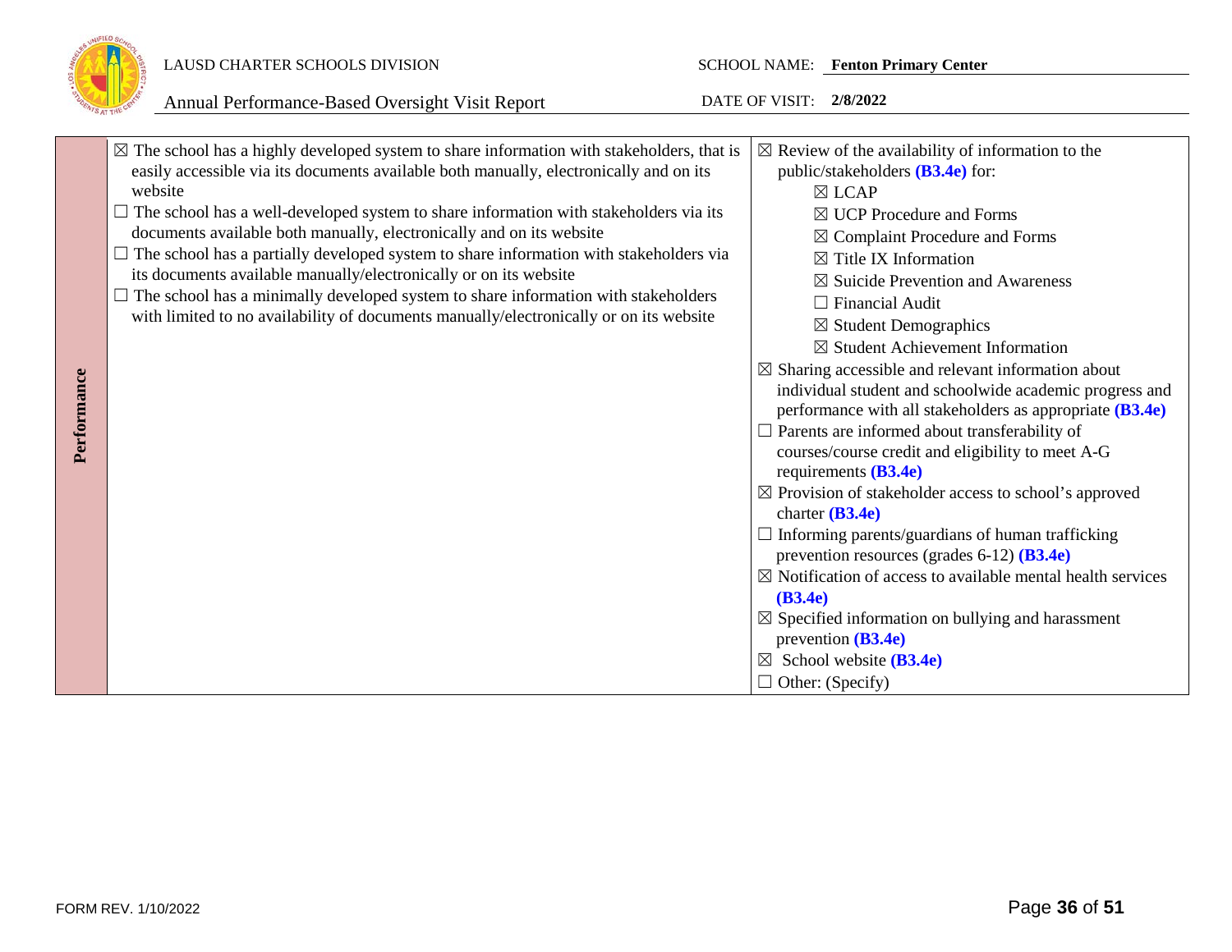| | | |
|---|---|---|
| **Performance** | ☒ The school has a highly developed system to share information with stakeholders, that is easily accessible via its documents available both manually, electronically and on its website<br>☐ The school has a well-developed system to share information with stakeholders via its documents available both manually, electronically and on its website<br>☐ The school has a partially developed system to share information with stakeholders via its documents available manually/electronically or on its website<br>☐ The school has a minimally developed system to share information with stakeholders with limited to no availability of documents manually/electronically or on its website | ☒ Review of the availability of information to the public/stakeholders **(B3.4e)** for:<br>☒ LCAP<br>☒ UCP Procedure and Forms<br>☒ Complaint Procedure and Forms<br>☒ Title IX Information<br>☒ Suicide Prevention and Awareness<br>☐ Financial Audit<br>☒ Student Demographics<br>☒ Student Achievement Information<br>☒ Sharing accessible and relevant information about individual student and schoolwide academic progress and performance with all stakeholders as appropriate **(B3.4e)**<br>☐ Parents are informed about transferability of courses/course credit and eligibility to meet A-G requirements **(B3.4e)**<br>☒ Provision of stakeholder access to school's approved charter **(B3.4e)**<br>☐ Informing parents/guardians of human trafficking prevention resources (grades 6-12) **(B3.4e)**<br>☒ Notification of access to available mental health services **(B3.4e)**<br>☒ Specified information on bullying and harassment prevention **(B3.4e)**<br>☒ School website **(B3.4e)**<br>☐ Other: (Specify) |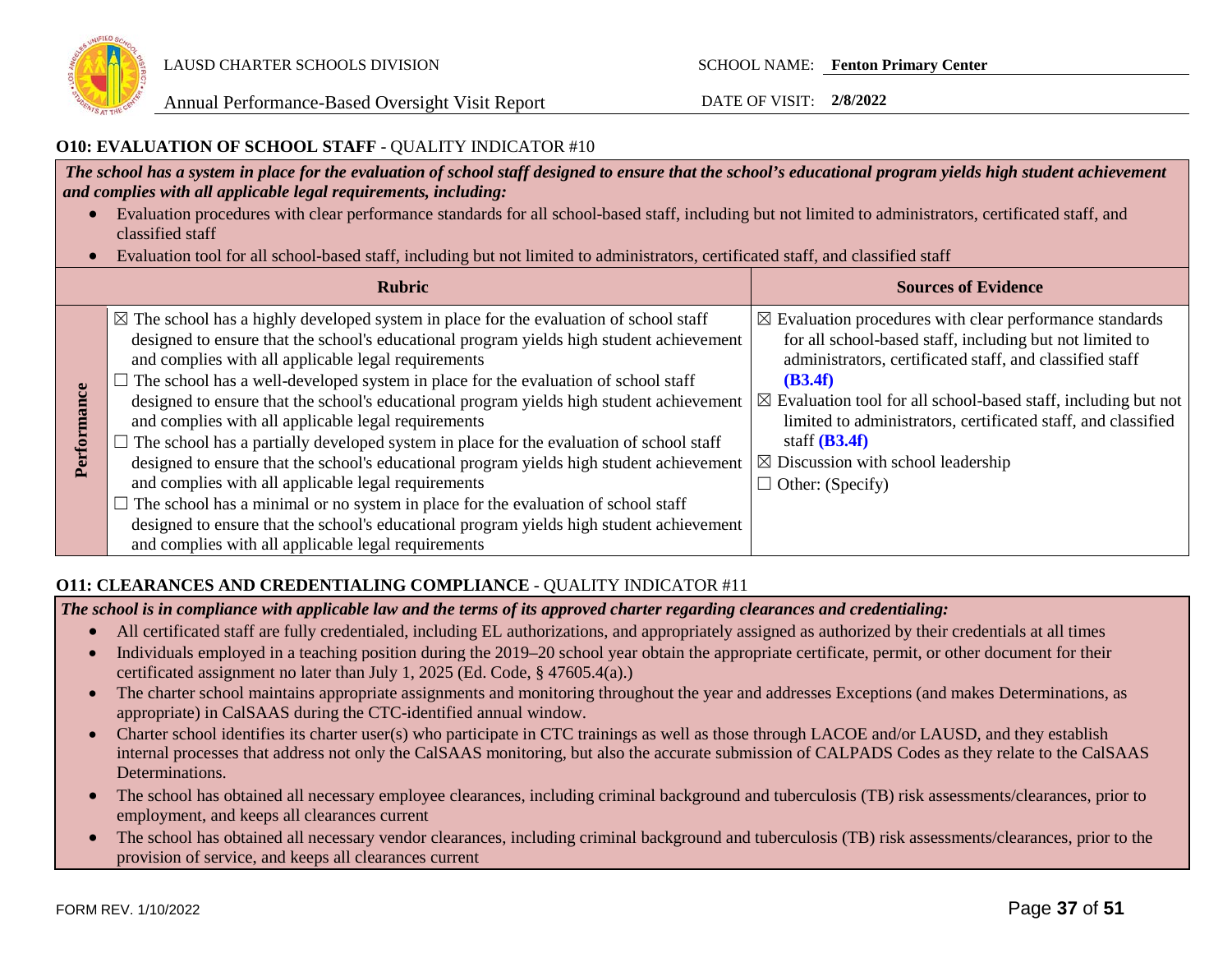### O10: EVALUATION OF SCHOOL STAFF - QUALITY INDICATOR #10

***The school has a system in place for the evaluation of school staff designed to ensure that the school's educational program yields high student achievement and complies with all applicable legal requirements, including:***

- Evaluation procedures with clear performance standards for all school-based staff, including but not limited to administrators, certificated staff, and classified staff
- Evaluation tool for all school-based staff, including but not limited to administrators, certificated staff, and classified staff

| | Rubric | Sources of Evidence |
|---|---|---|
| **Performance** | ☒ The school has a highly developed system in place for the evaluation of school staff designed to ensure that the school's educational program yields high student achievement and complies with all applicable legal requirements<br>☐ The school has a well-developed system in place for the evaluation of school staff designed to ensure that the school's educational program yields high student achievement and complies with all applicable legal requirements<br>☐ The school has a partially developed system in place for the evaluation of school staff designed to ensure that the school's educational program yields high student achievement and complies with all applicable legal requirements<br>☐ The school has a minimal or no system in place for the evaluation of school staff designed to ensure that the school's educational program yields high student achievement and complies with all applicable legal requirements | ☒ Evaluation procedures with clear performance standards for all school-based staff, including but not limited to administrators, certificated staff, and classified staff **(B3.4f)**<br>☒ Evaluation tool for all school-based staff, including but not limited to administrators, certificated staff, and classified staff **(B3.4f)**<br>☒ Discussion with school leadership<br>☐ Other: (Specify) |

### O11: CLEARANCES AND CREDENTIALING COMPLIANCE - QUALITY INDICATOR #11

***The school is in compliance with applicable law and the terms of its approved charter regarding clearances and credentialing:***

- All certificated staff are fully credentialed, including EL authorizations, and appropriately assigned as authorized by their credentials at all times
- Individuals employed in a teaching position during the 2019–20 school year obtain the appropriate certificate, permit, or other document for their certificated assignment no later than July 1, 2025 (Ed. Code, § 47605.4(a).)
- The charter school maintains appropriate assignments and monitoring throughout the year and addresses Exceptions (and makes Determinations, as appropriate) in CalSAAS during the CTC-identified annual window.
- Charter school identifies its charter user(s) who participate in CTC trainings as well as those through LACOE and/or LAUSD, and they establish internal processes that address not only the CalSAAS monitoring, but also the accurate submission of CALPADS Codes as they relate to the CalSAAS Determinations.
- The school has obtained all necessary employee clearances, including criminal background and tuberculosis (TB) risk assessments/clearances, prior to employment, and keeps all clearances current
- The school has obtained all necessary vendor clearances, including criminal background and tuberculosis (TB) risk assessments/clearances, prior to the provision of service, and keeps all clearances current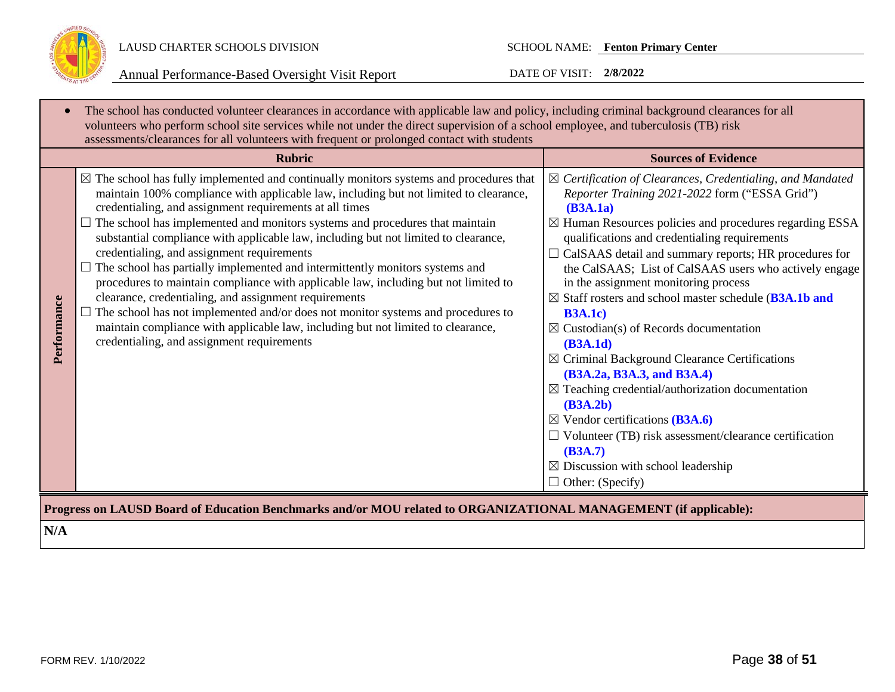- The school has conducted volunteer clearances in accordance with applicable law and policy, including criminal background clearances for all volunteers who perform school site services while not under the direct supervision of a school employee, and tuberculosis (TB) risk assessments/clearances for all volunteers with frequent or prolonged contact with students

| | Rubric | Sources of Evidence |
|---|---|---|
| **Performance** | ☒ The school has fully implemented and continually monitors systems and procedures that maintain 100% compliance with applicable law, including but not limited to clearance, credentialing, and assignment requirements at all times<br>☐ The school has implemented and monitors systems and procedures that maintain substantial compliance with applicable law, including but not limited to clearance, credentialing, and assignment requirements<br>☐ The school has partially implemented and intermittently monitors systems and procedures to maintain compliance with applicable law, including but not limited to clearance, credentialing, and assignment requirements<br>☐ The school has not implemented and/or does not monitor systems and procedures to maintain compliance with applicable law, including but not limited to clearance, credentialing, and assignment requirements | ☒ *Certification of Clearances, Credentialing, and Mandated Reporter Training 2021-2022* form ("ESSA Grid") **(B3A.1a)**<br>☒ Human Resources policies and procedures regarding ESSA qualifications and credentialing requirements<br>☐ CalSAAS detail and summary reports; HR procedures for the CalSAAS; List of CalSAAS users who actively engage in the assignment monitoring process<br>☒ Staff rosters and school master schedule (**B3A.1b and B3A.1c)**<br>☒ Custodian(s) of Records documentation **(B3A.1d)**<br>☒ Criminal Background Clearance Certifications **(B3A.2a, B3A.3, and B3A.4)**<br>☒ Teaching credential/authorization documentation **(B3A.2b)**<br>☒ Vendor certifications **(B3A.6)**<br>☐ Volunteer (TB) risk assessment/clearance certification **(B3A.7)**<br>☒ Discussion with school leadership<br>☐ Other: (Specify) |

**Progress on LAUSD Board of Education Benchmarks and/or MOU related to ORGANIZATIONAL MANAGEMENT (if applicable):**

**N/A**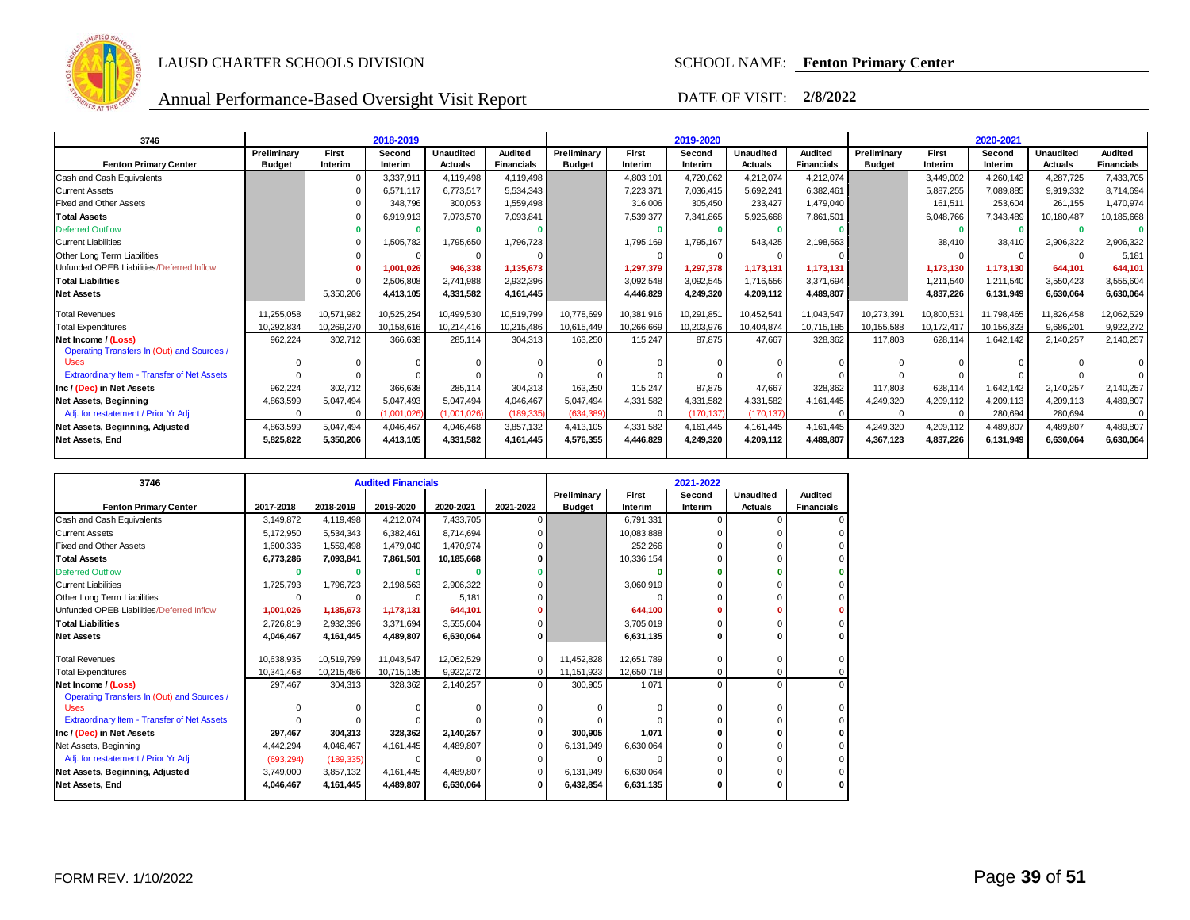LAUSD CHARTER SCHOOLS DIVISION

SCHOOL NAME: **Fenton Primary Center**

Annual Performance-Based Oversight Visit Report

DATE OF VISIT: **2/8/2022**

| 3746 | 2018-2019 | | | | | 2019-2020 | | | | | 2020-2021 | | | | |
|---|---|---|---|---|---|---|---|---|---|---|---|---|---|---|---|
| **Fenton Primary Center** | **Preliminary Budget** | **First Interim** | **Second Interim** | **Unaudited Actuals** | **Audited Financials** | **Preliminary Budget** | **First Interim** | **Second Interim** | **Unaudited Actuals** | **Audited Financials** | **Preliminary Budget** | **First Interim** | **Second Interim** | **Unaudited Actuals** | **Audited Financials** |
| Cash and Cash Equivalents | | 0 | 3,337,911 | 4,119,498 | 4,119,498 | | 4,803,101 | 4,720,062 | 4,212,074 | 4,212,074 | | 3,449,002 | 4,260,142 | 4,287,725 | 7,433,705 |
| Current Assets | | 0 | 6,571,117 | 6,773,517 | 5,534,343 | | 7,223,371 | 7,036,415 | 5,692,241 | 6,382,461 | | 5,887,255 | 7,089,885 | 9,919,332 | 8,714,694 |
| Fixed and Other Assets | | 0 | 348,796 | 300,053 | 1,559,498 | | 316,006 | 305,450 | 233,427 | 1,479,040 | | 161,511 | 253,604 | 261,155 | 1,470,974 |
| **Total Assets** | | 0 | 6,919,913 | 7,073,570 | 7,093,841 | | 7,539,377 | 7,341,865 | 5,925,668 | 7,861,501 | | 6,048,766 | 7,343,489 | 10,180,487 | 10,185,668 |
| Deferred Outflow | | **0** | **0** | **0** | **0** | | **0** | **0** | **0** | **0** | | **0** | **0** | **0** | **0** |
| Current Liabilities | | 0 | 1,505,782 | 1,795,650 | 1,796,723 | | 1,795,169 | 1,795,167 | 543,425 | 2,198,563 | | 38,410 | 38,410 | 2,906,322 | 2,906,322 |
| Other Long Term Liabilities | | 0 | 0 | 0 | 0 | | 0 | 0 | 0 | 0 | | 0 | 0 | 0 | 5,181 |
| Unfunded OPEB Liabilities/Deferred Inflow | | **0** | **1,001,026** | **946,338** | **1,135,673** | | **1,297,379** | **1,297,378** | **1,173,131** | **1,173,131** | | **1,173,130** | **1,173,130** | **644,101** | **644,101** |
| **Total Liabilities** | | 0 | 2,506,808 | 2,741,988 | 2,932,396 | | 3,092,548 | 3,092,545 | 1,716,556 | 3,371,694 | | 1,211,540 | 1,211,540 | 3,550,423 | 3,555,604 |
| **Net Assets** | | 5,350,206 | **4,413,105** | **4,331,582** | **4,161,445** | | **4,446,829** | **4,249,320** | **4,209,112** | **4,489,807** | | **4,837,226** | **6,131,949** | **6,630,064** | **6,630,064** |
| Total Revenues | 11,255,058 | 10,571,982 | 10,525,254 | 10,499,530 | 10,519,799 | 10,778,699 | 10,381,916 | 10,291,851 | 10,452,541 | 11,043,547 | 10,273,391 | 10,800,531 | 11,798,465 | 11,826,458 | 12,062,529 |
| Total Expenditures | 10,292,834 | 10,269,270 | 10,158,616 | 10,214,416 | 10,215,486 | 10,615,449 | 10,266,669 | 10,203,976 | 10,404,874 | 10,715,185 | 10,155,588 | 10,172,417 | 10,156,323 | 9,686,201 | 9,922,272 |
| **Net Income / (Loss)** | 962,224 | 302,712 | 366,638 | 285,114 | 304,313 | 163,250 | 115,247 | 87,875 | 47,667 | 328,362 | 117,803 | 628,114 | 1,642,142 | 2,140,257 | 2,140,257 |
| Operating Transfers In (Out) and Sources / Uses | 0 | 0 | 0 | 0 | 0 | 0 | 0 | 0 | 0 | 0 | 0 | 0 | 0 | 0 | 0 |
| Extraordinary Item - Transfer of Net Assets | 0 | 0 | 0 | 0 | 0 | 0 | 0 | 0 | 0 | 0 | 0 | 0 | 0 | 0 | 0 |
| **Inc / (Dec) in Net Assets** | 962,224 | 302,712 | 366,638 | 285,114 | 304,313 | 163,250 | 115,247 | 87,875 | 47,667 | 328,362 | 117,803 | 628,114 | 1,642,142 | 2,140,257 | 2,140,257 |
| **Net Assets, Beginning** | 4,863,599 | 5,047,494 | 5,047,493 | 5,047,494 | 4,046,467 | 5,047,494 | 4,331,582 | 4,331,582 | 4,331,582 | 4,161,445 | 4,249,320 | 4,209,112 | 4,209,113 | 4,209,113 | 4,489,807 |
| Adj. for restatement / Prior Yr Adj | 0 | 0 | (1,001,026) | (1,001,026) | (189,335) | (634,389) | 0 | (170,137) | (170,137) | 0 | 0 | 0 | 280,694 | 280,694 | 0 |
| **Net Assets, Beginning, Adjusted** | 4,863,599 | 5,047,494 | 4,046,467 | 4,046,468 | 3,857,132 | 4,413,105 | 4,331,582 | 4,161,445 | 4,161,445 | 4,161,445 | 4,249,320 | 4,209,112 | 4,489,807 | 4,489,807 | 4,489,807 |
| **Net Assets, End** | **5,825,822** | **5,350,206** | **4,413,105** | **4,331,582** | **4,161,445** | **4,576,355** | **4,446,829** | **4,249,320** | **4,209,112** | **4,489,807** | **4,367,123** | **4,837,226** | **6,131,949** | **6,630,064** | **6,630,064** |

| 3746 | Audited Financials | | | | | 2021-2022 | | | | |
|---|---|---|---|---|---|---|---|---|---|---|
| **Fenton Primary Center** | **2017-2018** | **2018-2019** | **2019-2020** | **2020-2021** | **2021-2022** | **Preliminary Budget** | **First Interim** | **Second Interim** | **Unaudited Actuals** | **Audited Financials** |
| Cash and Cash Equivalents | 3,149,872 | 4,119,498 | 4,212,074 | 7,433,705 | 0 | | 6,791,331 | 0 | 0 | 0 |
| Current Assets | 5,172,950 | 5,534,343 | 6,382,461 | 8,714,694 | 0 | | 10,083,888 | 0 | 0 | 0 |
| Fixed and Other Assets | 1,600,336 | 1,559,498 | 1,479,040 | 1,470,974 | 0 | | 252,266 | 0 | 0 | 0 |
| **Total Assets** | **6,773,286** | **7,093,841** | **7,861,501** | **10,185,668** | **0** | | 10,336,154 | 0 | 0 | 0 |
| Deferred Outflow | **0** | **0** | **0** | **0** | **0** | | **0** | **0** | **0** | **0** |
| Current Liabilities | 1,725,793 | 1,796,723 | 2,198,563 | 2,906,322 | 0 | | 3,060,919 | 0 | 0 | 0 |
| Other Long Term Liabilities | 0 | 0 | 0 | 5,181 | 0 | | 0 | 0 | 0 | 0 |
| Unfunded OPEB Liabilities/Deferred Inflow | **1,001,026** | **1,135,673** | **1,173,131** | **644,101** | **0** | | **644,100** | **0** | **0** | **0** |
| **Total Liabilities** | 2,726,819 | 2,932,396 | 3,371,694 | 3,555,604 | 0 | | 3,705,019 | 0 | 0 | 0 |
| **Net Assets** | **4,046,467** | **4,161,445** | **4,489,807** | **6,630,064** | **0** | | **6,631,135** | **0** | **0** | **0** |
| Total Revenues | 10,638,935 | 10,519,799 | 11,043,547 | 12,062,529 | 0 | 11,452,828 | 12,651,789 | 0 | 0 | 0 |
| Total Expenditures | 10,341,468 | 10,215,486 | 10,715,185 | 9,922,272 | 0 | 11,151,923 | 12,650,718 | 0 | 0 | 0 |
| **Net Income / (Loss)** | 297,467 | 304,313 | 328,362 | 2,140,257 | 0 | 300,905 | 1,071 | 0 | 0 | 0 |
| Operating Transfers In (Out) and Sources / Uses | 0 | 0 | 0 | 0 | 0 | 0 | 0 | 0 | 0 | 0 |
| Extraordinary Item - Transfer of Net Assets | 0 | 0 | 0 | 0 | 0 | 0 | 0 | 0 | 0 | 0 |
| **Inc / (Dec) in Net Assets** | **297,467** | **304,313** | **328,362** | **2,140,257** | **0** | **300,905** | **1,071** | **0** | **0** | **0** |
| Net Assets, Beginning | 4,442,294 | 4,046,467 | 4,161,445 | 4,489,807 | 0 | 6,131,949 | 6,630,064 | 0 | 0 | 0 |
| Adj. for restatement / Prior Yr Adj | (693,294) | (189,335) | 0 | 0 | 0 | 0 | 0 | 0 | 0 | 0 |
| **Net Assets, Beginning, Adjusted** | 3,749,000 | 3,857,132 | 4,161,445 | 4,489,807 | 0 | 6,131,949 | 6,630,064 | 0 | 0 | 0 |
| **Net Assets, End** | **4,046,467** | **4,161,445** | **4,489,807** | **6,630,064** | **0** | **6,432,854** | **6,631,135** | **0** | **0** | **0** |

FORM REV. 1/10/2022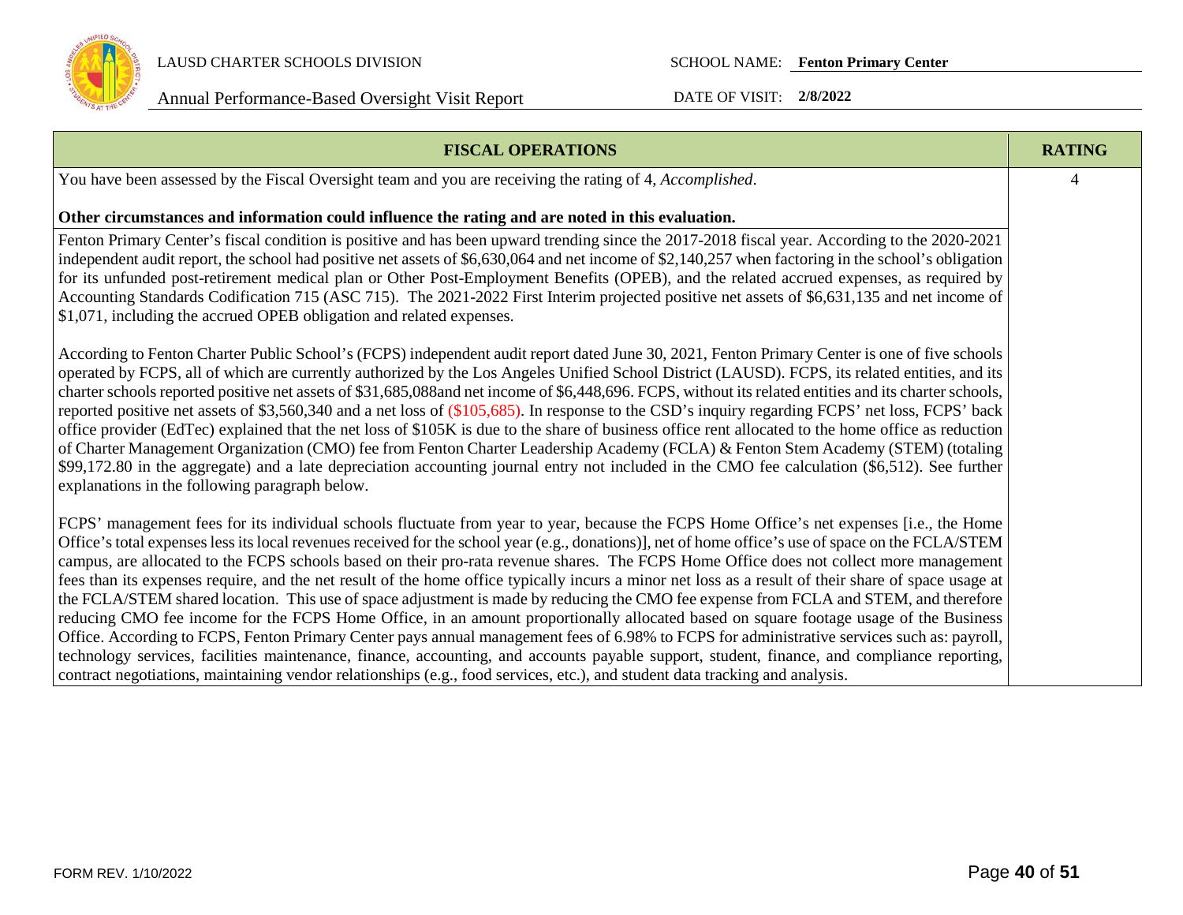| FISCAL OPERATIONS | RATING |
|---|---|
| You have been assessed by the Fiscal Oversight team and you are receiving the rating of 4, *Accomplished*.<br><br>**Other circumstances and information could influence the rating and are noted in this evaluation.** | 4 |
| Fenton Primary Center's fiscal condition is positive and has been upward trending since the 2017-2018 fiscal year. According to the 2020-2021 independent audit report, the school had positive net assets of $6,630,064 and net income of $2,140,257 when factoring in the school's obligation for its unfunded post-retirement medical plan or Other Post-Employment Benefits (OPEB), and the related accrued expenses, as required by Accounting Standards Codification 715 (ASC 715). The 2021-2022 First Interim projected positive net assets of $6,631,135 and net income of $1,071, including the accrued OPEB obligation and related expenses.<br><br>According to Fenton Charter Public School's (FCPS) independent audit report dated June 30, 2021, Fenton Primary Center is one of five schools operated by FCPS, all of which are currently authorized by the Los Angeles Unified School District (LAUSD). FCPS, its related entities, and its charter schools reported positive net assets of $31,685,088and net income of $6,448,696. FCPS, without its related entities and its charter schools, reported positive net assets of $3,560,340 and a net loss of ($105,685). In response to the CSD's inquiry regarding FCPS' net loss, FCPS' back office provider (EdTec) explained that the net loss of $105K is due to the share of business office rent allocated to the home office as reduction of Charter Management Organization (CMO) fee from Fenton Charter Leadership Academy (FCLA) & Fenton Stem Academy (STEM) (totaling $99,172.80 in the aggregate) and a late depreciation accounting journal entry not included in the CMO fee calculation ($6,512). See further explanations in the following paragraph below.<br><br>FCPS' management fees for its individual schools fluctuate from year to year, because the FCPS Home Office's net expenses [i.e., the Home Office's total expenses less its local revenues received for the school year (e.g., donations)], net of home office's use of space on the FCLA/STEM campus, are allocated to the FCPS schools based on their pro-rata revenue shares. The FCPS Home Office does not collect more management fees than its expenses require, and the net result of the home office typically incurs a minor net loss as a result of their share of space usage at the FCLA/STEM shared location. This use of space adjustment is made by reducing the CMO fee expense from FCLA and STEM, and therefore reducing CMO fee income for the FCPS Home Office, in an amount proportionally allocated based on square footage usage of the Business Office. According to FCPS, Fenton Primary Center pays annual management fees of 6.98% to FCPS for administrative services such as: payroll, technology services, facilities maintenance, finance, accounting, and accounts payable support, student, finance, and compliance reporting, contract negotiations, maintaining vendor relationships (e.g., food services, etc.), and student data tracking and analysis. | |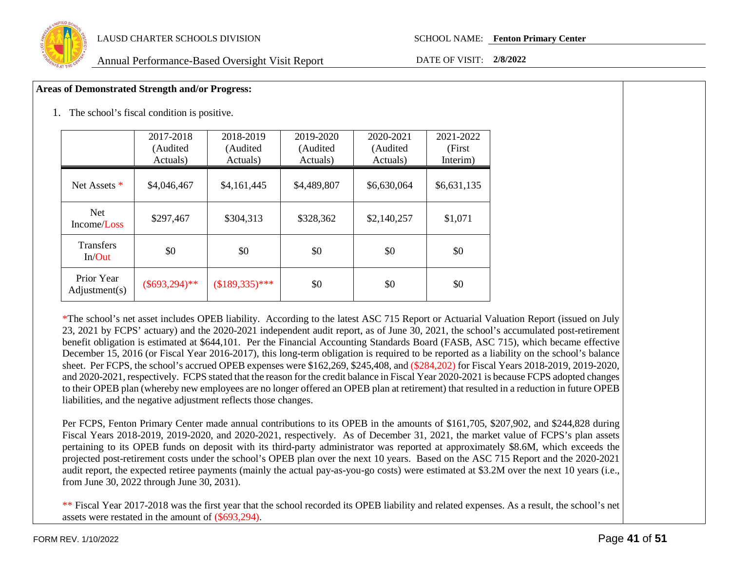**Areas of Demonstrated Strength and/or Progress:**

1. The school's fiscal condition is positive.

| | 2017-2018 (Audited Actuals) | 2018-2019 (Audited Actuals) | 2019-2020 (Audited Actuals) | 2020-2021 (Audited Actuals) | 2021-2022 (First Interim) |
|---|---|---|---|---|---|
| Net Assets * | $4,046,467 | $4,161,445 | $4,489,807 | $6,630,064 | $6,631,135 |
| Net Income/Loss | $297,467 | $304,313 | $328,362 | $2,140,257 | $1,071 |
| Transfers In/Out | $0 | $0 | $0 | $0 | $0 |
| Prior Year Adjustment(s) | ($693,294)** | ($189,335)*** | $0 | $0 | $0 |

*The school's net asset includes OPEB liability. According to the latest ASC 715 Report or Actuarial Valuation Report (issued on July 23, 2021 by FCPS' actuary) and the 2020-2021 independent audit report, as of June 30, 2021, the school's accumulated post-retirement benefit obligation is estimated at $644,101. Per the Financial Accounting Standards Board (FASB, ASC 715), which became effective December 15, 2016 (or Fiscal Year 2016-2017), this long-term obligation is required to be reported as a liability on the school's balance sheet. Per FCPS, the school's accrued OPEB expenses were $162,269, $245,408, and ($284,202) for Fiscal Years 2018-2019, 2019-2020, and 2020-2021, respectively. FCPS stated that the reason for the credit balance in Fiscal Year 2020-2021 is because FCPS adopted changes to their OPEB plan (whereby new employees are no longer offered an OPEB plan at retirement) that resulted in a reduction in future OPEB liabilities, and the negative adjustment reflects those changes.

Per FCPS, Fenton Primary Center made annual contributions to its OPEB in the amounts of $161,705, $207,902, and $244,828 during Fiscal Years 2018-2019, 2019-2020, and 2020-2021, respectively. As of December 31, 2021, the market value of FCPS's plan assets pertaining to its OPEB funds on deposit with its third-party administrator was reported at approximately $8.6M, which exceeds the projected post-retirement costs under the school's OPEB plan over the next 10 years. Based on the ASC 715 Report and the 2020-2021 audit report, the expected retiree payments (mainly the actual pay-as-you-go costs) were estimated at $3.2M over the next 10 years (i.e., from June 30, 2022 through June 30, 2031).

** Fiscal Year 2017-2018 was the first year that the school recorded its OPEB liability and related expenses. As a result, the school's net assets were restated in the amount of ($693,294).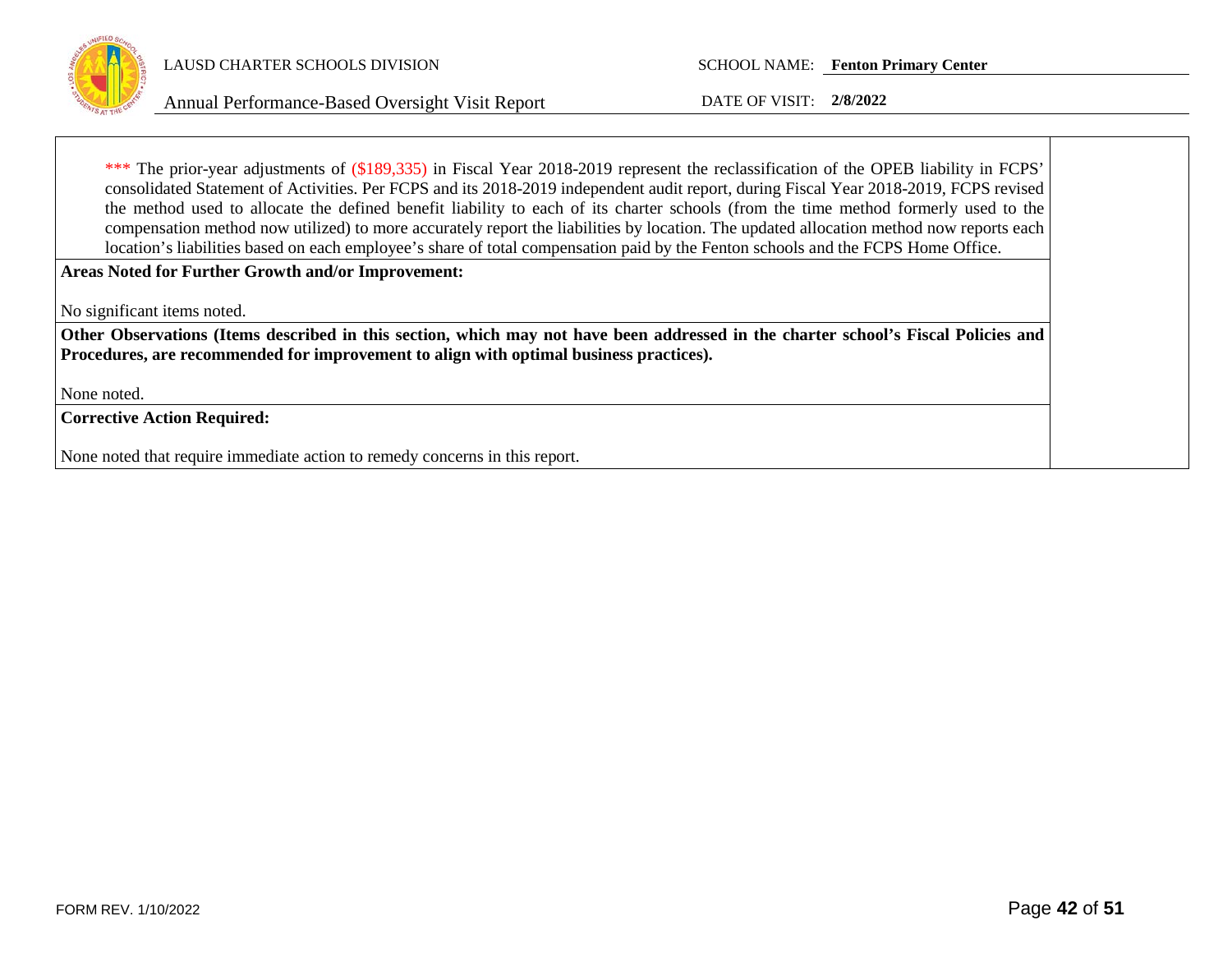*** The prior-year adjustments of ($189,335) in Fiscal Year 2018-2019 represent the reclassification of the OPEB liability in FCPS' consolidated Statement of Activities. Per FCPS and its 2018-2019 independent audit report, during Fiscal Year 2018-2019, FCPS revised the method used to allocate the defined benefit liability to each of its charter schools (from the time method formerly used to the compensation method now utilized) to more accurately report the liabilities by location. The updated allocation method now reports each location's liabilities based on each employee's share of total compensation paid by the Fenton schools and the FCPS Home Office.

**Areas Noted for Further Growth and/or Improvement:**

No significant items noted.

**Other Observations (Items described in this section, which may not have been addressed in the charter school's Fiscal Policies and Procedures, are recommended for improvement to align with optimal business practices).**

None noted.

**Corrective Action Required:**

None noted that require immediate action to remedy concerns in this report.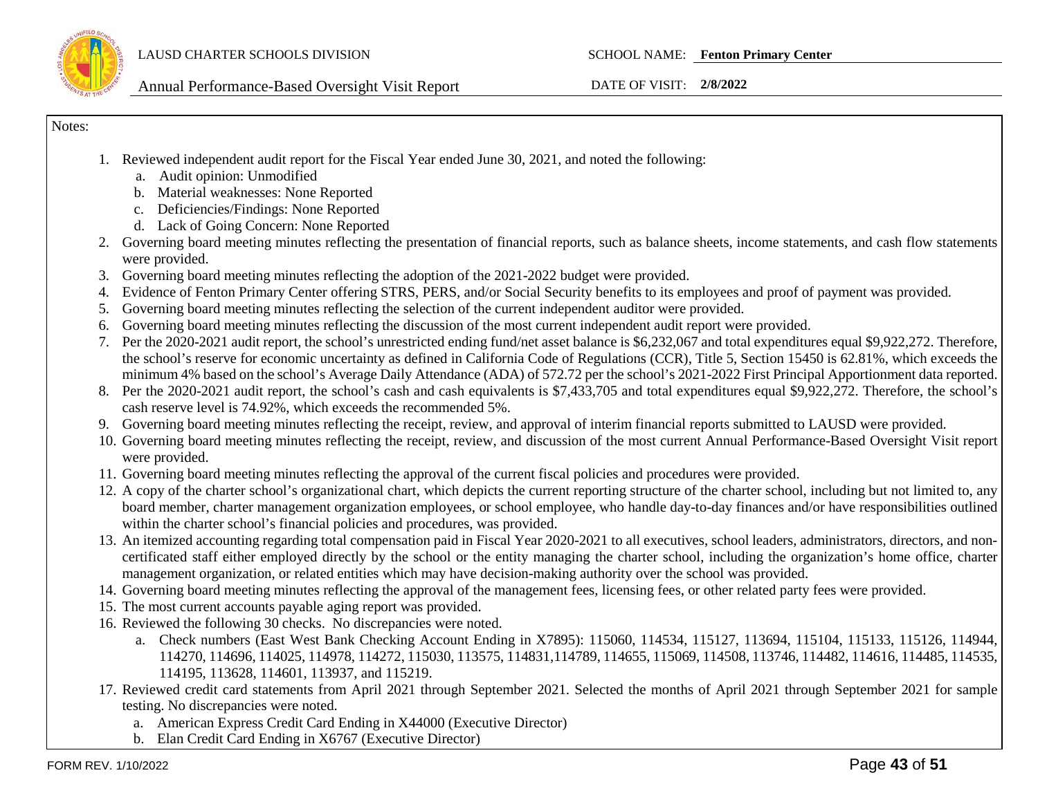Notes:

1. Reviewed independent audit report for the Fiscal Year ended June 30, 2021, and noted the following:
   a. Audit opinion: Unmodified
   b. Material weaknesses: None Reported
   c. Deficiencies/Findings: None Reported
   d. Lack of Going Concern: None Reported
2. Governing board meeting minutes reflecting the presentation of financial reports, such as balance sheets, income statements, and cash flow statements were provided.
3. Governing board meeting minutes reflecting the adoption of the 2021-2022 budget were provided.
4. Evidence of Fenton Primary Center offering STRS, PERS, and/or Social Security benefits to its employees and proof of payment was provided.
5. Governing board meeting minutes reflecting the selection of the current independent auditor were provided.
6. Governing board meeting minutes reflecting the discussion of the most current independent audit report were provided.
7. Per the 2020-2021 audit report, the school's unrestricted ending fund/net asset balance is $6,232,067 and total expenditures equal $9,922,272. Therefore, the school's reserve for economic uncertainty as defined in California Code of Regulations (CCR), Title 5, Section 15450 is 62.81%, which exceeds the minimum 4% based on the school's Average Daily Attendance (ADA) of 572.72 per the school's 2021-2022 First Principal Apportionment data reported.
8. Per the 2020-2021 audit report, the school's cash and cash equivalents is $7,433,705 and total expenditures equal $9,922,272. Therefore, the school's cash reserve level is 74.92%, which exceeds the recommended 5%.
9. Governing board meeting minutes reflecting the receipt, review, and approval of interim financial reports submitted to LAUSD were provided.
10. Governing board meeting minutes reflecting the receipt, review, and discussion of the most current Annual Performance-Based Oversight Visit report were provided.
11. Governing board meeting minutes reflecting the approval of the current fiscal policies and procedures were provided.
12. A copy of the charter school's organizational chart, which depicts the current reporting structure of the charter school, including but not limited to, any board member, charter management organization employees, or school employee, who handle day-to-day finances and/or have responsibilities outlined within the charter school's financial policies and procedures, was provided.
13. An itemized accounting regarding total compensation paid in Fiscal Year 2020-2021 to all executives, school leaders, administrators, directors, and non-certificated staff either employed directly by the school or the entity managing the charter school, including the organization's home office, charter management organization, or related entities which may have decision-making authority over the school was provided.
14. Governing board meeting minutes reflecting the approval of the management fees, licensing fees, or other related party fees were provided.
15. The most current accounts payable aging report was provided.
16. Reviewed the following 30 checks. No discrepancies were noted.
   a. Check numbers (East West Bank Checking Account Ending in X7895): 115060, 114534, 115127, 113694, 115104, 115133, 115126, 114944, 114270, 114696, 114025, 114978, 114272, 115030, 113575, 114831,114789, 114655, 115069, 114508, 113746, 114482, 114616, 114485, 114535, 114195, 113628, 114601, 113937, and 115219.
17. Reviewed credit card statements from April 2021 through September 2021. Selected the months of April 2021 through September 2021 for sample testing. No discrepancies were noted.
   a. American Express Credit Card Ending in X44000 (Executive Director)
   b. Elan Credit Card Ending in X6767 (Executive Director)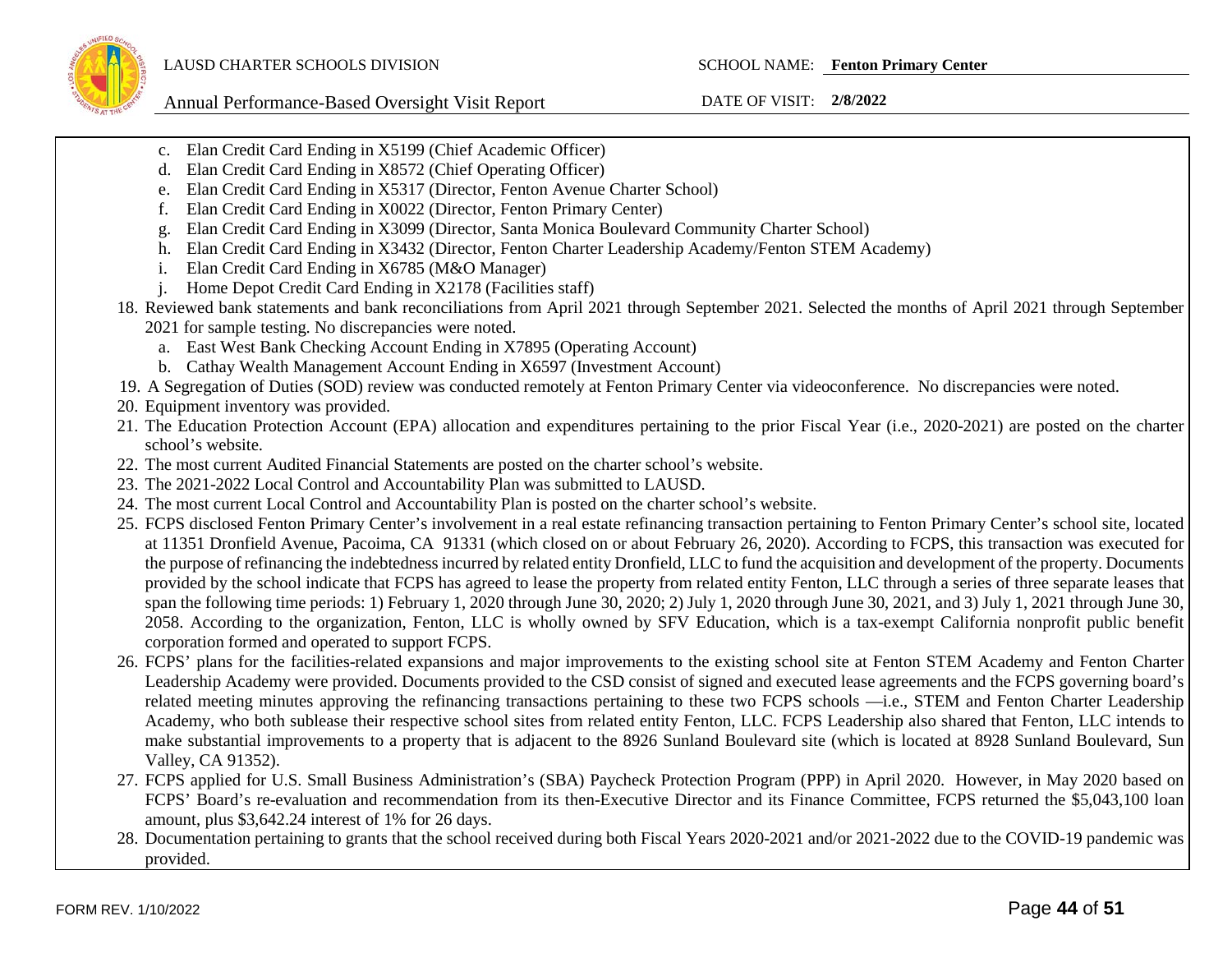c. Elan Credit Card Ending in X5199 (Chief Academic Officer)
d. Elan Credit Card Ending in X8572 (Chief Operating Officer)
e. Elan Credit Card Ending in X5317 (Director, Fenton Avenue Charter School)
f. Elan Credit Card Ending in X0022 (Director, Fenton Primary Center)
g. Elan Credit Card Ending in X3099 (Director, Santa Monica Boulevard Community Charter School)
h. Elan Credit Card Ending in X3432 (Director, Fenton Charter Leadership Academy/Fenton STEM Academy)
i. Elan Credit Card Ending in X6785 (M&O Manager)
j. Home Depot Credit Card Ending in X2178 (Facilities staff)

18. Reviewed bank statements and bank reconciliations from April 2021 through September 2021. Selected the months of April 2021 through September 2021 for sample testing. No discrepancies were noted.
    a. East West Bank Checking Account Ending in X7895 (Operating Account)
    b. Cathay Wealth Management Account Ending in X6597 (Investment Account)
19. A Segregation of Duties (SOD) review was conducted remotely at Fenton Primary Center via videoconference. No discrepancies were noted.
20. Equipment inventory was provided.
21. The Education Protection Account (EPA) allocation and expenditures pertaining to the prior Fiscal Year (i.e., 2020-2021) are posted on the charter school's website.
22. The most current Audited Financial Statements are posted on the charter school's website.
23. The 2021-2022 Local Control and Accountability Plan was submitted to LAUSD.
24. The most current Local Control and Accountability Plan is posted on the charter school's website.
25. FCPS disclosed Fenton Primary Center's involvement in a real estate refinancing transaction pertaining to Fenton Primary Center's school site, located at 11351 Dronfield Avenue, Pacoima, CA 91331 (which closed on or about February 26, 2020). According to FCPS, this transaction was executed for the purpose of refinancing the indebtedness incurred by related entity Dronfield, LLC to fund the acquisition and development of the property. Documents provided by the school indicate that FCPS has agreed to lease the property from related entity Fenton, LLC through a series of three separate leases that span the following time periods: 1) February 1, 2020 through June 30, 2020; 2) July 1, 2020 through June 30, 2021, and 3) July 1, 2021 through June 30, 2058. According to the organization, Fenton, LLC is wholly owned by SFV Education, which is a tax-exempt California nonprofit public benefit corporation formed and operated to support FCPS.
26. FCPS' plans for the facilities-related expansions and major improvements to the existing school site at Fenton STEM Academy and Fenton Charter Leadership Academy were provided. Documents provided to the CSD consist of signed and executed lease agreements and the FCPS governing board's related meeting minutes approving the refinancing transactions pertaining to these two FCPS schools —i.e., STEM and Fenton Charter Leadership Academy, who both sublease their respective school sites from related entity Fenton, LLC. FCPS Leadership also shared that Fenton, LLC intends to make substantial improvements to a property that is adjacent to the 8926 Sunland Boulevard site (which is located at 8928 Sunland Boulevard, Sun Valley, CA 91352).
27. FCPS applied for U.S. Small Business Administration's (SBA) Paycheck Protection Program (PPP) in April 2020. However, in May 2020 based on FCPS' Board's re-evaluation and recommendation from its then-Executive Director and its Finance Committee, FCPS returned the $5,043,100 loan amount, plus $3,642.24 interest of 1% for 26 days.
28. Documentation pertaining to grants that the school received during both Fiscal Years 2020-2021 and/or 2021-2022 due to the COVID-19 pandemic was provided.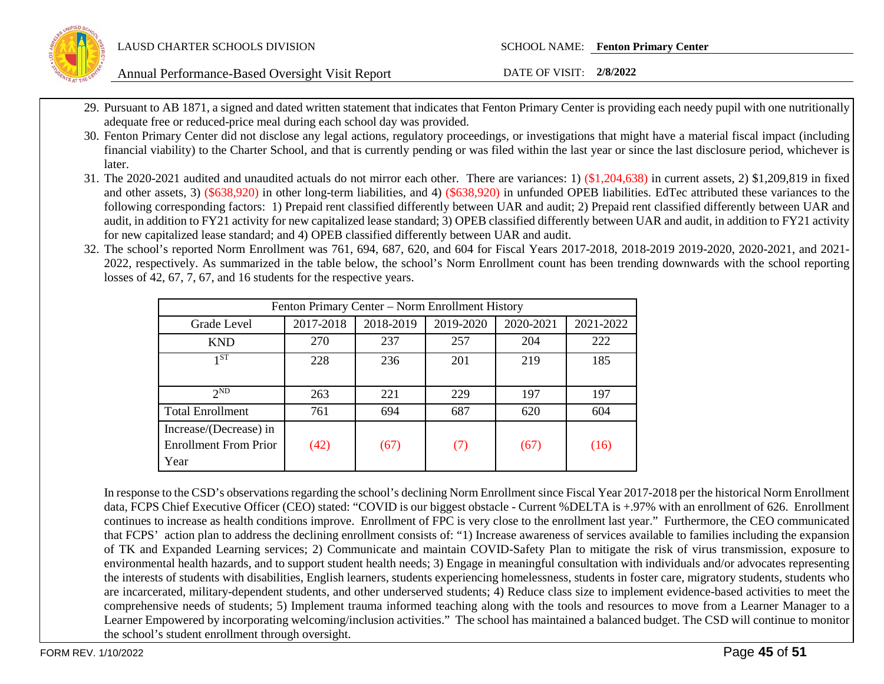29. Pursuant to AB 1871, a signed and dated written statement that indicates that Fenton Primary Center is providing each needy pupil with one nutritionally adequate free or reduced-price meal during each school day was provided.
30. Fenton Primary Center did not disclose any legal actions, regulatory proceedings, or investigations that might have a material fiscal impact (including financial viability) to the Charter School, and that is currently pending or was filed within the last year or since the last disclosure period, whichever is later.
31. The 2020-2021 audited and unaudited actuals do not mirror each other. There are variances: 1) ($1,204,638) in current assets, 2) $1,209,819 in fixed and other assets, 3) ($638,920) in other long-term liabilities, and 4) ($638,920) in unfunded OPEB liabilities. EdTec attributed these variances to the following corresponding factors: 1) Prepaid rent classified differently between UAR and audit; 2) Prepaid rent classified differently between UAR and audit, in addition to FY21 activity for new capitalized lease standard; 3) OPEB classified differently between UAR and audit, in addition to FY21 activity for new capitalized lease standard; and 4) OPEB classified differently between UAR and audit.
32. The school's reported Norm Enrollment was 761, 694, 687, 620, and 604 for Fiscal Years 2017-2018, 2018-2019 2019-2020, 2020-2021, and 2021-2022, respectively. As summarized in the table below, the school's Norm Enrollment count has been trending downwards with the school reporting losses of 42, 67, 7, 67, and 16 students for the respective years.

| Fenton Primary Center – Norm Enrollment History | | | | | |
|---|---|---|---|---|---|
| Grade Level | 2017-2018 | 2018-2019 | 2019-2020 | 2020-2021 | 2021-2022 |
| KND | 270 | 237 | 257 | 204 | 222 |
| 1ST | 228 | 236 | 201 | 219 | 185 |
| 2ND | 263 | 221 | 229 | 197 | 197 |
| Total Enrollment | 761 | 694 | 687 | 620 | 604 |
| Increase/(Decrease) in Enrollment From Prior Year | (42) | (67) | (7) | (67) | (16) |

In response to the CSD's observations regarding the school's declining Norm Enrollment since Fiscal Year 2017-2018 per the historical Norm Enrollment data, FCPS Chief Executive Officer (CEO) stated: "COVID is our biggest obstacle - Current %DELTA is +.97% with an enrollment of 626. Enrollment continues to increase as health conditions improve. Enrollment of FPC is very close to the enrollment last year." Furthermore, the CEO communicated that FCPS' action plan to address the declining enrollment consists of: "1) Increase awareness of services available to families including the expansion of TK and Expanded Learning services; 2) Communicate and maintain COVID-Safety Plan to mitigate the risk of virus transmission, exposure to environmental health hazards, and to support student health needs; 3) Engage in meaningful consultation with individuals and/or advocates representing the interests of students with disabilities, English learners, students experiencing homelessness, students in foster care, migratory students, students who are incarcerated, military-dependent students, and other underserved students; 4) Reduce class size to implement evidence-based activities to meet the comprehensive needs of students; 5) Implement trauma informed teaching along with the tools and resources to move from a Learner Manager to a Learner Empowered by incorporating welcoming/inclusion activities." The school has maintained a balanced budget. The CSD will continue to monitor the school's student enrollment through oversight.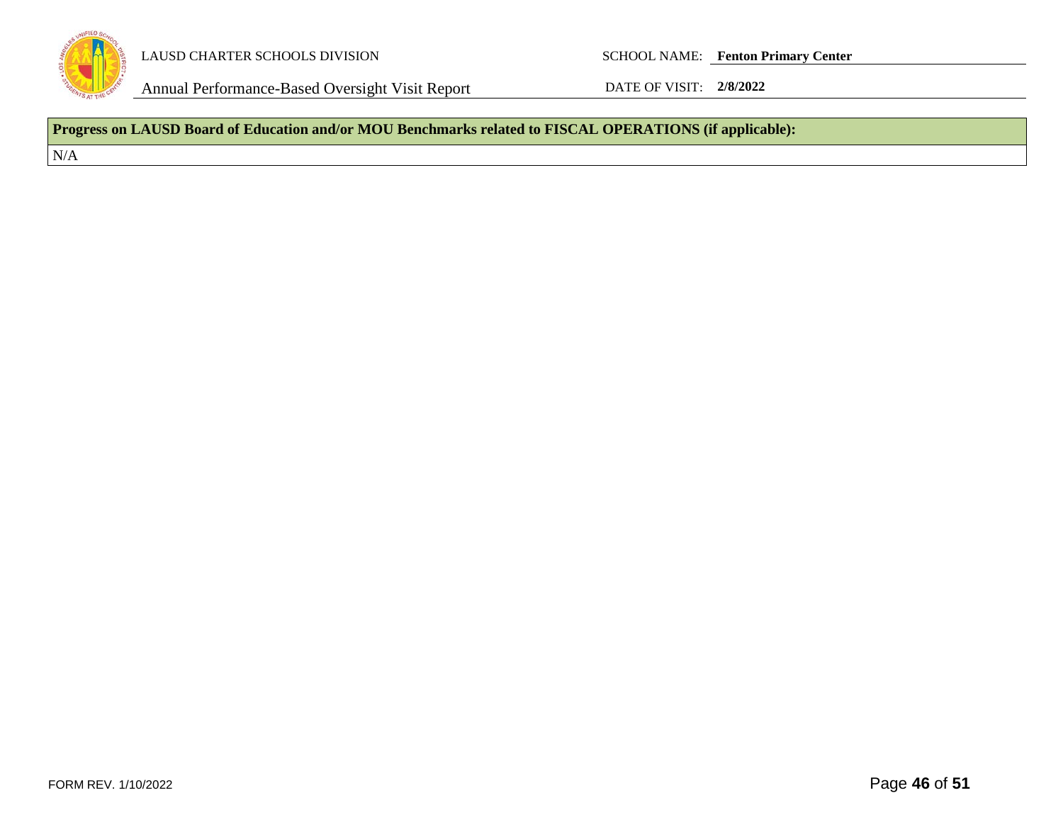| Progress on LAUSD Board of Education and/or MOU Benchmarks related to FISCAL OPERATIONS (if applicable): |
| --- |
| N/A |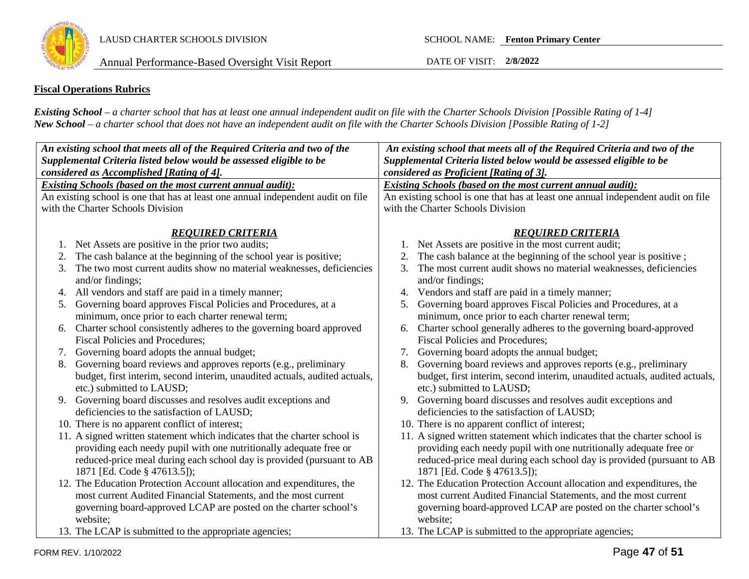## Fiscal Operations Rubrics

***Existing School*** *– a charter school that has at least one annual independent audit on file with the Charter Schools Division [Possible Rating of 1-4]*
***New School*** *– a charter school that does not have an independent audit on file with the Charter Schools Division [Possible Rating of 1-2]*

| ***An existing school that meets all of the Required Criteria and two of the Supplemental Criteria listed below would be assessed eligible to be considered as Accomplished [Rating of 4].*** | ***An existing school that meets all of the Required Criteria and two of the Supplemental Criteria listed below would be assessed eligible to be considered as Proficient [Rating of 3].*** |
|---|---|
| ***Existing Schools (based on the most current annual audit):***<br>An existing school is one that has at least one annual independent audit on file with the Charter Schools Division<br><br>***REQUIRED CRITERIA***<br>1. Net Assets are positive in the prior two audits;<br>2. The cash balance at the beginning of the school year is positive;<br>3. The two most current audits show no material weaknesses, deficiencies and/or findings;<br>4. All vendors and staff are paid in a timely manner;<br>5. Governing board approves Fiscal Policies and Procedures, at a minimum, once prior to each charter renewal term;<br>6. Charter school consistently adheres to the governing board approved Fiscal Policies and Procedures;<br>7. Governing board adopts the annual budget;<br>8. Governing board reviews and approves reports (e.g., preliminary budget, first interim, second interim, unaudited actuals, audited actuals, etc.) submitted to LAUSD;<br>9. Governing board discusses and resolves audit exceptions and deficiencies to the satisfaction of LAUSD;<br>10. There is no apparent conflict of interest;<br>11. A signed written statement which indicates that the charter school is providing each needy pupil with one nutritionally adequate free or reduced-price meal during each school day is provided (pursuant to AB 1871 [Ed. Code § 47613.5]);<br>12. The Education Protection Account allocation and expenditures, the most current Audited Financial Statements, and the most current governing board-approved LCAP are posted on the charter school's website;<br>13. The LCAP is submitted to the appropriate agencies; | ***Existing Schools (based on the most current annual audit):***<br>An existing school is one that has at least one annual independent audit on file with the Charter Schools Division<br><br>***REQUIRED CRITERIA***<br>1. Net Assets are positive in the most current audit;<br>2. The cash balance at the beginning of the school year is positive ;<br>3. The most current audit shows no material weaknesses, deficiencies and/or findings;<br>4. Vendors and staff are paid in a timely manner;<br>5. Governing board approves Fiscal Policies and Procedures, at a minimum, once prior to each charter renewal term;<br>6. Charter school generally adheres to the governing board-approved Fiscal Policies and Procedures;<br>7. Governing board adopts the annual budget;<br>8. Governing board reviews and approves reports (e.g., preliminary budget, first interim, second interim, unaudited actuals, audited actuals, etc.) submitted to LAUSD;<br>9. Governing board discusses and resolves audit exceptions and deficiencies to the satisfaction of LAUSD;<br>10. There is no apparent conflict of interest;<br>11. A signed written statement which indicates that the charter school is providing each needy pupil with one nutritionally adequate free or reduced-price meal during each school day is provided (pursuant to AB 1871 [Ed. Code § 47613.5]);<br>12. The Education Protection Account allocation and expenditures, the most current Audited Financial Statements, and the most current governing board-approved LCAP are posted on the charter school's website;<br>13. The LCAP is submitted to the appropriate agencies; |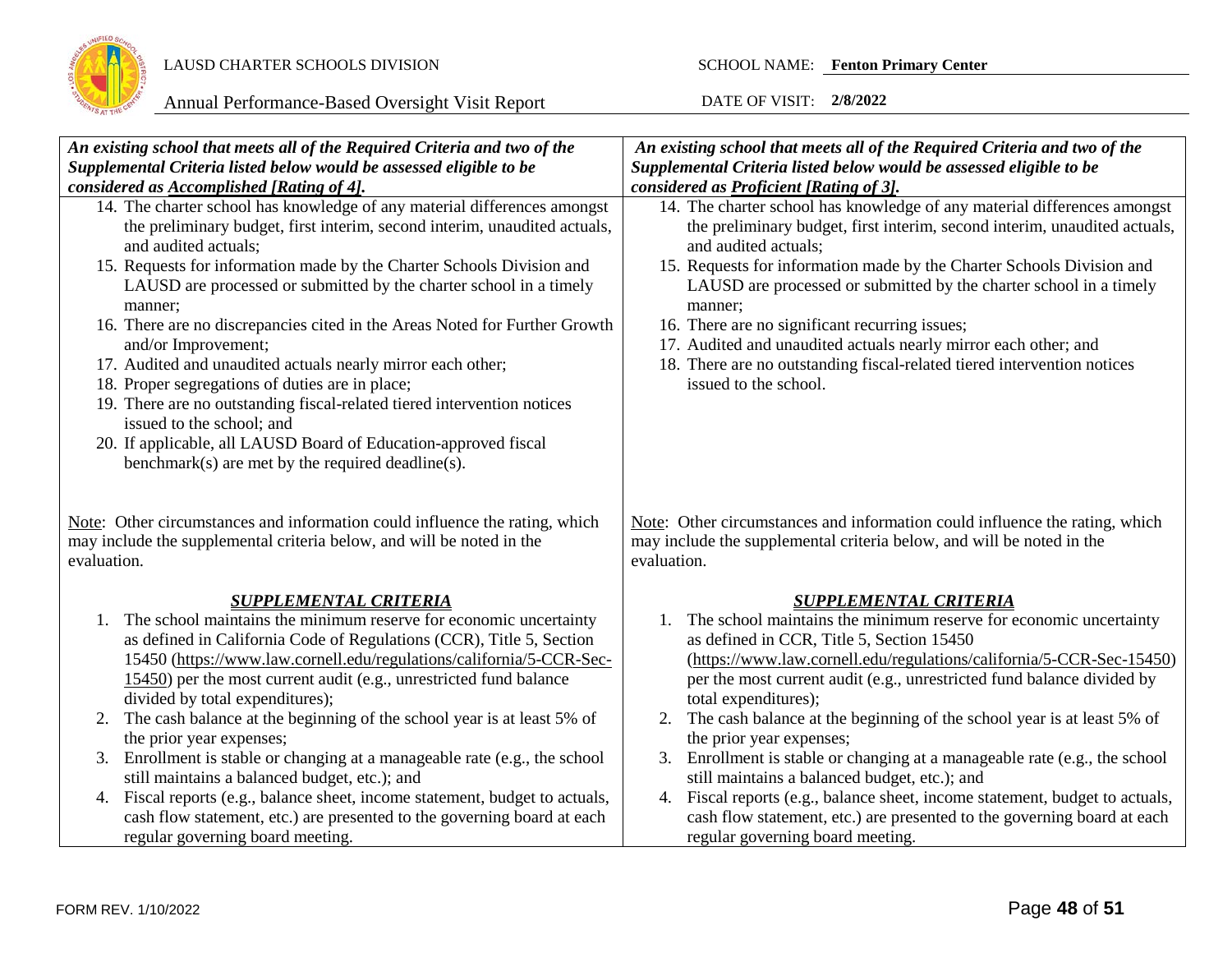| *An existing school that meets all of the Required Criteria and two of the Supplemental Criteria listed below would be assessed eligible to be considered as Accomplished [Rating of 4].* | *An existing school that meets all of the Required Criteria and two of the Supplemental Criteria listed below would be assessed eligible to be considered as Proficient [Rating of 3].* |
|---|---|
| 14. The charter school has knowledge of any material differences amongst the preliminary budget, first interim, second interim, unaudited actuals, and audited actuals;<br>15. Requests for information made by the Charter Schools Division and LAUSD are processed or submitted by the charter school in a timely manner;<br>16. There are no discrepancies cited in the Areas Noted for Further Growth and/or Improvement;<br>17. Audited and unaudited actuals nearly mirror each other;<br>18. Proper segregations of duties are in place;<br>19. There are no outstanding fiscal-related tiered intervention notices issued to the school; and<br>20. If applicable, all LAUSD Board of Education-approved fiscal benchmark(s) are met by the required deadline(s).<br><br>Note: Other circumstances and information could influence the rating, which may include the supplemental criteria below, and will be noted in the evaluation.<br><br>***SUPPLEMENTAL CRITERIA***<br>1. The school maintains the minimum reserve for economic uncertainty as defined in California Code of Regulations (CCR), Title 5, Section 15450 (https://www.law.cornell.edu/regulations/california/5-CCR-Sec-15450) per the most current audit (e.g., unrestricted fund balance divided by total expenditures);<br>2. The cash balance at the beginning of the school year is at least 5% of the prior year expenses;<br>3. Enrollment is stable or changing at a manageable rate (e.g., the school still maintains a balanced budget, etc.); and<br>4. Fiscal reports (e.g., balance sheet, income statement, budget to actuals, cash flow statement, etc.) are presented to the governing board at each regular governing board meeting. | 14. The charter school has knowledge of any material differences amongst the preliminary budget, first interim, second interim, unaudited actuals, and audited actuals;<br>15. Requests for information made by the Charter Schools Division and LAUSD are processed or submitted by the charter school in a timely manner;<br>16. There are no significant recurring issues;<br>17. Audited and unaudited actuals nearly mirror each other; and<br>18. There are no outstanding fiscal-related tiered intervention notices issued to the school.<br><br>Note: Other circumstances and information could influence the rating, which may include the supplemental criteria below, and will be noted in the evaluation.<br><br>***SUPPLEMENTAL CRITERIA***<br>1. The school maintains the minimum reserve for economic uncertainty as defined in CCR, Title 5, Section 15450 (https://www.law.cornell.edu/regulations/california/5-CCR-Sec-15450) per the most current audit (e.g., unrestricted fund balance divided by total expenditures);<br>2. The cash balance at the beginning of the school year is at least 5% of the prior year expenses;<br>3. Enrollment is stable or changing at a manageable rate (e.g., the school still maintains a balanced budget, etc.); and<br>4. Fiscal reports (e.g., balance sheet, income statement, budget to actuals, cash flow statement, etc.) are presented to the governing board at each regular governing board meeting. |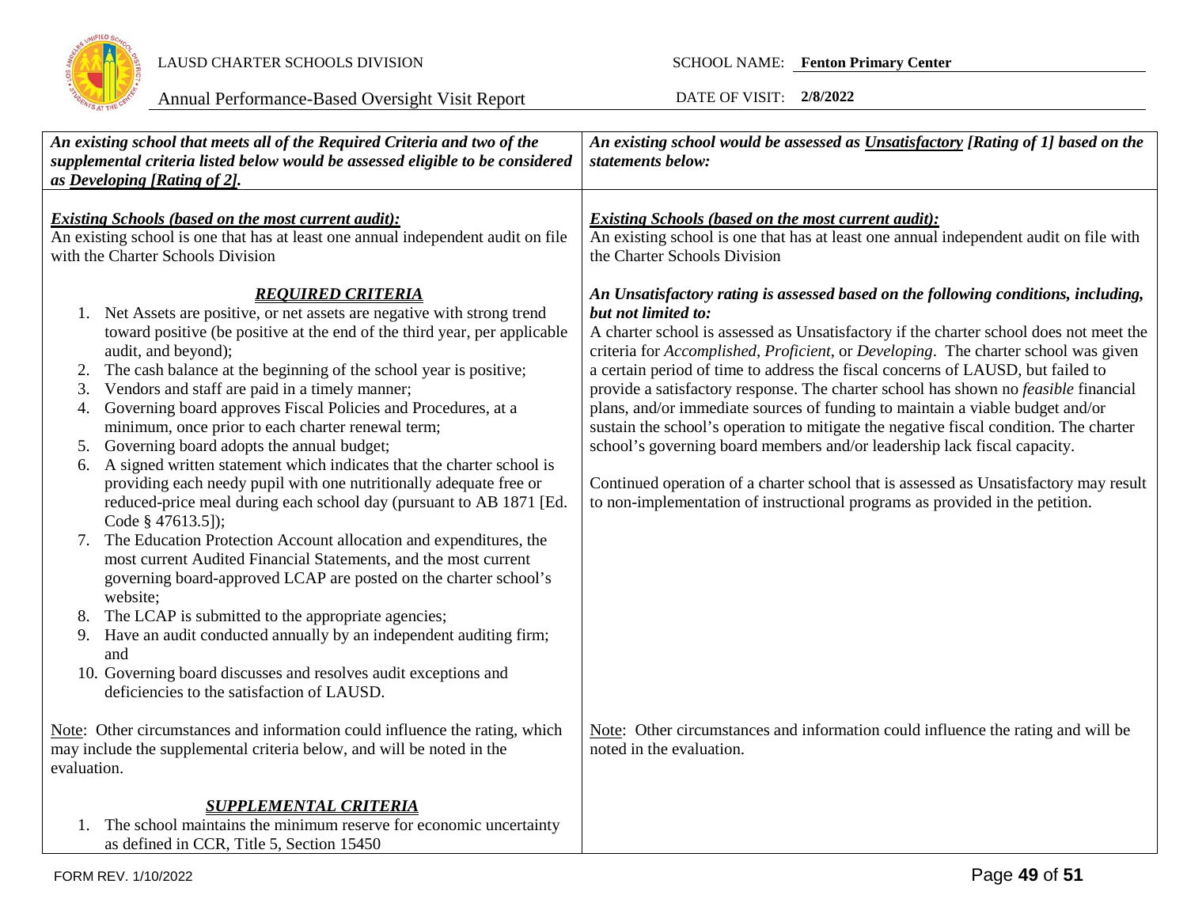| *An existing school that meets all of the Required Criteria and two of the supplemental criteria listed below would be assessed eligible to be considered as Developing [Rating of 2].* | *An existing school would be assessed as Unsatisfactory [Rating of 1] based on the statements below:* |
|---|---|
| ***Existing Schools (based on the most current audit):*** An existing school is one that has at least one annual independent audit on file with the Charter Schools Division<br><br>***REQUIRED CRITERIA***<br>1. Net Assets are positive, or net assets are negative with strong trend toward positive (be positive at the end of the third year, per applicable audit, and beyond);<br>2. The cash balance at the beginning of the school year is positive;<br>3. Vendors and staff are paid in a timely manner;<br>4. Governing board approves Fiscal Policies and Procedures, at a minimum, once prior to each charter renewal term;<br>5. Governing board adopts the annual budget;<br>6. A signed written statement which indicates that the charter school is providing each needy pupil with one nutritionally adequate free or reduced-price meal during each school day (pursuant to AB 1871 [Ed. Code § 47613.5]);<br>7. The Education Protection Account allocation and expenditures, the most current Audited Financial Statements, and the most current governing board-approved LCAP are posted on the charter school's website;<br>8. The LCAP is submitted to the appropriate agencies;<br>9. Have an audit conducted annually by an independent auditing firm; and<br>10. Governing board discusses and resolves audit exceptions and deficiencies to the satisfaction of LAUSD.<br><br>Note: Other circumstances and information could influence the rating, which may include the supplemental criteria below, and will be noted in the evaluation.<br><br>***SUPPLEMENTAL CRITERIA***<br>1. The school maintains the minimum reserve for economic uncertainty as defined in CCR, Title 5, Section 15450 | ***Existing Schools (based on the most current audit):*** An existing school is one that has at least one annual independent audit on file with the Charter Schools Division<br><br>***An Unsatisfactory rating is assessed based on the following conditions, including, but not limited to:***<br>A charter school is assessed as Unsatisfactory if the charter school does not meet the criteria for *Accomplished*, *Proficient*, or *Developing*. The charter school was given a certain period of time to address the fiscal concerns of LAUSD, but failed to provide a satisfactory response. The charter school has shown no *feasible* financial plans, and/or immediate sources of funding to maintain a viable budget and/or sustain the school's operation to mitigate the negative fiscal condition. The charter school's governing board members and/or leadership lack fiscal capacity.<br><br>Continued operation of a charter school that is assessed as Unsatisfactory may result to non-implementation of instructional programs as provided in the petition.<br><br>Note: Other circumstances and information could influence the rating and will be noted in the evaluation. |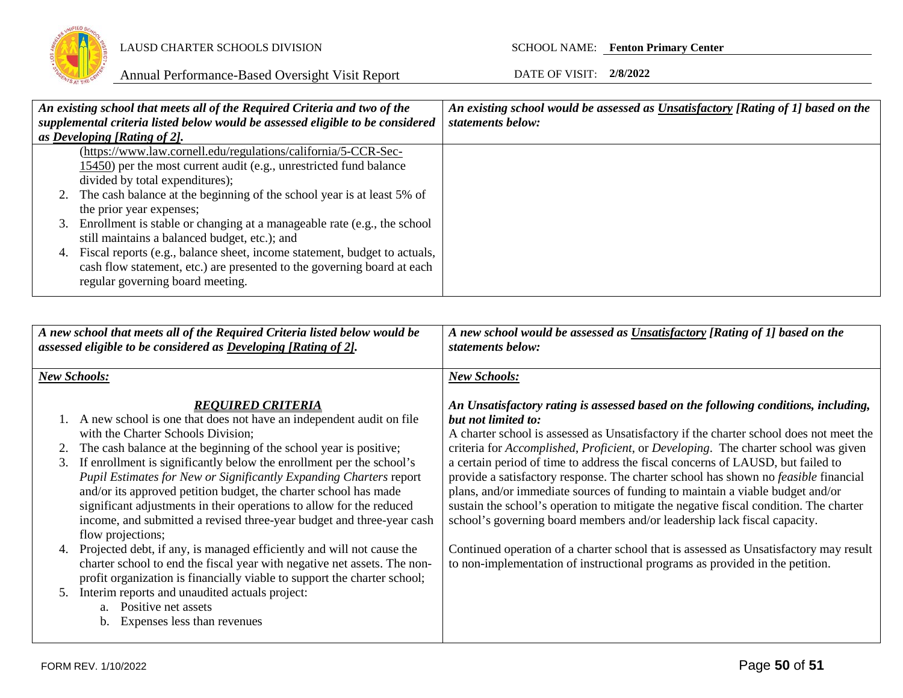| *An existing school that meets all of the Required Criteria and two of the supplemental criteria listed below would be assessed eligible to be considered as Developing [Rating of 2].* | *An existing school would be assessed as Unsatisfactory [Rating of 1] based on the statements below:* |
|---|---|
| (https://www.law.cornell.edu/regulations/california/5-CCR-Sec-15450) per the most current audit (e.g., unrestricted fund balance divided by total expenditures);<br>2. The cash balance at the beginning of the school year is at least 5% of the prior year expenses;<br>3. Enrollment is stable or changing at a manageable rate (e.g., the school still maintains a balanced budget, etc.); and<br>4. Fiscal reports (e.g., balance sheet, income statement, budget to actuals, cash flow statement, etc.) are presented to the governing board at each regular governing board meeting. | |

| *A new school that meets all of the Required Criteria listed below would be assessed eligible to be considered as Developing [Rating of 2].* | *A new school would be assessed as Unsatisfactory [Rating of 1] based on the statements below:* |
|---|---|
| ***New Schools:***<br><br>***REQUIRED CRITERIA***<br>1. A new school is one that does not have an independent audit on file with the Charter Schools Division;<br>2. The cash balance at the beginning of the school year is positive;<br>3. If enrollment is significantly below the enrollment per the school's *Pupil Estimates for New or Significantly Expanding Charters* report and/or its approved petition budget, the charter school has made significant adjustments in their operations to allow for the reduced income, and submitted a revised three-year budget and three-year cash flow projections;<br>4. Projected debt, if any, is managed efficiently and will not cause the charter school to end the fiscal year with negative net assets. The non-profit organization is financially viable to support the charter school;<br>5. Interim reports and unaudited actuals project:<br>&nbsp;&nbsp;&nbsp;&nbsp;a. Positive net assets<br>&nbsp;&nbsp;&nbsp;&nbsp;b. Expenses less than revenues | ***New Schools:***<br><br>***An Unsatisfactory rating is assessed based on the following conditions, including, but not limited to:***<br>A charter school is assessed as Unsatisfactory if the charter school does not meet the criteria for *Accomplished*, *Proficient*, or *Developing*. The charter school was given a certain period of time to address the fiscal concerns of LAUSD, but failed to provide a satisfactory response. The charter school has shown no *feasible* financial plans, and/or immediate sources of funding to maintain a viable budget and/or sustain the school's operation to mitigate the negative fiscal condition. The charter school's governing board members and/or leadership lack fiscal capacity.<br><br>Continued operation of a charter school that is assessed as Unsatisfactory may result to non-implementation of instructional programs as provided in the petition. |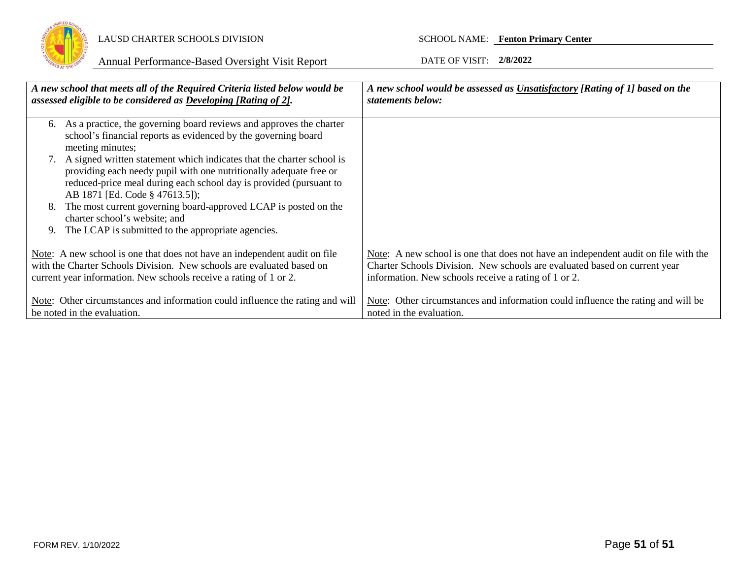| *A new school that meets all of the Required Criteria listed below would be assessed eligible to be considered as **Developing [Rating of 2]**.* | *A new school would be assessed as **Unsatisfactory** [Rating of 1] based on the statements below:* |
|---|---|
| 6. As a practice, the governing board reviews and approves the charter school's financial reports as evidenced by the governing board meeting minutes;<br>7. A signed written statement which indicates that the charter school is providing each needy pupil with one nutritionally adequate free or reduced-price meal during each school day is provided (pursuant to AB 1871 [Ed. Code § 47613.5]);<br>8. The most current governing board-approved LCAP is posted on the charter school's website; and<br>9. The LCAP is submitted to the appropriate agencies.<br><br>Note: A new school is one that does not have an independent audit on file with the Charter Schools Division. New schools are evaluated based on current year information. New schools receive a rating of 1 or 2.<br><br>Note: Other circumstances and information could influence the rating and will be noted in the evaluation. | Note: A new school is one that does not have an independent audit on file with the Charter Schools Division. New schools are evaluated based on current year information. New schools receive a rating of 1 or 2.<br><br>Note: Other circumstances and information could influence the rating and will be noted in the evaluation. |